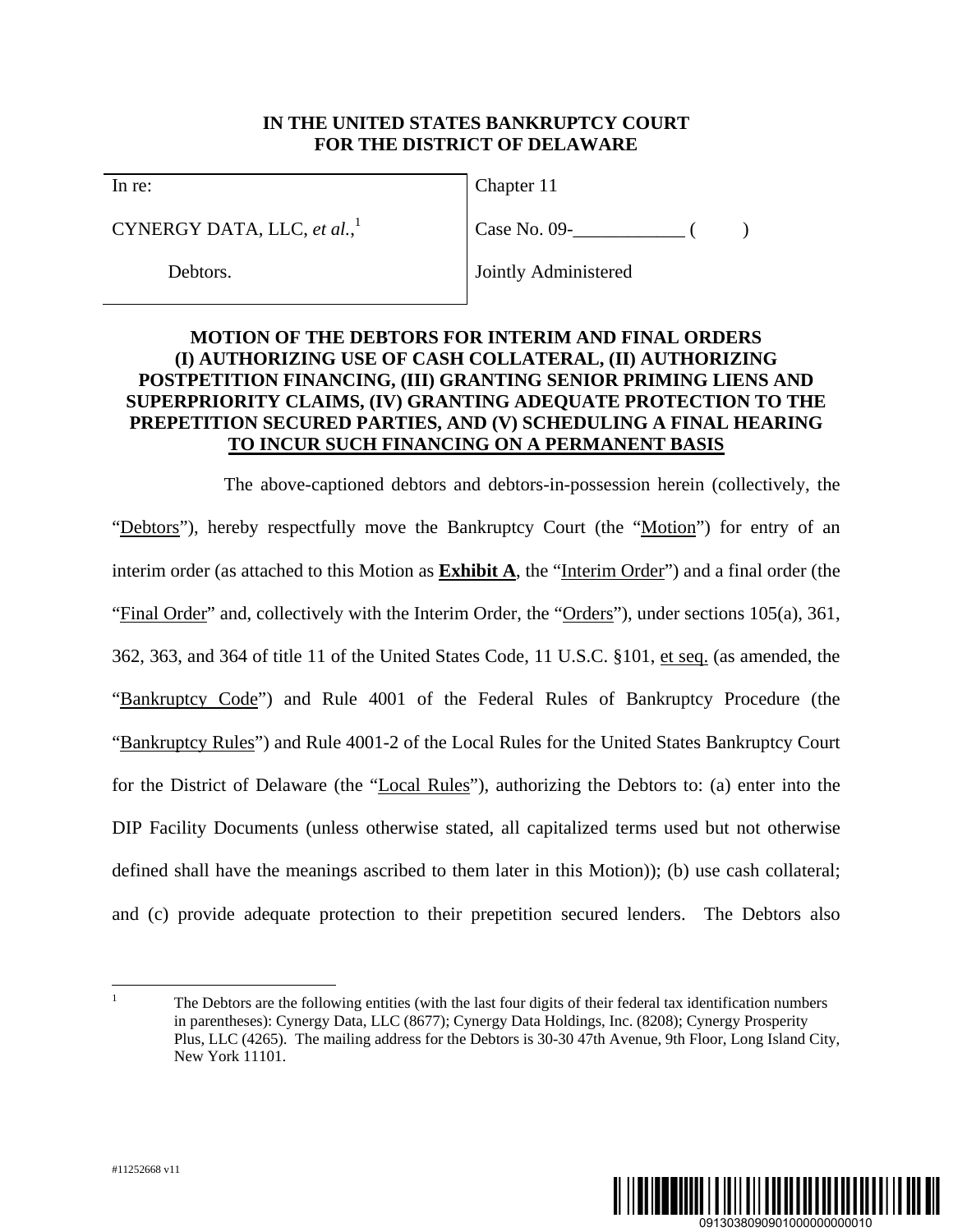**IN THE UNITED STATES BANKRUPTCY COURT**
**FOR THE DISTRICT OF DELAWARE**

| In re: | Chapter 11 |
|---|---|
| CYNERGY DATA, LLC, *et al.*,[1] | Case No. 09-____________ (      ) |
| Debtors. | Jointly Administered |

**MOTION OF THE DEBTORS FOR INTERIM AND FINAL ORDERS (I) AUTHORIZING USE OF CASH COLLATERAL, (II) AUTHORIZING POSTPETITION FINANCING, (III) GRANTING SENIOR PRIMING LIENS AND SUPERPRIORITY CLAIMS, (IV) GRANTING ADEQUATE PROTECTION TO THE PREPETITION SECURED PARTIES, AND (V) SCHEDULING A FINAL HEARING TO INCUR SUCH FINANCING ON A PERMANENT BASIS**

The above-captioned debtors and debtors-in-possession herein (collectively, the "Debtors"), hereby respectfully move the Bankruptcy Court (the "Motion") for entry of an interim order (as attached to this Motion as **Exhibit A**, the "Interim Order") and a final order (the "Final Order" and, collectively with the Interim Order, the "Orders"), under sections 105(a), 361, 362, 363, and 364 of title 11 of the United States Code, 11 U.S.C. §101, et seq. (as amended, the "Bankruptcy Code") and Rule 4001 of the Federal Rules of Bankruptcy Procedure (the "Bankruptcy Rules") and Rule 4001-2 of the Local Rules for the United States Bankruptcy Court for the District of Delaware (the "Local Rules"), authorizing the Debtors to: (a) enter into the DIP Facility Documents (unless otherwise stated, all capitalized terms used but not otherwise defined shall have the meanings ascribed to them later in this Motion)); (b) use cash collateral; and (c) provide adequate protection to their prepetition secured lenders. The Debtors also

[1] The Debtors are the following entities (with the last four digits of their federal tax identification numbers in parentheses): Cynergy Data, LLC (8677); Cynergy Data Holdings, Inc. (8208); Cynergy Prosperity Plus, LLC (4265). The mailing address for the Debtors is 30-30 47th Avenue, 9th Floor, Long Island City, New York 11101.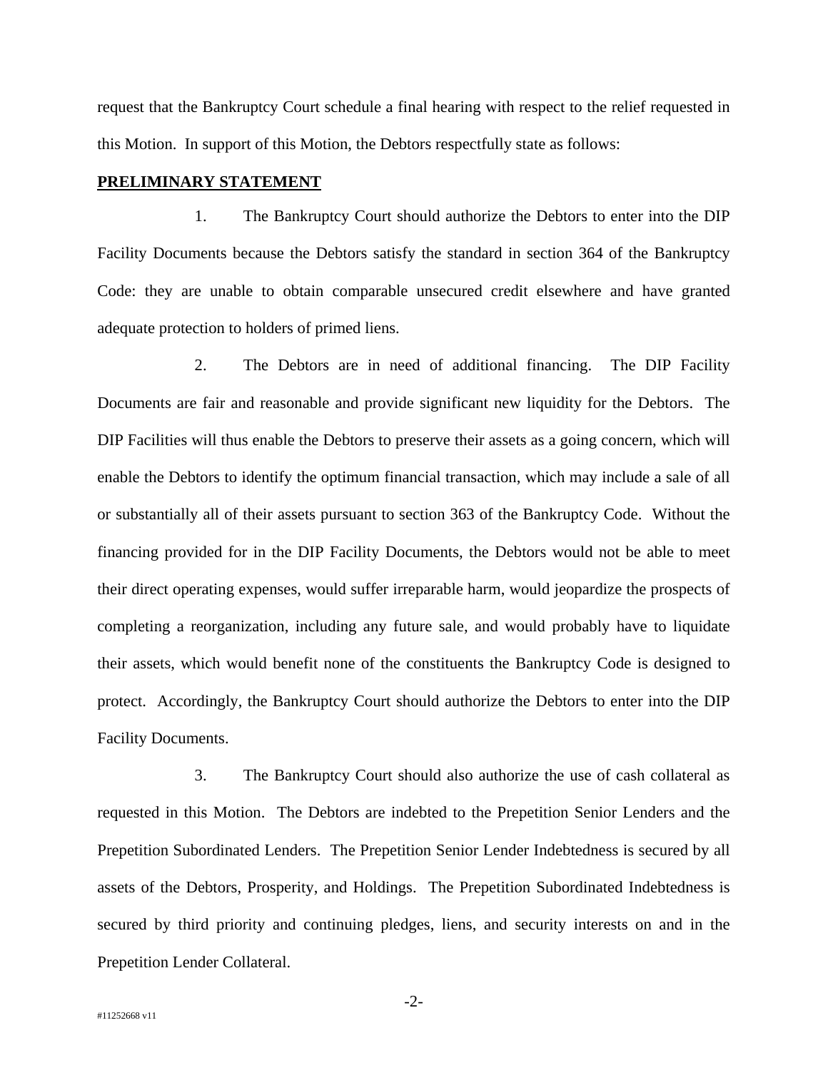request that the Bankruptcy Court schedule a final hearing with respect to the relief requested in this Motion. In support of this Motion, the Debtors respectfully state as follows:

**PRELIMINARY STATEMENT**

1. The Bankruptcy Court should authorize the Debtors to enter into the DIP Facility Documents because the Debtors satisfy the standard in section 364 of the Bankruptcy Code: they are unable to obtain comparable unsecured credit elsewhere and have granted adequate protection to holders of primed liens.

2. The Debtors are in need of additional financing. The DIP Facility Documents are fair and reasonable and provide significant new liquidity for the Debtors. The DIP Facilities will thus enable the Debtors to preserve their assets as a going concern, which will enable the Debtors to identify the optimum financial transaction, which may include a sale of all or substantially all of their assets pursuant to section 363 of the Bankruptcy Code. Without the financing provided for in the DIP Facility Documents, the Debtors would not be able to meet their direct operating expenses, would suffer irreparable harm, would jeopardize the prospects of completing a reorganization, including any future sale, and would probably have to liquidate their assets, which would benefit none of the constituents the Bankruptcy Code is designed to protect. Accordingly, the Bankruptcy Court should authorize the Debtors to enter into the DIP Facility Documents.

3. The Bankruptcy Court should also authorize the use of cash collateral as requested in this Motion. The Debtors are indebted to the Prepetition Senior Lenders and the Prepetition Subordinated Lenders. The Prepetition Senior Lender Indebtedness is secured by all assets of the Debtors, Prosperity, and Holdings. The Prepetition Subordinated Indebtedness is secured by third priority and continuing pledges, liens, and security interests on and in the Prepetition Lender Collateral.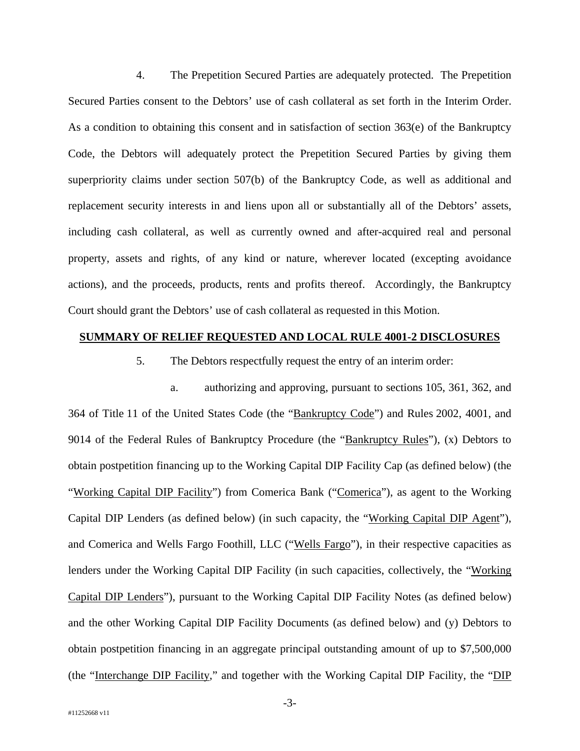4. The Prepetition Secured Parties are adequately protected. The Prepetition Secured Parties consent to the Debtors' use of cash collateral as set forth in the Interim Order. As a condition to obtaining this consent and in satisfaction of section 363(e) of the Bankruptcy Code, the Debtors will adequately protect the Prepetition Secured Parties by giving them superpriority claims under section 507(b) of the Bankruptcy Code, as well as additional and replacement security interests in and liens upon all or substantially all of the Debtors' assets, including cash collateral, as well as currently owned and after-acquired real and personal property, assets and rights, of any kind or nature, wherever located (excepting avoidance actions), and the proceeds, products, rents and profits thereof. Accordingly, the Bankruptcy Court should grant the Debtors' use of cash collateral as requested in this Motion.

## SUMMARY OF RELIEF REQUESTED AND LOCAL RULE 4001-2 DISCLOSURES

5. The Debtors respectfully request the entry of an interim order:

a. authorizing and approving, pursuant to sections 105, 361, 362, and 364 of Title 11 of the United States Code (the "Bankruptcy Code") and Rules 2002, 4001, and 9014 of the Federal Rules of Bankruptcy Procedure (the "Bankruptcy Rules"), (x) Debtors to obtain postpetition financing up to the Working Capital DIP Facility Cap (as defined below) (the "Working Capital DIP Facility") from Comerica Bank ("Comerica"), as agent to the Working Capital DIP Lenders (as defined below) (in such capacity, the "Working Capital DIP Agent"), and Comerica and Wells Fargo Foothill, LLC ("Wells Fargo"), in their respective capacities as lenders under the Working Capital DIP Facility (in such capacities, collectively, the "Working Capital DIP Lenders"), pursuant to the Working Capital DIP Facility Notes (as defined below) and the other Working Capital DIP Facility Documents (as defined below) and (y) Debtors to obtain postpetition financing in an aggregate principal outstanding amount of up to $7,500,000 (the "Interchange DIP Facility," and together with the Working Capital DIP Facility, the "DIP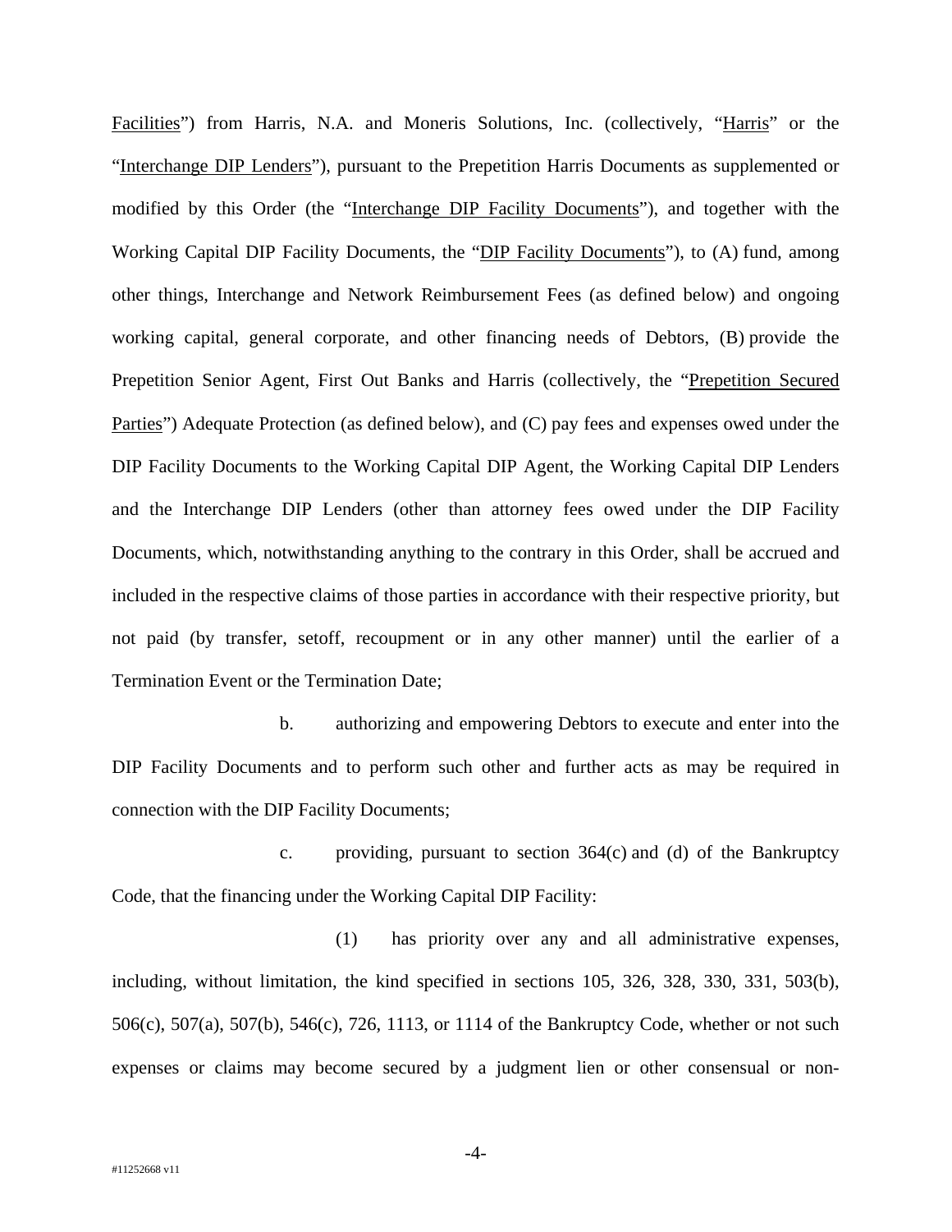Facilities") from Harris, N.A. and Moneris Solutions, Inc. (collectively, "Harris" or the "Interchange DIP Lenders"), pursuant to the Prepetition Harris Documents as supplemented or modified by this Order (the "Interchange DIP Facility Documents"), and together with the Working Capital DIP Facility Documents, the "DIP Facility Documents"), to (A) fund, among other things, Interchange and Network Reimbursement Fees (as defined below) and ongoing working capital, general corporate, and other financing needs of Debtors, (B) provide the Prepetition Senior Agent, First Out Banks and Harris (collectively, the "Prepetition Secured Parties") Adequate Protection (as defined below), and (C) pay fees and expenses owed under the DIP Facility Documents to the Working Capital DIP Agent, the Working Capital DIP Lenders and the Interchange DIP Lenders (other than attorney fees owed under the DIP Facility Documents, which, notwithstanding anything to the contrary in this Order, shall be accrued and included in the respective claims of those parties in accordance with their respective priority, but not paid (by transfer, setoff, recoupment or in any other manner) until the earlier of a Termination Event or the Termination Date;

b. authorizing and empowering Debtors to execute and enter into the DIP Facility Documents and to perform such other and further acts as may be required in connection with the DIP Facility Documents;

c. providing, pursuant to section 364(c) and (d) of the Bankruptcy Code, that the financing under the Working Capital DIP Facility:

(1) has priority over any and all administrative expenses, including, without limitation, the kind specified in sections 105, 326, 328, 330, 331, 503(b), 506(c), 507(a), 507(b), 546(c), 726, 1113, or 1114 of the Bankruptcy Code, whether or not such expenses or claims may become secured by a judgment lien or other consensual or non-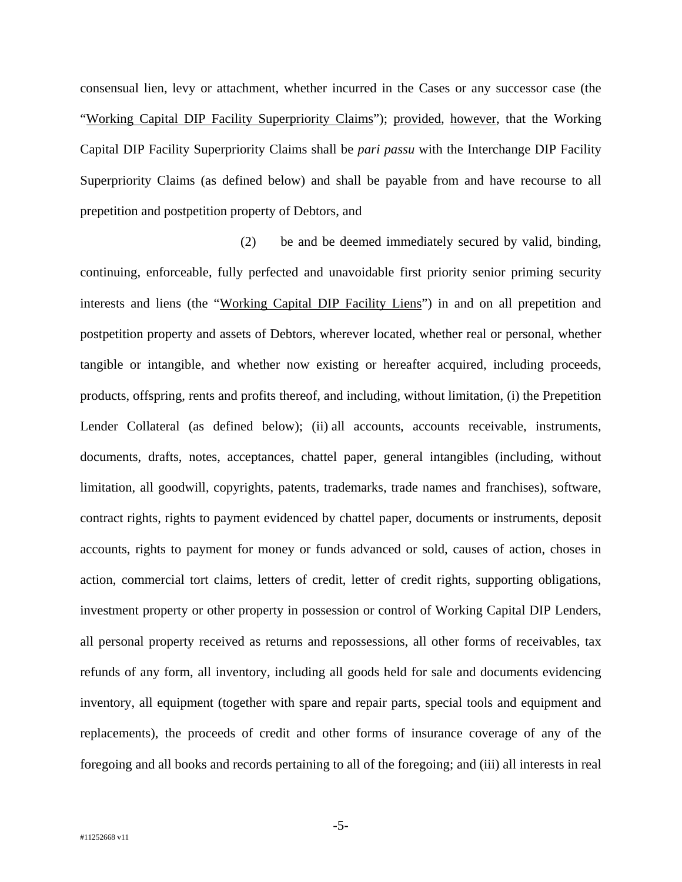consensual lien, levy or attachment, whether incurred in the Cases or any successor case (the "<u>Working Capital DIP Facility Superpriority Claims</u>"); <u>provided</u>, <u>however</u>, that the Working Capital DIP Facility Superpriority Claims shall be *pari passu* with the Interchange DIP Facility Superpriority Claims (as defined below) and shall be payable from and have recourse to all prepetition and postpetition property of Debtors, and

(2) be and be deemed immediately secured by valid, binding, continuing, enforceable, fully perfected and unavoidable first priority senior priming security interests and liens (the "<u>Working Capital DIP Facility Liens</u>") in and on all prepetition and postpetition property and assets of Debtors, wherever located, whether real or personal, whether tangible or intangible, and whether now existing or hereafter acquired, including proceeds, products, offspring, rents and profits thereof, and including, without limitation, (i) the Prepetition Lender Collateral (as defined below); (ii) all accounts, accounts receivable, instruments, documents, drafts, notes, acceptances, chattel paper, general intangibles (including, without limitation, all goodwill, copyrights, patents, trademarks, trade names and franchises), software, contract rights, rights to payment evidenced by chattel paper, documents or instruments, deposit accounts, rights to payment for money or funds advanced or sold, causes of action, choses in action, commercial tort claims, letters of credit, letter of credit rights, supporting obligations, investment property or other property in possession or control of Working Capital DIP Lenders, all personal property received as returns and repossessions, all other forms of receivables, tax refunds of any form, all inventory, including all goods held for sale and documents evidencing inventory, all equipment (together with spare and repair parts, special tools and equipment and replacements), the proceeds of credit and other forms of insurance coverage of any of the foregoing and all books and records pertaining to all of the foregoing; and (iii) all interests in real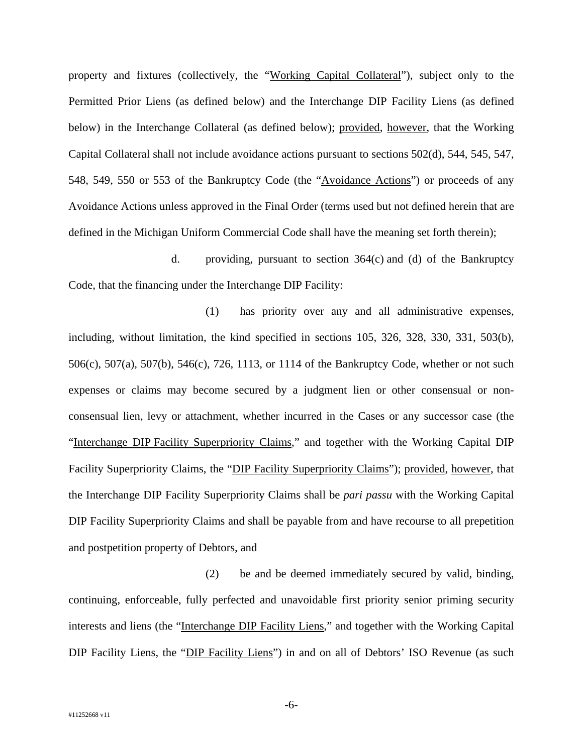property and fixtures (collectively, the "Working Capital Collateral"), subject only to the Permitted Prior Liens (as defined below) and the Interchange DIP Facility Liens (as defined below) in the Interchange Collateral (as defined below); provided, however, that the Working Capital Collateral shall not include avoidance actions pursuant to sections 502(d), 544, 545, 547, 548, 549, 550 or 553 of the Bankruptcy Code (the "Avoidance Actions") or proceeds of any Avoidance Actions unless approved in the Final Order (terms used but not defined herein that are defined in the Michigan Uniform Commercial Code shall have the meaning set forth therein);

d. providing, pursuant to section 364(c) and (d) of the Bankruptcy Code, that the financing under the Interchange DIP Facility:

(1) has priority over any and all administrative expenses, including, without limitation, the kind specified in sections 105, 326, 328, 330, 331, 503(b), 506(c), 507(a), 507(b), 546(c), 726, 1113, or 1114 of the Bankruptcy Code, whether or not such expenses or claims may become secured by a judgment lien or other consensual or non-consensual lien, levy or attachment, whether incurred in the Cases or any successor case (the "Interchange DIP Facility Superpriority Claims," and together with the Working Capital DIP Facility Superpriority Claims, the "DIP Facility Superpriority Claims"); provided, however, that the Interchange DIP Facility Superpriority Claims shall be *pari passu* with the Working Capital DIP Facility Superpriority Claims and shall be payable from and have recourse to all prepetition and postpetition property of Debtors, and

(2) be and be deemed immediately secured by valid, binding, continuing, enforceable, fully perfected and unavoidable first priority senior priming security interests and liens (the "Interchange DIP Facility Liens," and together with the Working Capital DIP Facility Liens, the "DIP Facility Liens") in and on all of Debtors' ISO Revenue (as such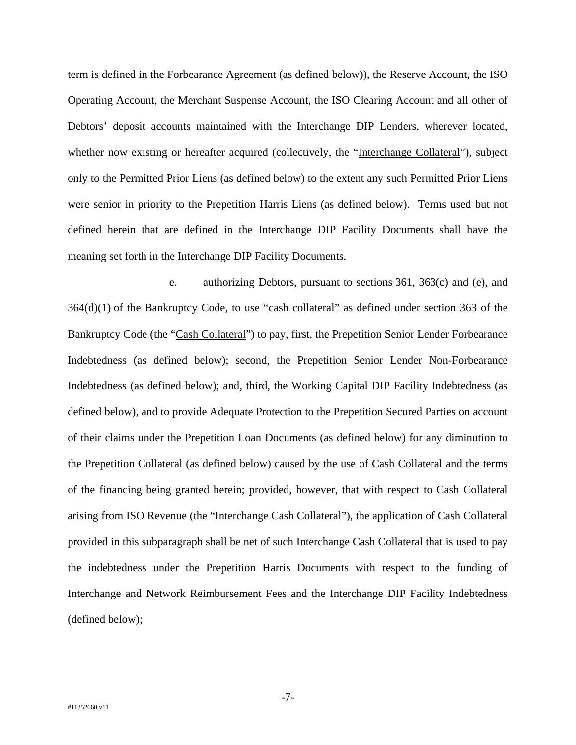term is defined in the Forbearance Agreement (as defined below)), the Reserve Account, the ISO Operating Account, the Merchant Suspense Account, the ISO Clearing Account and all other of Debtors' deposit accounts maintained with the Interchange DIP Lenders, wherever located, whether now existing or hereafter acquired (collectively, the "Interchange Collateral"), subject only to the Permitted Prior Liens (as defined below) to the extent any such Permitted Prior Liens were senior in priority to the Prepetition Harris Liens (as defined below). Terms used but not defined herein that are defined in the Interchange DIP Facility Documents shall have the meaning set forth in the Interchange DIP Facility Documents.

e. authorizing Debtors, pursuant to sections 361, 363(c) and (e), and 364(d)(1) of the Bankruptcy Code, to use "cash collateral" as defined under section 363 of the Bankruptcy Code (the "Cash Collateral") to pay, first, the Prepetition Senior Lender Forbearance Indebtedness (as defined below); second, the Prepetition Senior Lender Non-Forbearance Indebtedness (as defined below); and, third, the Working Capital DIP Facility Indebtedness (as defined below), and to provide Adequate Protection to the Prepetition Secured Parties on account of their claims under the Prepetition Loan Documents (as defined below) for any diminution to the Prepetition Collateral (as defined below) caused by the use of Cash Collateral and the terms of the financing being granted herein; provided, however, that with respect to Cash Collateral arising from ISO Revenue (the "Interchange Cash Collateral"), the application of Cash Collateral provided in this subparagraph shall be net of such Interchange Cash Collateral that is used to pay the indebtedness under the Prepetition Harris Documents with respect to the funding of Interchange and Network Reimbursement Fees and the Interchange DIP Facility Indebtedness (defined below);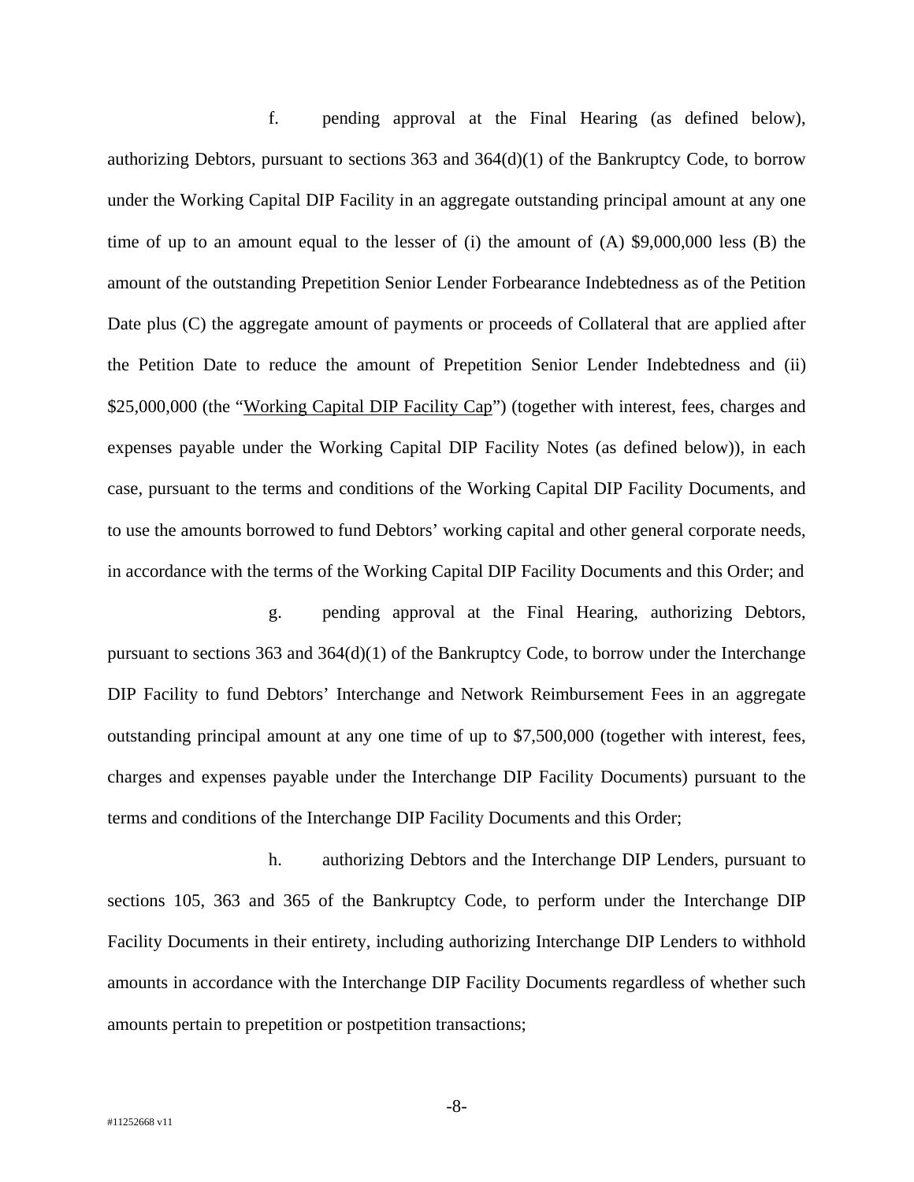f. pending approval at the Final Hearing (as defined below), authorizing Debtors, pursuant to sections 363 and 364(d)(1) of the Bankruptcy Code, to borrow under the Working Capital DIP Facility in an aggregate outstanding principal amount at any one time of up to an amount equal to the lesser of (i) the amount of (A) $9,000,000 less (B) the amount of the outstanding Prepetition Senior Lender Forbearance Indebtedness as of the Petition Date plus (C) the aggregate amount of payments or proceeds of Collateral that are applied after the Petition Date to reduce the amount of Prepetition Senior Lender Indebtedness and (ii) $25,000,000 (the "Working Capital DIP Facility Cap") (together with interest, fees, charges and expenses payable under the Working Capital DIP Facility Notes (as defined below)), in each case, pursuant to the terms and conditions of the Working Capital DIP Facility Documents, and to use the amounts borrowed to fund Debtors' working capital and other general corporate needs, in accordance with the terms of the Working Capital DIP Facility Documents and this Order; and

g. pending approval at the Final Hearing, authorizing Debtors, pursuant to sections 363 and 364(d)(1) of the Bankruptcy Code, to borrow under the Interchange DIP Facility to fund Debtors' Interchange and Network Reimbursement Fees in an aggregate outstanding principal amount at any one time of up to $7,500,000 (together with interest, fees, charges and expenses payable under the Interchange DIP Facility Documents) pursuant to the terms and conditions of the Interchange DIP Facility Documents and this Order;

h. authorizing Debtors and the Interchange DIP Lenders, pursuant to sections 105, 363 and 365 of the Bankruptcy Code, to perform under the Interchange DIP Facility Documents in their entirety, including authorizing Interchange DIP Lenders to withhold amounts in accordance with the Interchange DIP Facility Documents regardless of whether such amounts pertain to prepetition or postpetition transactions;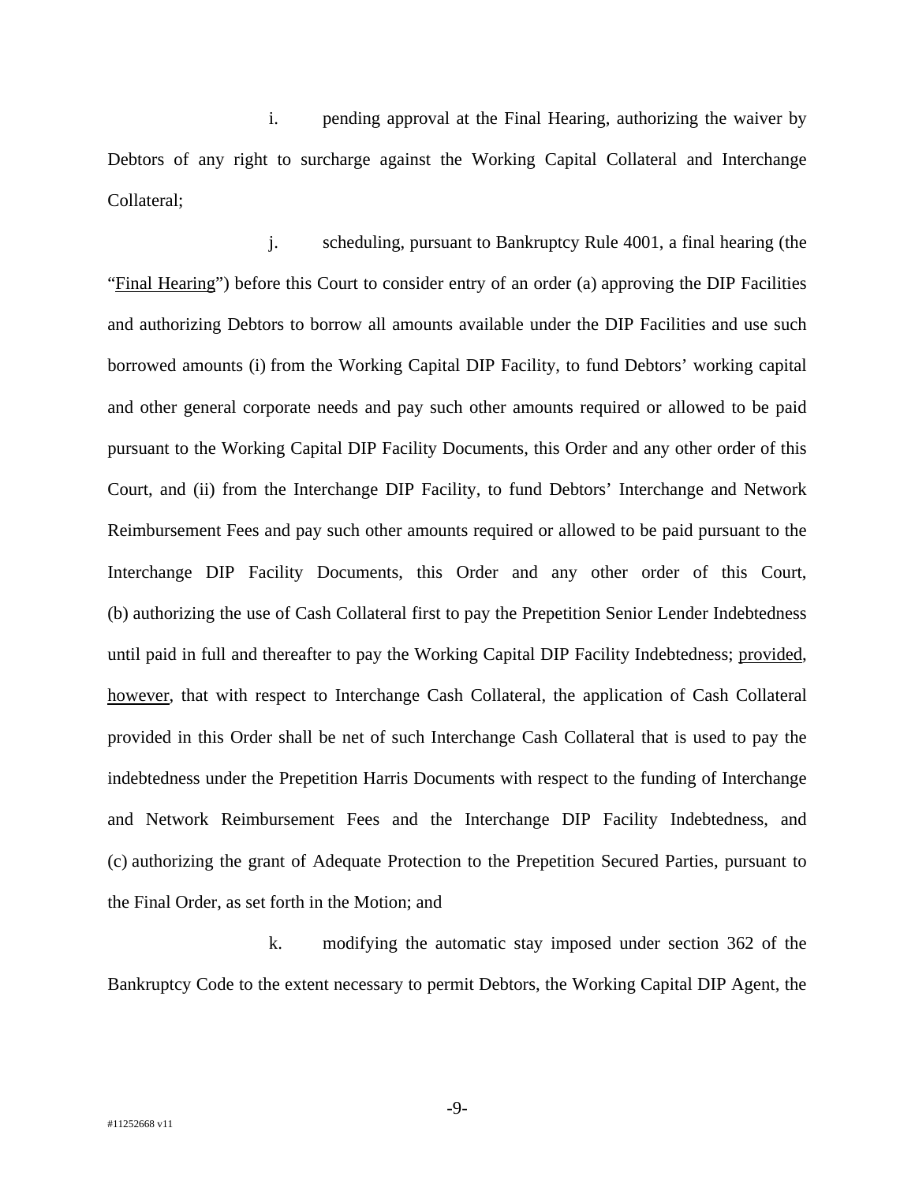i. pending approval at the Final Hearing, authorizing the waiver by Debtors of any right to surcharge against the Working Capital Collateral and Interchange Collateral;

j. scheduling, pursuant to Bankruptcy Rule 4001, a final hearing (the "Final Hearing") before this Court to consider entry of an order (a) approving the DIP Facilities and authorizing Debtors to borrow all amounts available under the DIP Facilities and use such borrowed amounts (i) from the Working Capital DIP Facility, to fund Debtors' working capital and other general corporate needs and pay such other amounts required or allowed to be paid pursuant to the Working Capital DIP Facility Documents, this Order and any other order of this Court, and (ii) from the Interchange DIP Facility, to fund Debtors' Interchange and Network Reimbursement Fees and pay such other amounts required or allowed to be paid pursuant to the Interchange DIP Facility Documents, this Order and any other order of this Court, (b) authorizing the use of Cash Collateral first to pay the Prepetition Senior Lender Indebtedness until paid in full and thereafter to pay the Working Capital DIP Facility Indebtedness; provided, however, that with respect to Interchange Cash Collateral, the application of Cash Collateral provided in this Order shall be net of such Interchange Cash Collateral that is used to pay the indebtedness under the Prepetition Harris Documents with respect to the funding of Interchange and Network Reimbursement Fees and the Interchange DIP Facility Indebtedness, and (c) authorizing the grant of Adequate Protection to the Prepetition Secured Parties, pursuant to the Final Order, as set forth in the Motion; and

k. modifying the automatic stay imposed under section 362 of the Bankruptcy Code to the extent necessary to permit Debtors, the Working Capital DIP Agent, the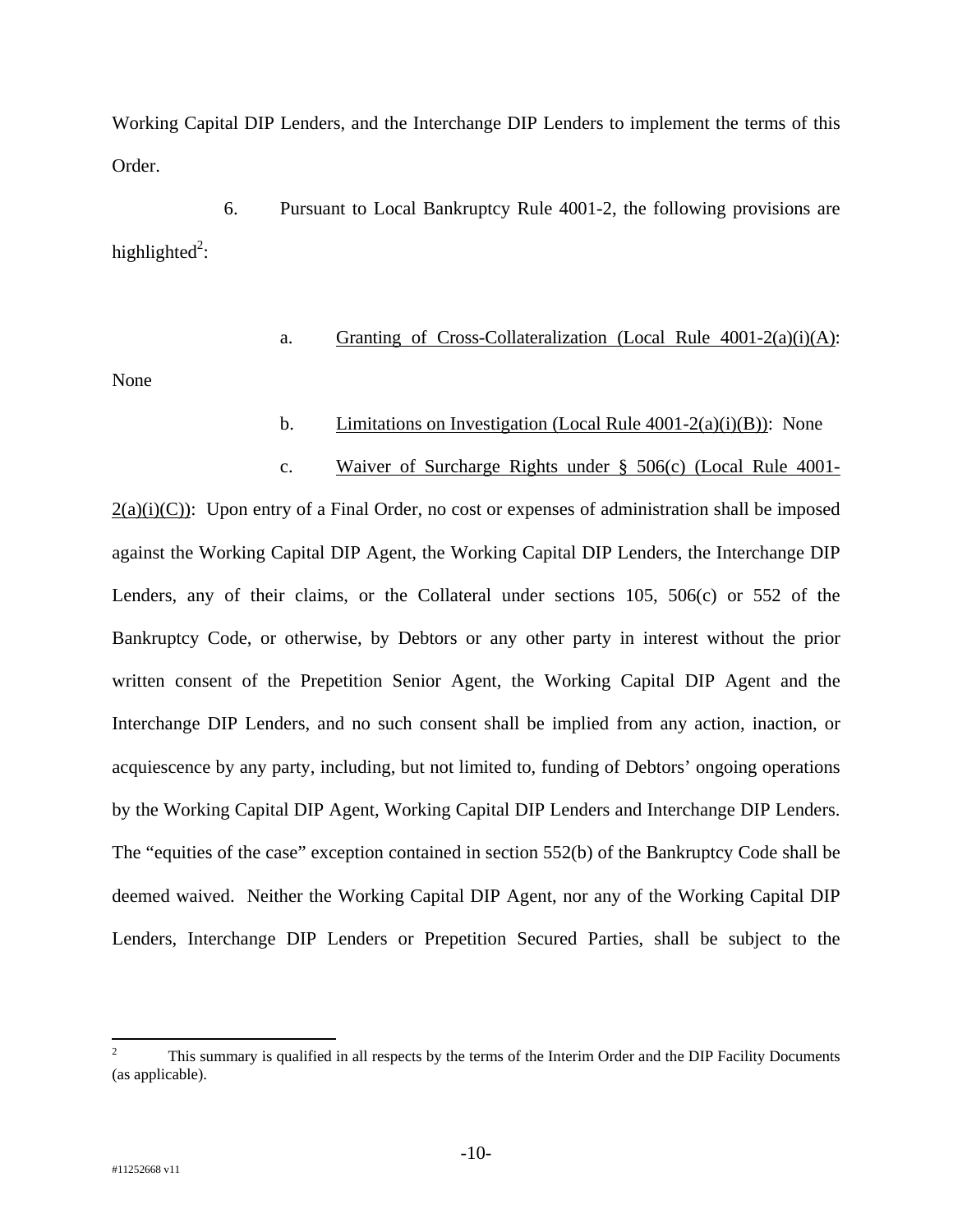Working Capital DIP Lenders, and the Interchange DIP Lenders to implement the terms of this Order.

6. Pursuant to Local Bankruptcy Rule 4001-2, the following provisions are highlighted[2]:

a. Granting of Cross-Collateralization (Local Rule 4001-2(a)(i)(A): None

b. Limitations on Investigation (Local Rule 4001-2(a)(i)(B)): None

c. Waiver of Surcharge Rights under § 506(c) (Local Rule 4001-2(a)(i)(C)): Upon entry of a Final Order, no cost or expenses of administration shall be imposed against the Working Capital DIP Agent, the Working Capital DIP Lenders, the Interchange DIP Lenders, any of their claims, or the Collateral under sections 105, 506(c) or 552 of the Bankruptcy Code, or otherwise, by Debtors or any other party in interest without the prior written consent of the Prepetition Senior Agent, the Working Capital DIP Agent and the Interchange DIP Lenders, and no such consent shall be implied from any action, inaction, or acquiescence by any party, including, but not limited to, funding of Debtors' ongoing operations by the Working Capital DIP Agent, Working Capital DIP Lenders and Interchange DIP Lenders. The "equities of the case" exception contained in section 552(b) of the Bankruptcy Code shall be deemed waived. Neither the Working Capital DIP Agent, nor any of the Working Capital DIP Lenders, Interchange DIP Lenders or Prepetition Secured Parties, shall be subject to the

[2] This summary is qualified in all respects by the terms of the Interim Order and the DIP Facility Documents (as applicable).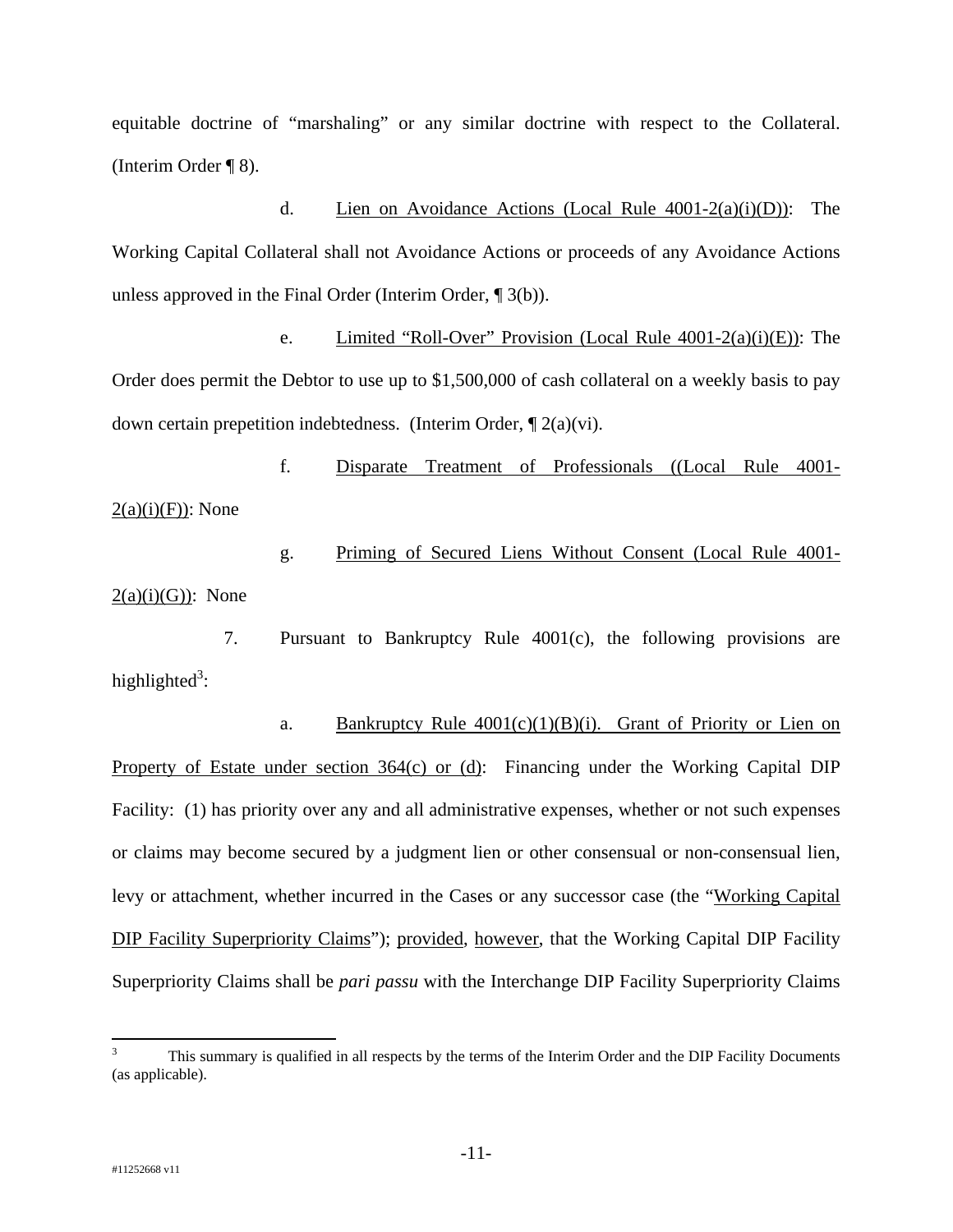equitable doctrine of "marshaling" or any similar doctrine with respect to the Collateral. (Interim Order ¶ 8).

d. Lien on Avoidance Actions (Local Rule 4001-2(a)(i)(D)): The Working Capital Collateral shall not Avoidance Actions or proceeds of any Avoidance Actions unless approved in the Final Order (Interim Order, ¶ 3(b)).

e. Limited "Roll-Over" Provision (Local Rule 4001-2(a)(i)(E)): The Order does permit the Debtor to use up to $1,500,000 of cash collateral on a weekly basis to pay down certain prepetition indebtedness. (Interim Order, ¶ 2(a)(vi).

f. Disparate Treatment of Professionals ((Local Rule 4001-2(a)(i)(F)): None

g. Priming of Secured Liens Without Consent (Local Rule 4001-2(a)(i)(G)): None

7. Pursuant to Bankruptcy Rule 4001(c), the following provisions are highlighted[3]:

a. Bankruptcy Rule 4001(c)(1)(B)(i). Grant of Priority or Lien on Property of Estate under section 364(c) or (d): Financing under the Working Capital DIP Facility: (1) has priority over any and all administrative expenses, whether or not such expenses or claims may become secured by a judgment lien or other consensual or non-consensual lien, levy or attachment, whether incurred in the Cases or any successor case (the "Working Capital DIP Facility Superpriority Claims"); provided, however, that the Working Capital DIP Facility Superpriority Claims shall be *pari passu* with the Interchange DIP Facility Superpriority Claims

---

[3] This summary is qualified in all respects by the terms of the Interim Order and the DIP Facility Documents (as applicable).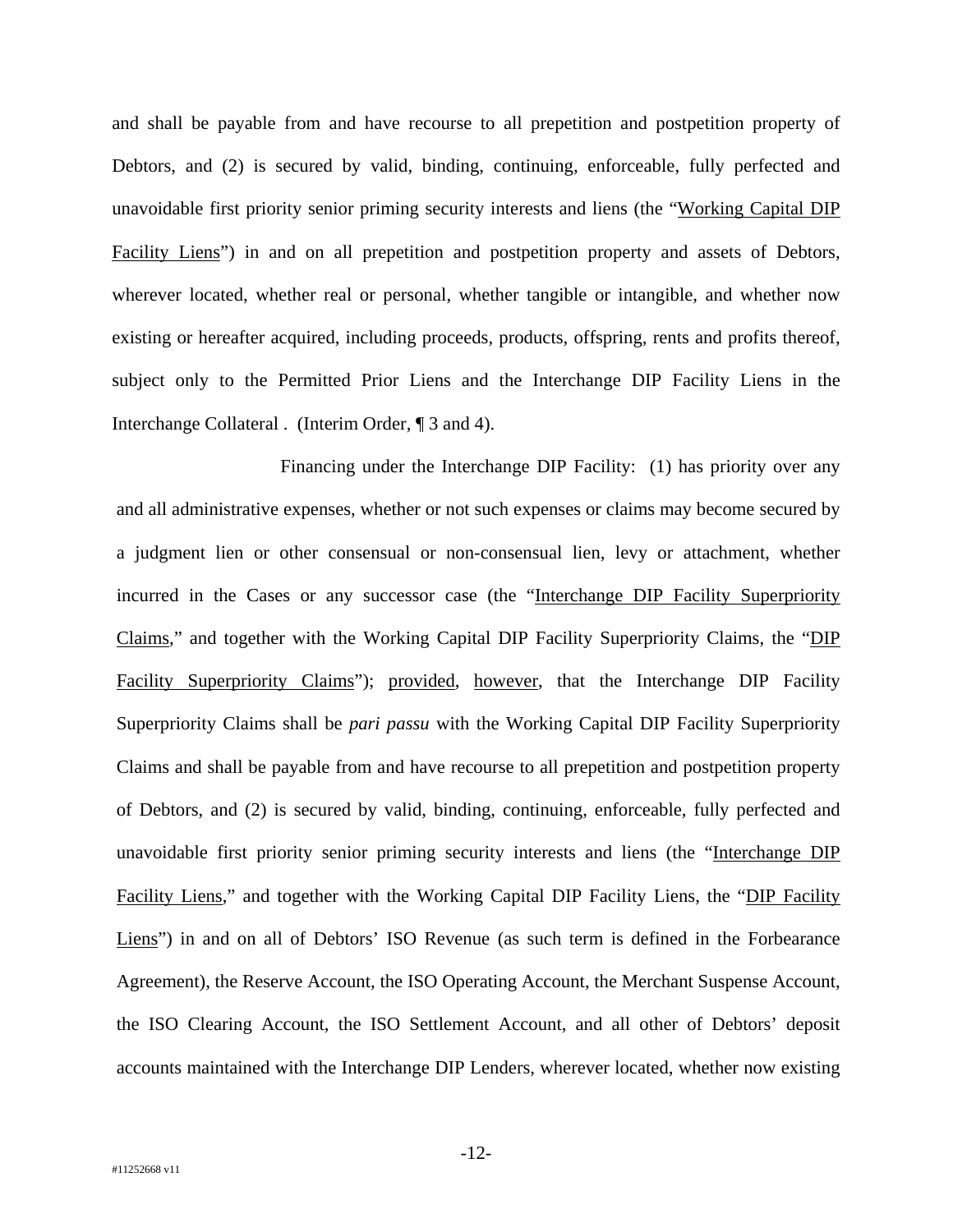and shall be payable from and have recourse to all prepetition and postpetition property of Debtors, and (2) is secured by valid, binding, continuing, enforceable, fully perfected and unavoidable first priority senior priming security interests and liens (the "Working Capital DIP Facility Liens") in and on all prepetition and postpetition property and assets of Debtors, wherever located, whether real or personal, whether tangible or intangible, and whether now existing or hereafter acquired, including proceeds, products, offspring, rents and profits thereof, subject only to the Permitted Prior Liens and the Interchange DIP Facility Liens in the Interchange Collateral . (Interim Order, ¶ 3 and 4).

Financing under the Interchange DIP Facility: (1) has priority over any and all administrative expenses, whether or not such expenses or claims may become secured by a judgment lien or other consensual or non-consensual lien, levy or attachment, whether incurred in the Cases or any successor case (the "Interchange DIP Facility Superpriority Claims," and together with the Working Capital DIP Facility Superpriority Claims, the "DIP Facility Superpriority Claims"); provided, however, that the Interchange DIP Facility Superpriority Claims shall be *pari passu* with the Working Capital DIP Facility Superpriority Claims and shall be payable from and have recourse to all prepetition and postpetition property of Debtors, and (2) is secured by valid, binding, continuing, enforceable, fully perfected and unavoidable first priority senior priming security interests and liens (the "Interchange DIP Facility Liens," and together with the Working Capital DIP Facility Liens, the "DIP Facility Liens") in and on all of Debtors' ISO Revenue (as such term is defined in the Forbearance Agreement), the Reserve Account, the ISO Operating Account, the Merchant Suspense Account, the ISO Clearing Account, the ISO Settlement Account, and all other of Debtors' deposit accounts maintained with the Interchange DIP Lenders, wherever located, whether now existing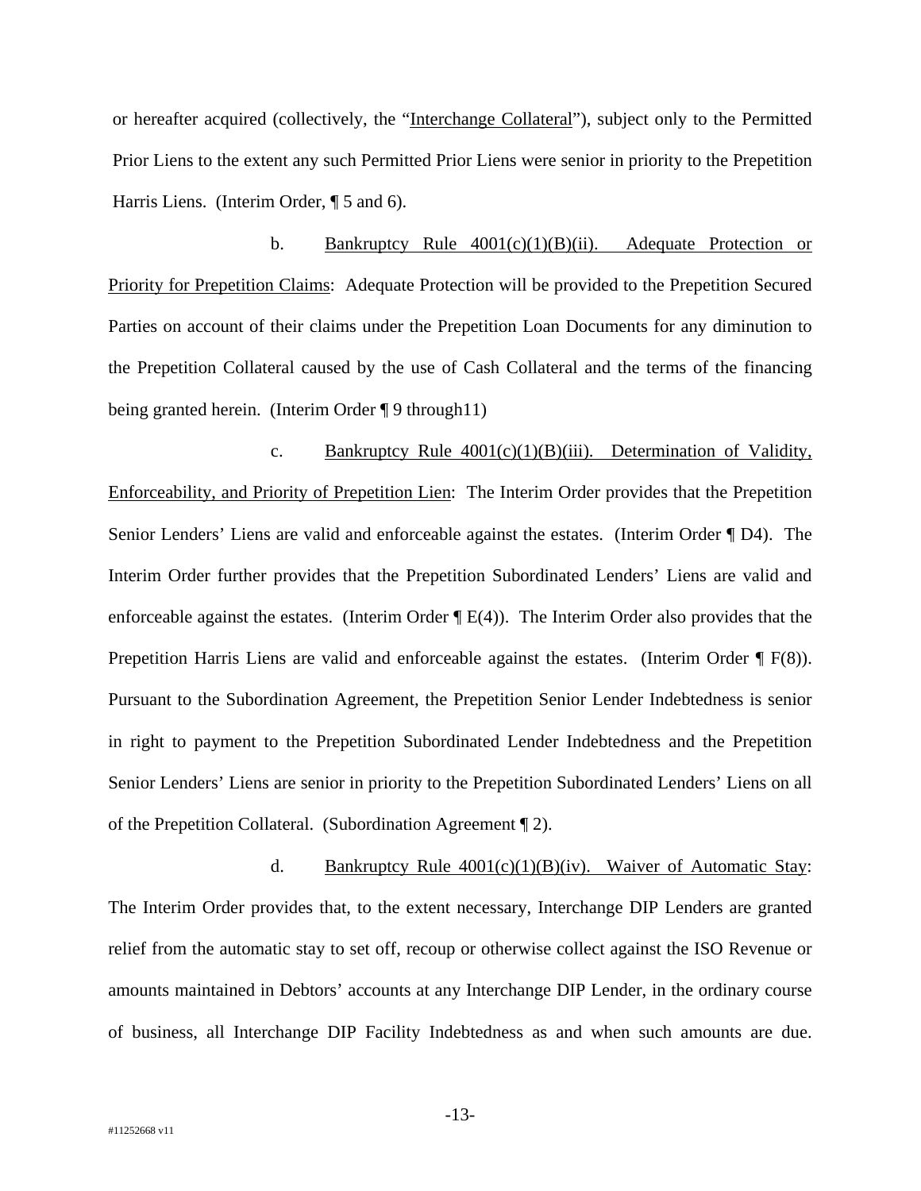or hereafter acquired (collectively, the "Interchange Collateral"), subject only to the Permitted Prior Liens to the extent any such Permitted Prior Liens were senior in priority to the Prepetition Harris Liens. (Interim Order, ¶ 5 and 6).

b. Bankruptcy Rule 4001(c)(1)(B)(ii). Adequate Protection or Priority for Prepetition Claims: Adequate Protection will be provided to the Prepetition Secured Parties on account of their claims under the Prepetition Loan Documents for any diminution to the Prepetition Collateral caused by the use of Cash Collateral and the terms of the financing being granted herein. (Interim Order ¶ 9 through11)

c. Bankruptcy Rule 4001(c)(1)(B)(iii). Determination of Validity, Enforceability, and Priority of Prepetition Lien: The Interim Order provides that the Prepetition Senior Lenders' Liens are valid and enforceable against the estates. (Interim Order ¶ D4). The Interim Order further provides that the Prepetition Subordinated Lenders' Liens are valid and enforceable against the estates. (Interim Order ¶ E(4)). The Interim Order also provides that the Prepetition Harris Liens are valid and enforceable against the estates. (Interim Order ¶ F(8)). Pursuant to the Subordination Agreement, the Prepetition Senior Lender Indebtedness is senior in right to payment to the Prepetition Subordinated Lender Indebtedness and the Prepetition Senior Lenders' Liens are senior in priority to the Prepetition Subordinated Lenders' Liens on all of the Prepetition Collateral. (Subordination Agreement ¶ 2).

d. Bankruptcy Rule 4001(c)(1)(B)(iv). Waiver of Automatic Stay: The Interim Order provides that, to the extent necessary, Interchange DIP Lenders are granted relief from the automatic stay to set off, recoup or otherwise collect against the ISO Revenue or amounts maintained in Debtors' accounts at any Interchange DIP Lender, in the ordinary course of business, all Interchange DIP Facility Indebtedness as and when such amounts are due.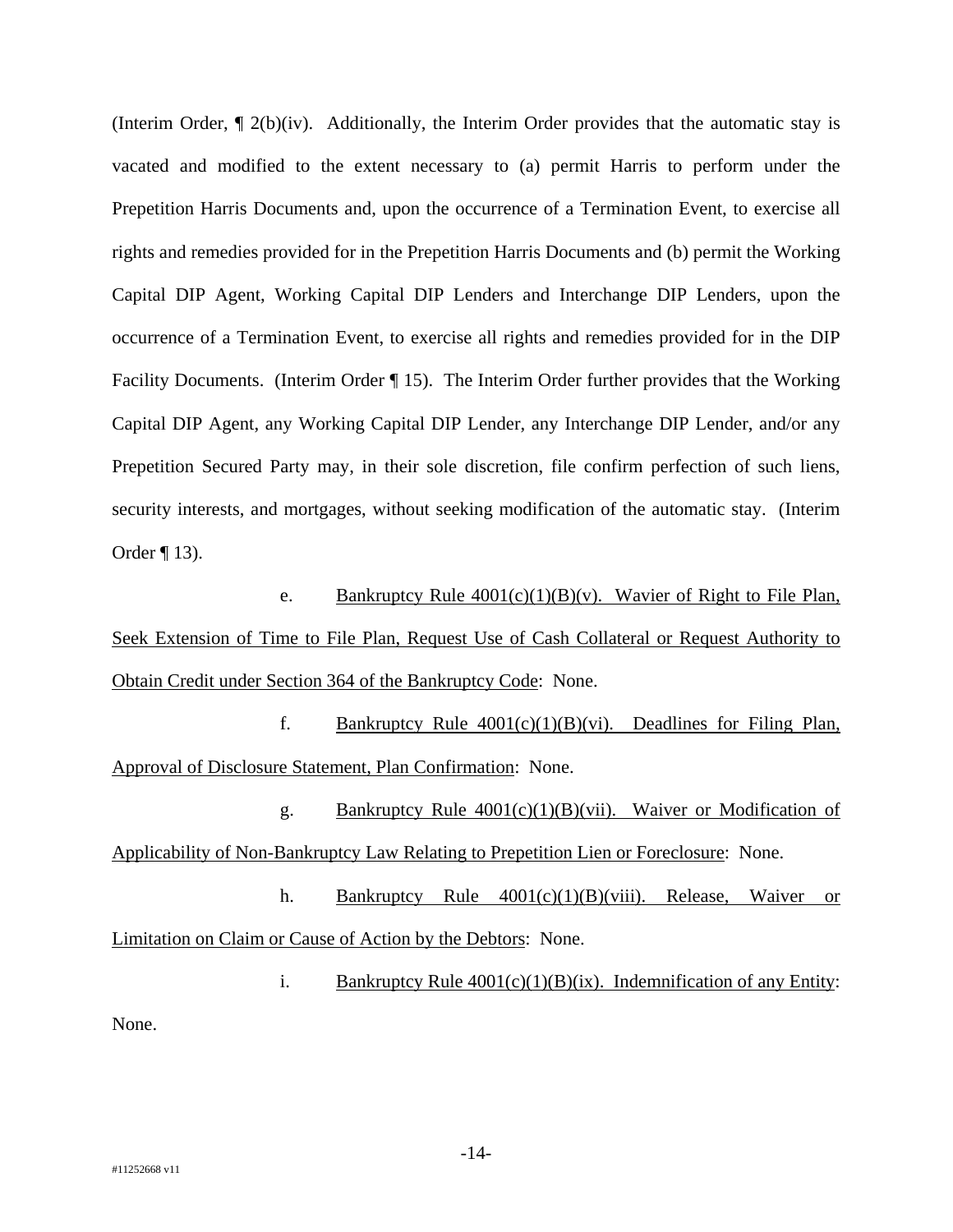(Interim Order, ¶ 2(b)(iv). Additionally, the Interim Order provides that the automatic stay is vacated and modified to the extent necessary to (a) permit Harris to perform under the Prepetition Harris Documents and, upon the occurrence of a Termination Event, to exercise all rights and remedies provided for in the Prepetition Harris Documents and (b) permit the Working Capital DIP Agent, Working Capital DIP Lenders and Interchange DIP Lenders, upon the occurrence of a Termination Event, to exercise all rights and remedies provided for in the DIP Facility Documents. (Interim Order ¶ 15). The Interim Order further provides that the Working Capital DIP Agent, any Working Capital DIP Lender, any Interchange DIP Lender, and/or any Prepetition Secured Party may, in their sole discretion, file confirm perfection of such liens, security interests, and mortgages, without seeking modification of the automatic stay. (Interim Order ¶ 13).

e. <u>Bankruptcy Rule 4001(c)(1)(B)(v). Wavier of Right to File Plan, Seek Extension of Time to File Plan, Request Use of Cash Collateral or Request Authority to Obtain Credit under Section 364 of the Bankruptcy Code</u>: None.

f. <u>Bankruptcy Rule 4001(c)(1)(B)(vi). Deadlines for Filing Plan, Approval of Disclosure Statement, Plan Confirmation</u>: None.

g. <u>Bankruptcy Rule 4001(c)(1)(B)(vii). Waiver or Modification of Applicability of Non-Bankruptcy Law Relating to Prepetition Lien or Foreclosure</u>: None.

h. <u>Bankruptcy Rule 4001(c)(1)(B)(viii). Release, Waiver or Limitation on Claim or Cause of Action by the Debtors</u>: None.

i. <u>Bankruptcy Rule 4001(c)(1)(B)(ix). Indemnification of any Entity</u>: None.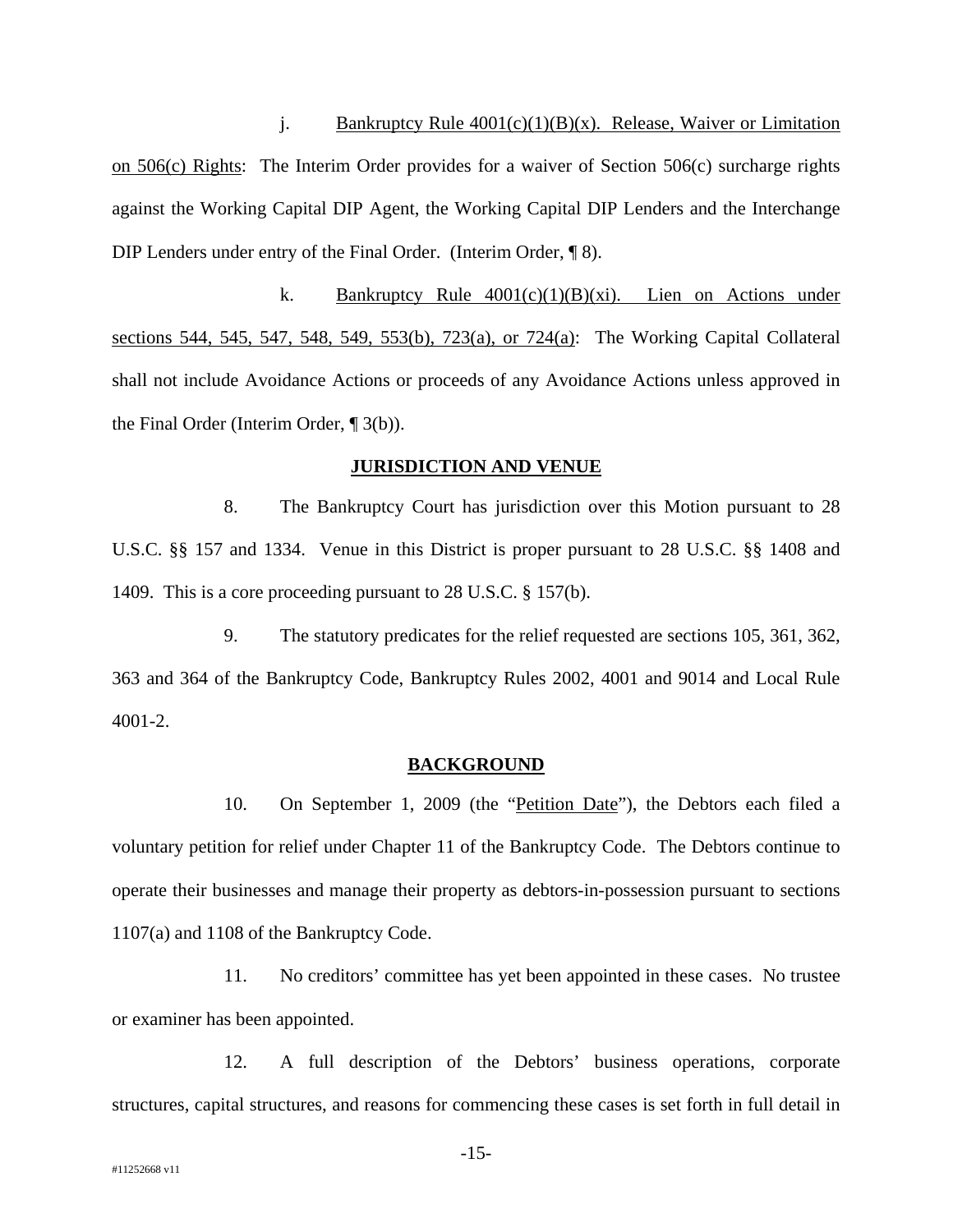j. Bankruptcy Rule 4001(c)(1)(B)(x). Release, Waiver or Limitation on 506(c) Rights: The Interim Order provides for a waiver of Section 506(c) surcharge rights against the Working Capital DIP Agent, the Working Capital DIP Lenders and the Interchange DIP Lenders under entry of the Final Order. (Interim Order, ¶ 8).

k. Bankruptcy Rule 4001(c)(1)(B)(xi). Lien on Actions under sections 544, 545, 547, 548, 549, 553(b), 723(a), or 724(a): The Working Capital Collateral shall not include Avoidance Actions or proceeds of any Avoidance Actions unless approved in the Final Order (Interim Order, ¶ 3(b)).

## JURISDICTION AND VENUE

8. The Bankruptcy Court has jurisdiction over this Motion pursuant to 28 U.S.C. §§ 157 and 1334. Venue in this District is proper pursuant to 28 U.S.C. §§ 1408 and 1409. This is a core proceeding pursuant to 28 U.S.C. § 157(b).

9. The statutory predicates for the relief requested are sections 105, 361, 362, 363 and 364 of the Bankruptcy Code, Bankruptcy Rules 2002, 4001 and 9014 and Local Rule 4001-2.

## BACKGROUND

10. On September 1, 2009 (the "Petition Date"), the Debtors each filed a voluntary petition for relief under Chapter 11 of the Bankruptcy Code. The Debtors continue to operate their businesses and manage their property as debtors-in-possession pursuant to sections 1107(a) and 1108 of the Bankruptcy Code.

11. No creditors' committee has yet been appointed in these cases. No trustee or examiner has been appointed.

12. A full description of the Debtors' business operations, corporate structures, capital structures, and reasons for commencing these cases is set forth in full detail in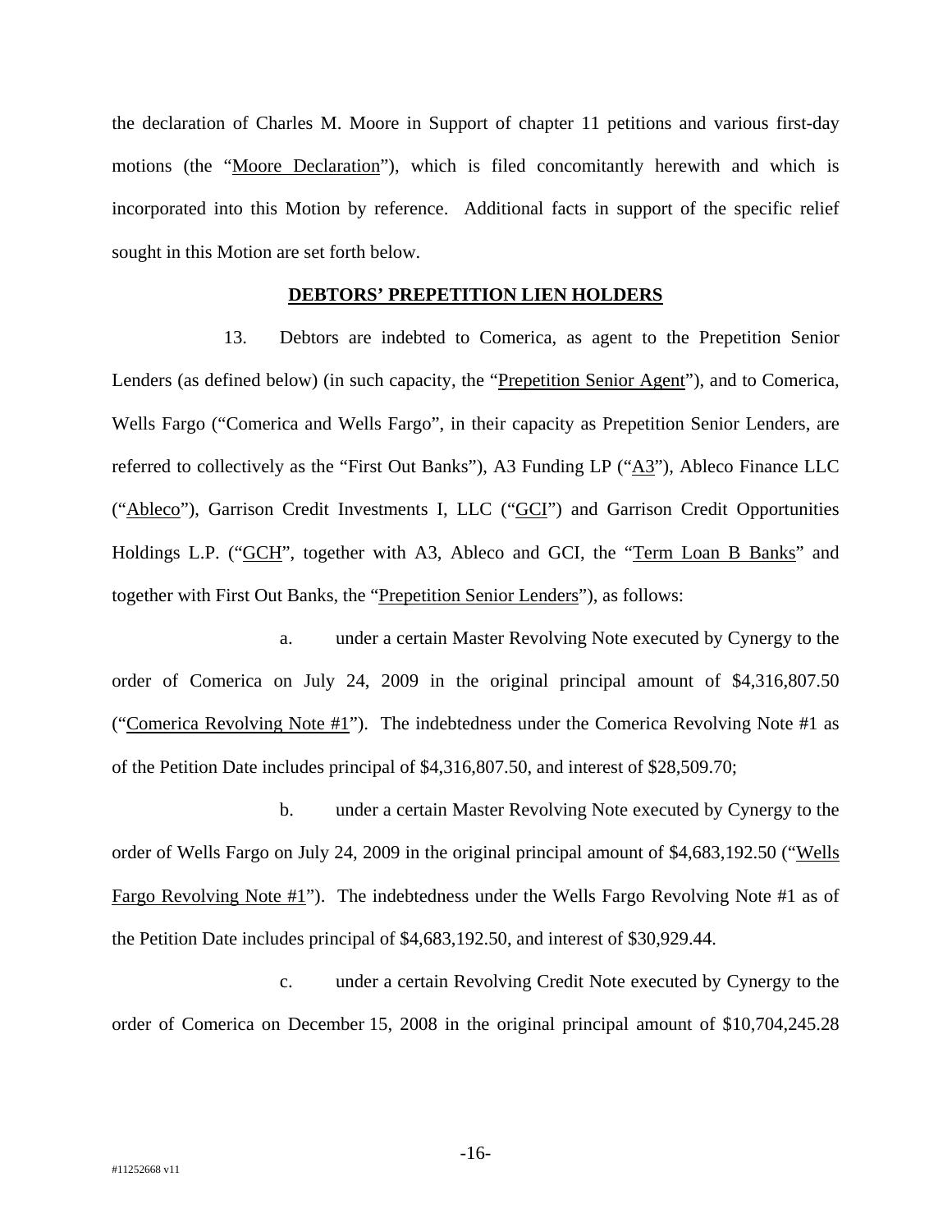the declaration of Charles M. Moore in Support of chapter 11 petitions and various first-day motions (the "Moore Declaration"), which is filed concomitantly herewith and which is incorporated into this Motion by reference. Additional facts in support of the specific relief sought in this Motion are set forth below.

**DEBTORS' PREPETITION LIEN HOLDERS**

13. Debtors are indebted to Comerica, as agent to the Prepetition Senior Lenders (as defined below) (in such capacity, the "Prepetition Senior Agent"), and to Comerica, Wells Fargo ("Comerica and Wells Fargo", in their capacity as Prepetition Senior Lenders, are referred to collectively as the "First Out Banks"), A3 Funding LP ("A3"), Ableco Finance LLC ("Ableco"), Garrison Credit Investments I, LLC ("GCI") and Garrison Credit Opportunities Holdings L.P. ("GCH", together with A3, Ableco and GCI, the "Term Loan B Banks" and together with First Out Banks, the "Prepetition Senior Lenders"), as follows:

a. under a certain Master Revolving Note executed by Cynergy to the order of Comerica on July 24, 2009 in the original principal amount of $4,316,807.50 ("Comerica Revolving Note #1"). The indebtedness under the Comerica Revolving Note #1 as of the Petition Date includes principal of $4,316,807.50, and interest of $28,509.70;

b. under a certain Master Revolving Note executed by Cynergy to the order of Wells Fargo on July 24, 2009 in the original principal amount of $4,683,192.50 ("Wells Fargo Revolving Note #1"). The indebtedness under the Wells Fargo Revolving Note #1 as of the Petition Date includes principal of $4,683,192.50, and interest of $30,929.44.

c. under a certain Revolving Credit Note executed by Cynergy to the order of Comerica on December 15, 2008 in the original principal amount of $10,704,245.28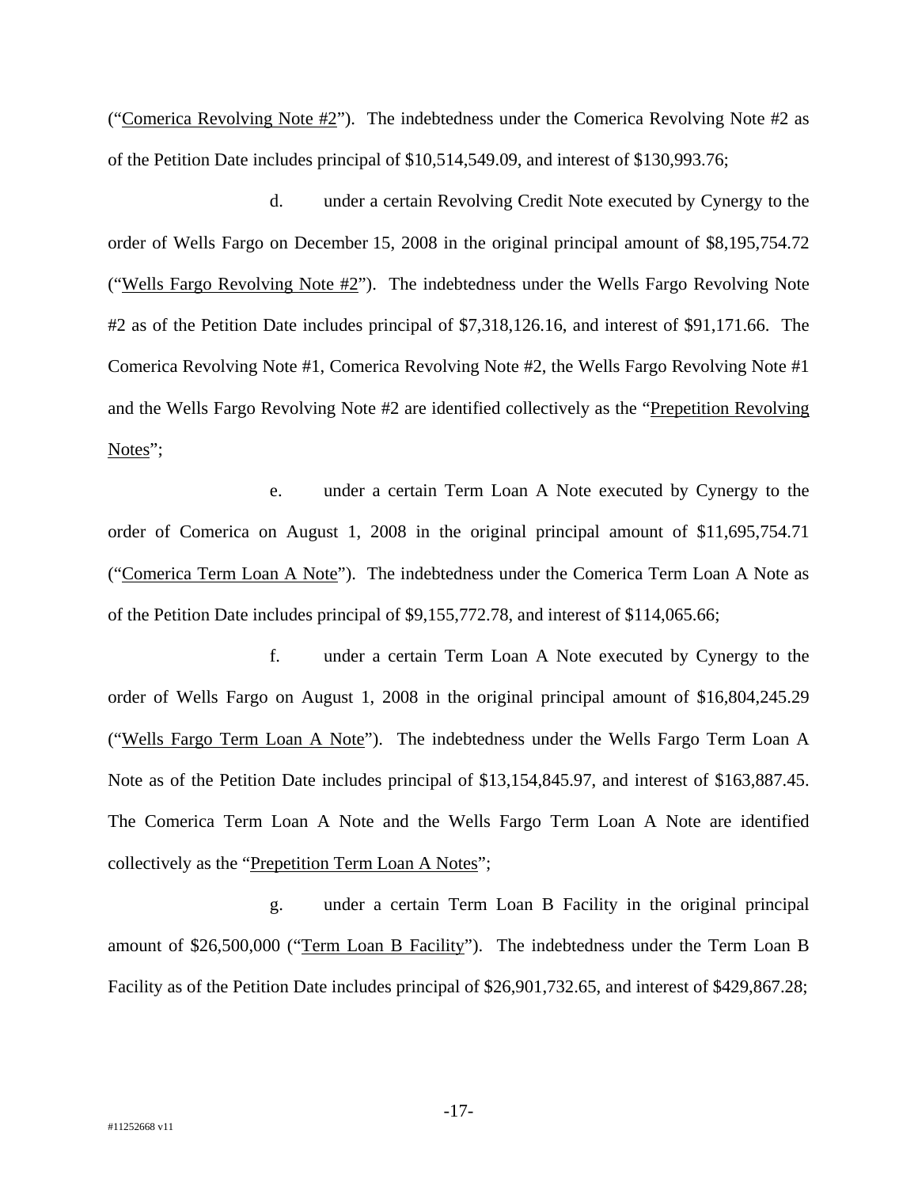("Comerica Revolving Note #2"). The indebtedness under the Comerica Revolving Note #2 as of the Petition Date includes principal of $10,514,549.09, and interest of $130,993.76;

d. under a certain Revolving Credit Note executed by Cynergy to the order of Wells Fargo on December 15, 2008 in the original principal amount of $8,195,754.72 ("Wells Fargo Revolving Note #2"). The indebtedness under the Wells Fargo Revolving Note #2 as of the Petition Date includes principal of $7,318,126.16, and interest of $91,171.66. The Comerica Revolving Note #1, Comerica Revolving Note #2, the Wells Fargo Revolving Note #1 and the Wells Fargo Revolving Note #2 are identified collectively as the "Prepetition Revolving Notes";

e. under a certain Term Loan A Note executed by Cynergy to the order of Comerica on August 1, 2008 in the original principal amount of $11,695,754.71 ("Comerica Term Loan A Note"). The indebtedness under the Comerica Term Loan A Note as of the Petition Date includes principal of $9,155,772.78, and interest of $114,065.66;

f. under a certain Term Loan A Note executed by Cynergy to the order of Wells Fargo on August 1, 2008 in the original principal amount of $16,804,245.29 ("Wells Fargo Term Loan A Note"). The indebtedness under the Wells Fargo Term Loan A Note as of the Petition Date includes principal of $13,154,845.97, and interest of $163,887.45. The Comerica Term Loan A Note and the Wells Fargo Term Loan A Note are identified collectively as the "Prepetition Term Loan A Notes";

g. under a certain Term Loan B Facility in the original principal amount of $26,500,000 ("Term Loan B Facility"). The indebtedness under the Term Loan B Facility as of the Petition Date includes principal of $26,901,732.65, and interest of $429,867.28;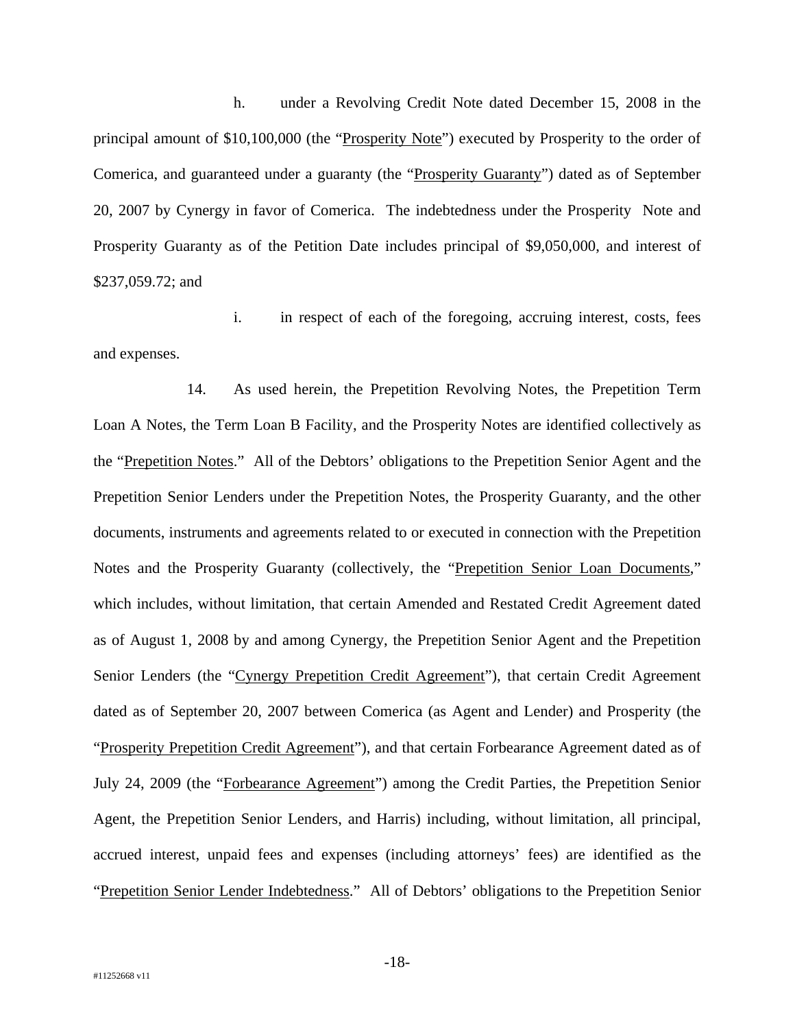h. under a Revolving Credit Note dated December 15, 2008 in the principal amount of $10,100,000 (the "Prosperity Note") executed by Prosperity to the order of Comerica, and guaranteed under a guaranty (the "Prosperity Guaranty") dated as of September 20, 2007 by Cynergy in favor of Comerica. The indebtedness under the Prosperity Note and Prosperity Guaranty as of the Petition Date includes principal of $9,050,000, and interest of $237,059.72; and

i. in respect of each of the foregoing, accruing interest, costs, fees and expenses.

14. As used herein, the Prepetition Revolving Notes, the Prepetition Term Loan A Notes, the Term Loan B Facility, and the Prosperity Notes are identified collectively as the "Prepetition Notes." All of the Debtors' obligations to the Prepetition Senior Agent and the Prepetition Senior Lenders under the Prepetition Notes, the Prosperity Guaranty, and the other documents, instruments and agreements related to or executed in connection with the Prepetition Notes and the Prosperity Guaranty (collectively, the "Prepetition Senior Loan Documents," which includes, without limitation, that certain Amended and Restated Credit Agreement dated as of August 1, 2008 by and among Cynergy, the Prepetition Senior Agent and the Prepetition Senior Lenders (the "Cynergy Prepetition Credit Agreement"), that certain Credit Agreement dated as of September 20, 2007 between Comerica (as Agent and Lender) and Prosperity (the "Prosperity Prepetition Credit Agreement"), and that certain Forbearance Agreement dated as of July 24, 2009 (the "Forbearance Agreement") among the Credit Parties, the Prepetition Senior Agent, the Prepetition Senior Lenders, and Harris) including, without limitation, all principal, accrued interest, unpaid fees and expenses (including attorneys' fees) are identified as the "Prepetition Senior Lender Indebtedness." All of Debtors' obligations to the Prepetition Senior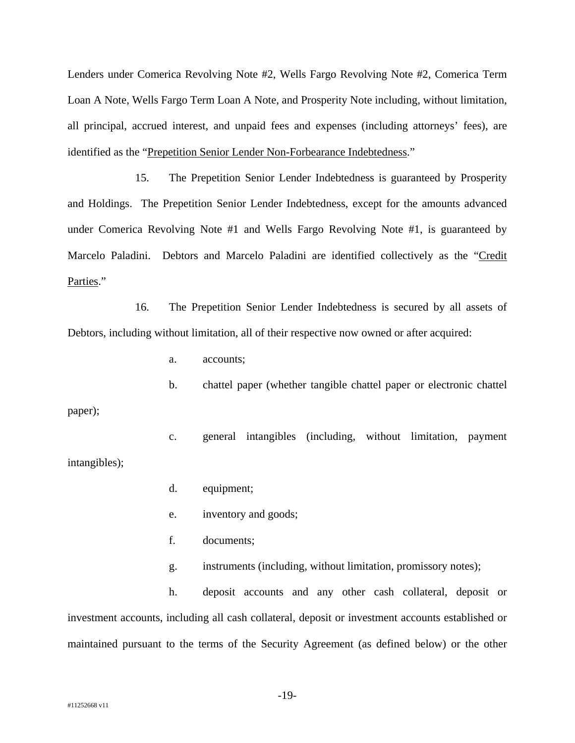Lenders under Comerica Revolving Note #2, Wells Fargo Revolving Note #2, Comerica Term Loan A Note, Wells Fargo Term Loan A Note, and Prosperity Note including, without limitation, all principal, accrued interest, and unpaid fees and expenses (including attorneys' fees), are identified as the "Prepetition Senior Lender Non-Forbearance Indebtedness."

15. The Prepetition Senior Lender Indebtedness is guaranteed by Prosperity and Holdings. The Prepetition Senior Lender Indebtedness, except for the amounts advanced under Comerica Revolving Note #1 and Wells Fargo Revolving Note #1, is guaranteed by Marcelo Paladini. Debtors and Marcelo Paladini are identified collectively as the "Credit Parties."

16. The Prepetition Senior Lender Indebtedness is secured by all assets of Debtors, including without limitation, all of their respective now owned or after acquired:

a. accounts;

b. chattel paper (whether tangible chattel paper or electronic chattel paper);

c. general intangibles (including, without limitation, payment intangibles);

d. equipment;

e. inventory and goods;

f. documents;

g. instruments (including, without limitation, promissory notes);

h. deposit accounts and any other cash collateral, deposit or investment accounts, including all cash collateral, deposit or investment accounts established or maintained pursuant to the terms of the Security Agreement (as defined below) or the other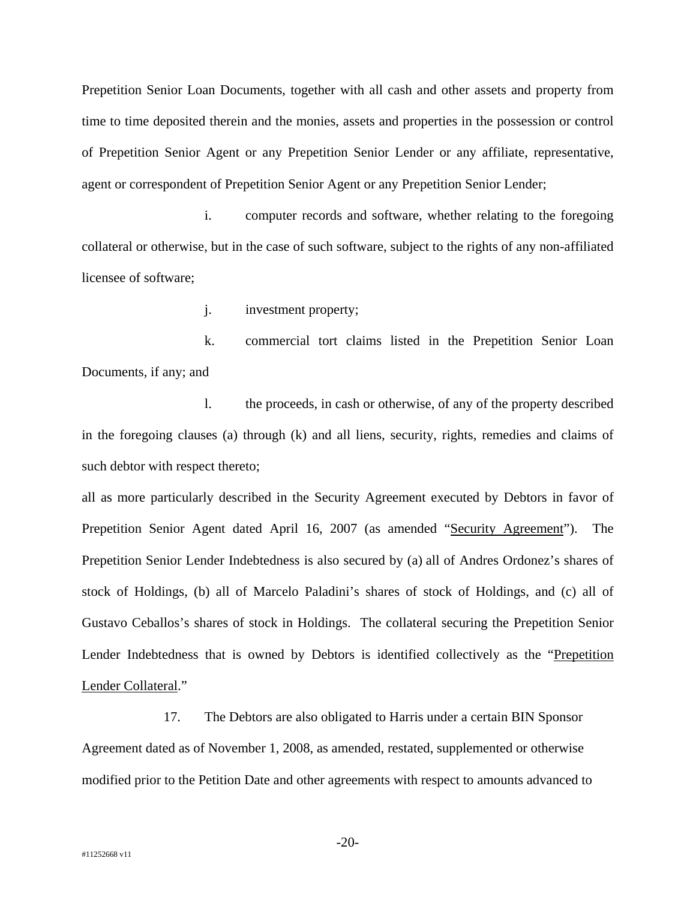Prepetition Senior Loan Documents, together with all cash and other assets and property from time to time deposited therein and the monies, assets and properties in the possession or control of Prepetition Senior Agent or any Prepetition Senior Lender or any affiliate, representative, agent or correspondent of Prepetition Senior Agent or any Prepetition Senior Lender;

i. computer records and software, whether relating to the foregoing collateral or otherwise, but in the case of such software, subject to the rights of any non-affiliated licensee of software;

j. investment property;

k. commercial tort claims listed in the Prepetition Senior Loan Documents, if any; and

l. the proceeds, in cash or otherwise, of any of the property described in the foregoing clauses (a) through (k) and all liens, security, rights, remedies and claims of such debtor with respect thereto;

all as more particularly described in the Security Agreement executed by Debtors in favor of Prepetition Senior Agent dated April 16, 2007 (as amended "Security Agreement"). The Prepetition Senior Lender Indebtedness is also secured by (a) all of Andres Ordonez's shares of stock of Holdings, (b) all of Marcelo Paladini's shares of stock of Holdings, and (c) all of Gustavo Ceballos's shares of stock in Holdings. The collateral securing the Prepetition Senior Lender Indebtedness that is owned by Debtors is identified collectively as the "Prepetition Lender Collateral."

17. The Debtors are also obligated to Harris under a certain BIN Sponsor Agreement dated as of November 1, 2008, as amended, restated, supplemented or otherwise modified prior to the Petition Date and other agreements with respect to amounts advanced to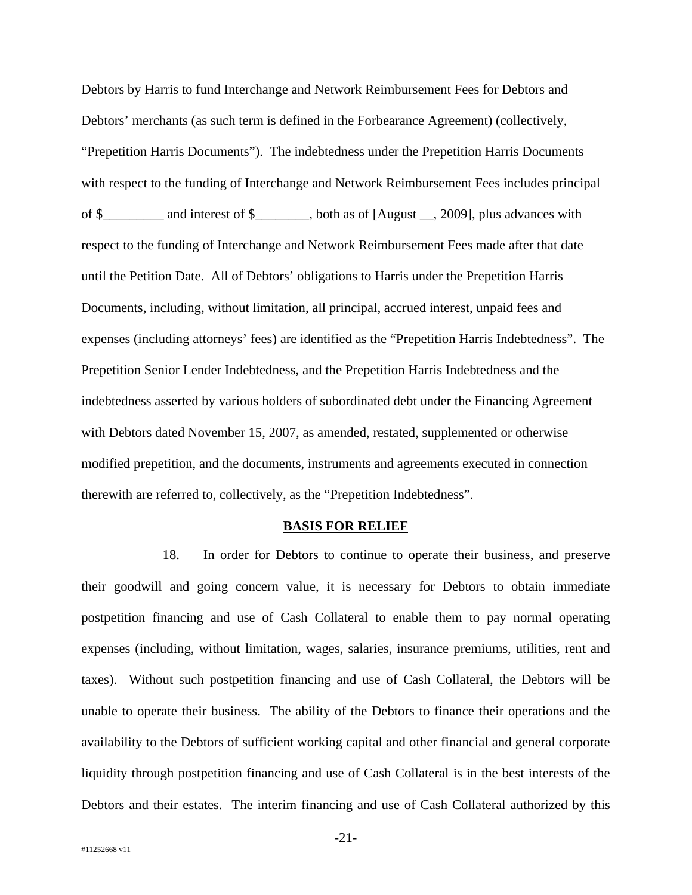Debtors by Harris to fund Interchange and Network Reimbursement Fees for Debtors and Debtors' merchants (as such term is defined in the Forbearance Agreement) (collectively, "Prepetition Harris Documents"). The indebtedness under the Prepetition Harris Documents with respect to the funding of Interchange and Network Reimbursement Fees includes principal of $_________ and interest of $________, both as of [August __, 2009], plus advances with respect to the funding of Interchange and Network Reimbursement Fees made after that date until the Petition Date. All of Debtors' obligations to Harris under the Prepetition Harris Documents, including, without limitation, all principal, accrued interest, unpaid fees and expenses (including attorneys' fees) are identified as the "Prepetition Harris Indebtedness". The Prepetition Senior Lender Indebtedness, and the Prepetition Harris Indebtedness and the indebtedness asserted by various holders of subordinated debt under the Financing Agreement with Debtors dated November 15, 2007, as amended, restated, supplemented or otherwise modified prepetition, and the documents, instruments and agreements executed in connection therewith are referred to, collectively, as the "Prepetition Indebtedness".

**BASIS FOR RELIEF**

18. In order for Debtors to continue to operate their business, and preserve their goodwill and going concern value, it is necessary for Debtors to obtain immediate postpetition financing and use of Cash Collateral to enable them to pay normal operating expenses (including, without limitation, wages, salaries, insurance premiums, utilities, rent and taxes). Without such postpetition financing and use of Cash Collateral, the Debtors will be unable to operate their business. The ability of the Debtors to finance their operations and the availability to the Debtors of sufficient working capital and other financial and general corporate liquidity through postpetition financing and use of Cash Collateral is in the best interests of the Debtors and their estates. The interim financing and use of Cash Collateral authorized by this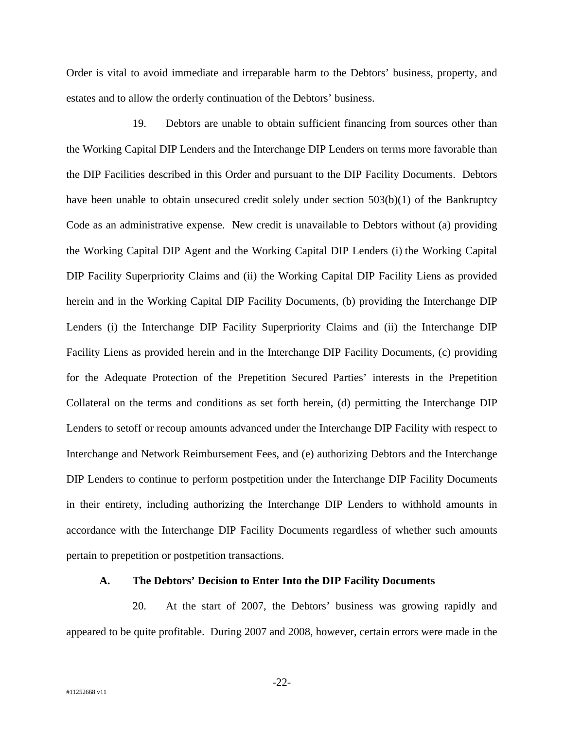Order is vital to avoid immediate and irreparable harm to the Debtors' business, property, and estates and to allow the orderly continuation of the Debtors' business.

19. Debtors are unable to obtain sufficient financing from sources other than the Working Capital DIP Lenders and the Interchange DIP Lenders on terms more favorable than the DIP Facilities described in this Order and pursuant to the DIP Facility Documents. Debtors have been unable to obtain unsecured credit solely under section 503(b)(1) of the Bankruptcy Code as an administrative expense. New credit is unavailable to Debtors without (a) providing the Working Capital DIP Agent and the Working Capital DIP Lenders (i) the Working Capital DIP Facility Superpriority Claims and (ii) the Working Capital DIP Facility Liens as provided herein and in the Working Capital DIP Facility Documents, (b) providing the Interchange DIP Lenders (i) the Interchange DIP Facility Superpriority Claims and (ii) the Interchange DIP Facility Liens as provided herein and in the Interchange DIP Facility Documents, (c) providing for the Adequate Protection of the Prepetition Secured Parties' interests in the Prepetition Collateral on the terms and conditions as set forth herein, (d) permitting the Interchange DIP Lenders to setoff or recoup amounts advanced under the Interchange DIP Facility with respect to Interchange and Network Reimbursement Fees, and (e) authorizing Debtors and the Interchange DIP Lenders to continue to perform postpetition under the Interchange DIP Facility Documents in their entirety, including authorizing the Interchange DIP Lenders to withhold amounts in accordance with the Interchange DIP Facility Documents regardless of whether such amounts pertain to prepetition or postpetition transactions.

### A. The Debtors' Decision to Enter Into the DIP Facility Documents

20. At the start of 2007, the Debtors' business was growing rapidly and appeared to be quite profitable. During 2007 and 2008, however, certain errors were made in the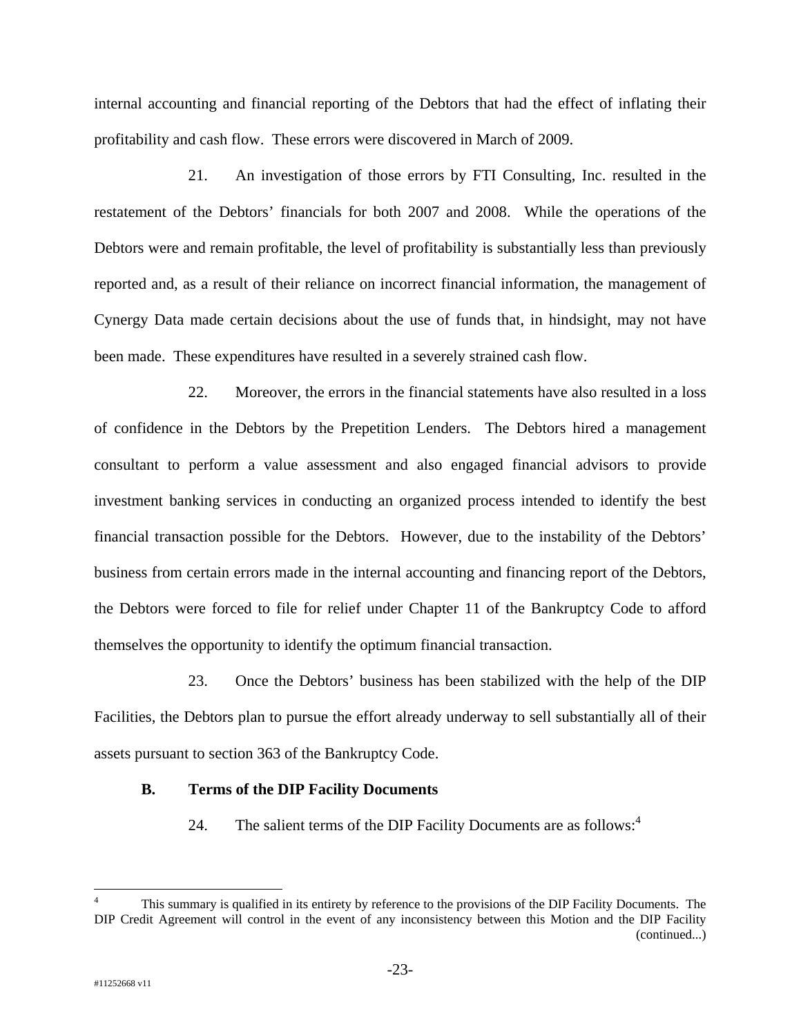internal accounting and financial reporting of the Debtors that had the effect of inflating their profitability and cash flow. These errors were discovered in March of 2009.

21. An investigation of those errors by FTI Consulting, Inc. resulted in the restatement of the Debtors' financials for both 2007 and 2008. While the operations of the Debtors were and remain profitable, the level of profitability is substantially less than previously reported and, as a result of their reliance on incorrect financial information, the management of Cynergy Data made certain decisions about the use of funds that, in hindsight, may not have been made. These expenditures have resulted in a severely strained cash flow.

22. Moreover, the errors in the financial statements have also resulted in a loss of confidence in the Debtors by the Prepetition Lenders. The Debtors hired a management consultant to perform a value assessment and also engaged financial advisors to provide investment banking services in conducting an organized process intended to identify the best financial transaction possible for the Debtors. However, due to the instability of the Debtors' business from certain errors made in the internal accounting and financing report of the Debtors, the Debtors were forced to file for relief under Chapter 11 of the Bankruptcy Code to afford themselves the opportunity to identify the optimum financial transaction.

23. Once the Debtors' business has been stabilized with the help of the DIP Facilities, the Debtors plan to pursue the effort already underway to sell substantially all of their assets pursuant to section 363 of the Bankruptcy Code.

### B. Terms of the DIP Facility Documents

24. The salient terms of the DIP Facility Documents are as follows:[4]

---

[4] This summary is qualified in its entirety by reference to the provisions of the DIP Facility Documents. The DIP Credit Agreement will control in the event of any inconsistency between this Motion and the DIP Facility (continued...)

#11252668 v11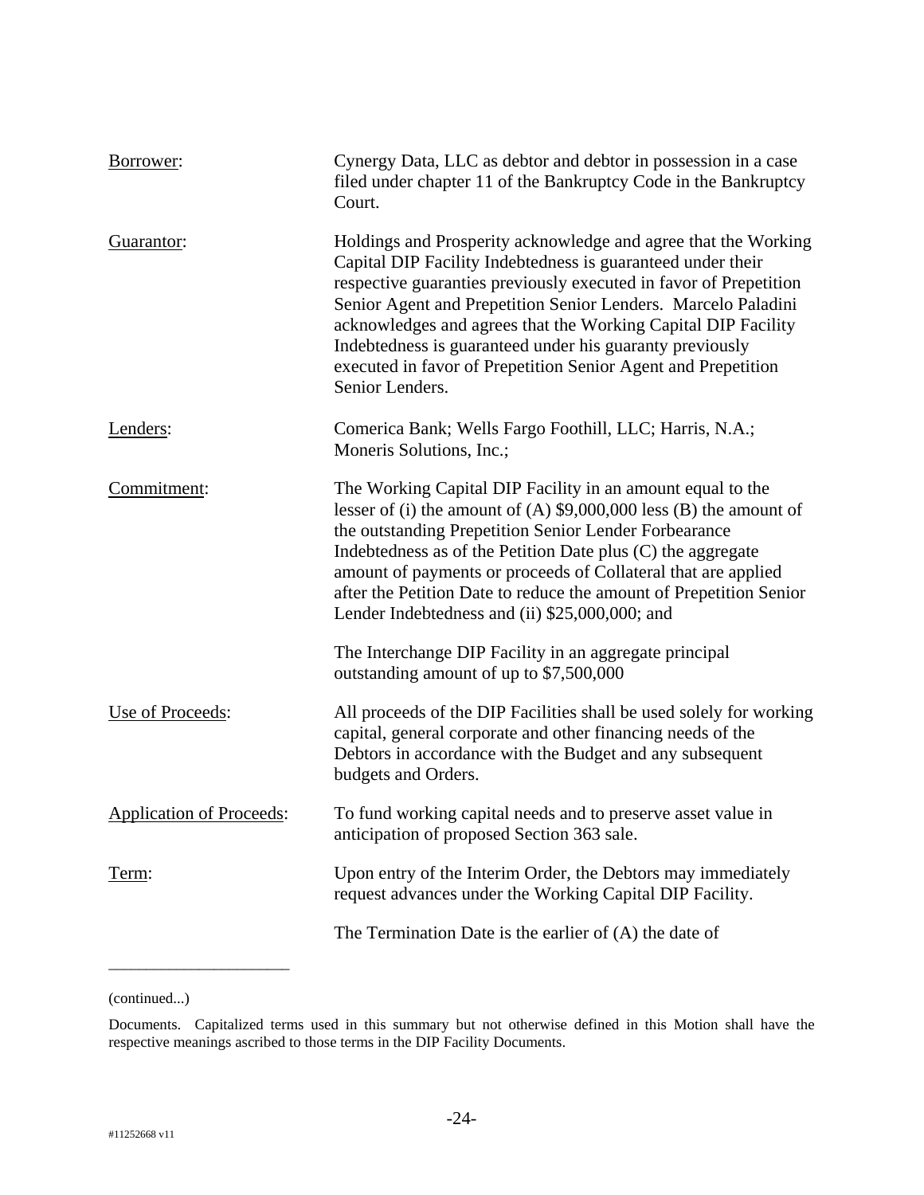| | |
|---|---|
| Borrower: | Cynergy Data, LLC as debtor and debtor in possession in a case filed under chapter 11 of the Bankruptcy Code in the Bankruptcy Court. |
| Guarantor: | Holdings and Prosperity acknowledge and agree that the Working Capital DIP Facility Indebtedness is guaranteed under their respective guaranties previously executed in favor of Prepetition Senior Agent and Prepetition Senior Lenders. Marcelo Paladini acknowledges and agrees that the Working Capital DIP Facility Indebtedness is guaranteed under his guaranty previously executed in favor of Prepetition Senior Agent and Prepetition Senior Lenders. |
| Lenders: | Comerica Bank; Wells Fargo Foothill, LLC; Harris, N.A.; Moneris Solutions, Inc.; |
| Commitment: | The Working Capital DIP Facility in an amount equal to the lesser of (i) the amount of (A) $9,000,000 less (B) the amount of the outstanding Prepetition Senior Lender Forbearance Indebtedness as of the Petition Date plus (C) the aggregate amount of payments or proceeds of Collateral that are applied after the Petition Date to reduce the amount of Prepetition Senior Lender Indebtedness and (ii) $25,000,000; and<br><br>The Interchange DIP Facility in an aggregate principal outstanding amount of up to $7,500,000 |
| Use of Proceeds: | All proceeds of the DIP Facilities shall be used solely for working capital, general corporate and other financing needs of the Debtors in accordance with the Budget and any subsequent budgets and Orders. |
| Application of Proceeds: | To fund working capital needs and to preserve asset value in anticipation of proposed Section 363 sale. |
| Term: | Upon entry of the Interim Order, the Debtors may immediately request advances under the Working Capital DIP Facility.<br><br>The Termination Date is the earlier of (A) the date of |

(continued...)

Documents. Capitalized terms used in this summary but not otherwise defined in this Motion shall have the respective meanings ascribed to those terms in the DIP Facility Documents.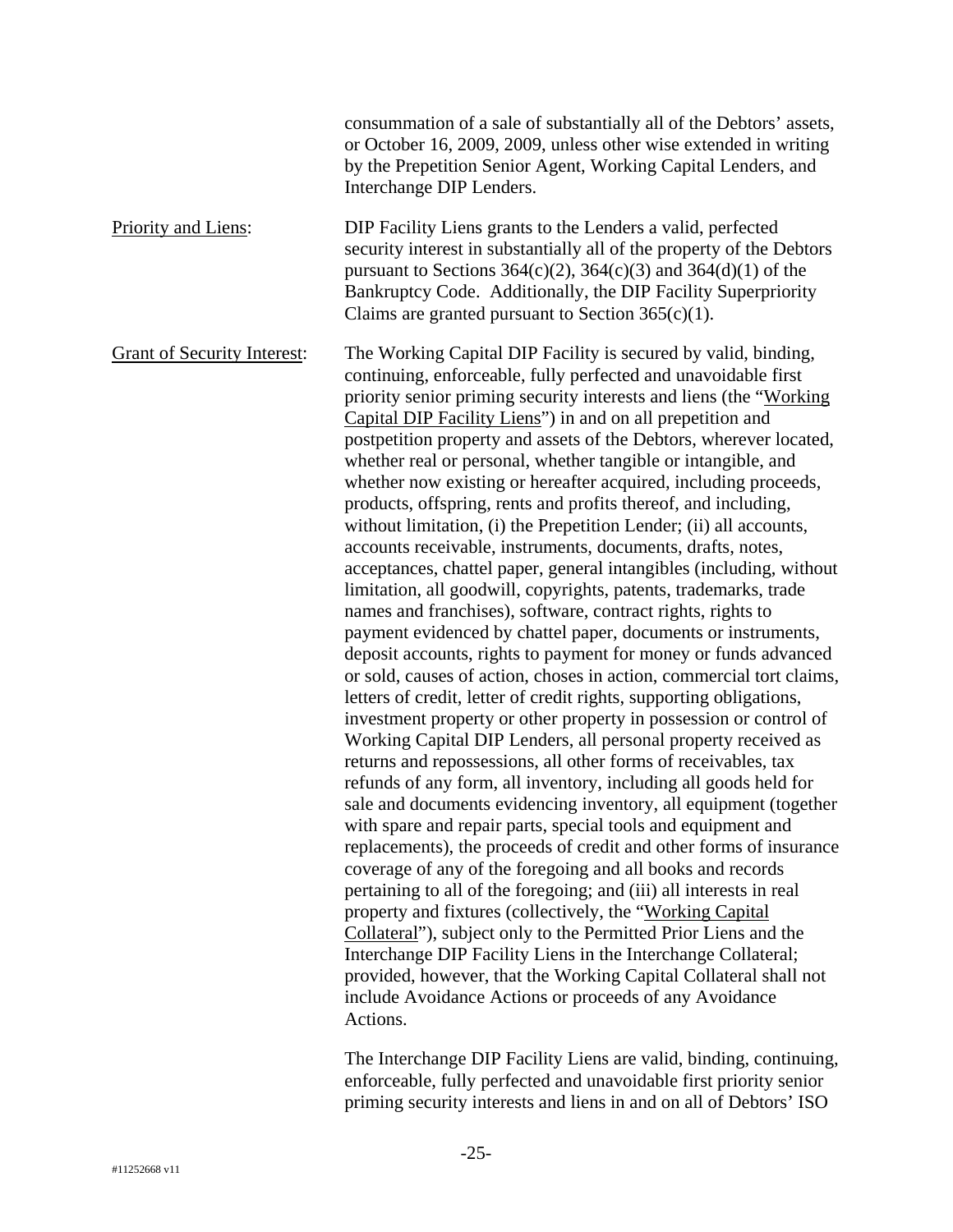consummation of a sale of substantially all of the Debtors' assets, or October 16, 2009, 2009, unless other wise extended in writing by the Prepetition Senior Agent, Working Capital Lenders, and Interchange DIP Lenders.

Priority and Liens: DIP Facility Liens grants to the Lenders a valid, perfected security interest in substantially all of the property of the Debtors pursuant to Sections 364(c)(2), 364(c)(3) and 364(d)(1) of the Bankruptcy Code. Additionally, the DIP Facility Superpriority Claims are granted pursuant to Section 365(c)(1).

Grant of Security Interest: The Working Capital DIP Facility is secured by valid, binding, continuing, enforceable, fully perfected and unavoidable first priority senior priming security interests and liens (the "Working Capital DIP Facility Liens") in and on all prepetition and postpetition property and assets of the Debtors, wherever located, whether real or personal, whether tangible or intangible, and whether now existing or hereafter acquired, including proceeds, products, offspring, rents and profits thereof, and including, without limitation, (i) the Prepetition Lender; (ii) all accounts, accounts receivable, instruments, documents, drafts, notes, acceptances, chattel paper, general intangibles (including, without limitation, all goodwill, copyrights, patents, trademarks, trade names and franchises), software, contract rights, rights to payment evidenced by chattel paper, documents or instruments, deposit accounts, rights to payment for money or funds advanced or sold, causes of action, choses in action, commercial tort claims, letters of credit, letter of credit rights, supporting obligations, investment property or other property in possession or control of Working Capital DIP Lenders, all personal property received as returns and repossessions, all other forms of receivables, tax refunds of any form, all inventory, including all goods held for sale and documents evidencing inventory, all equipment (together with spare and repair parts, special tools and equipment and replacements), the proceeds of credit and other forms of insurance coverage of any of the foregoing and all books and records pertaining to all of the foregoing; and (iii) all interests in real property and fixtures (collectively, the "Working Capital Collateral"), subject only to the Permitted Prior Liens and the Interchange DIP Facility Liens in the Interchange Collateral; provided, however, that the Working Capital Collateral shall not include Avoidance Actions or proceeds of any Avoidance Actions.

The Interchange DIP Facility Liens are valid, binding, continuing, enforceable, fully perfected and unavoidable first priority senior priming security interests and liens in and on all of Debtors' ISO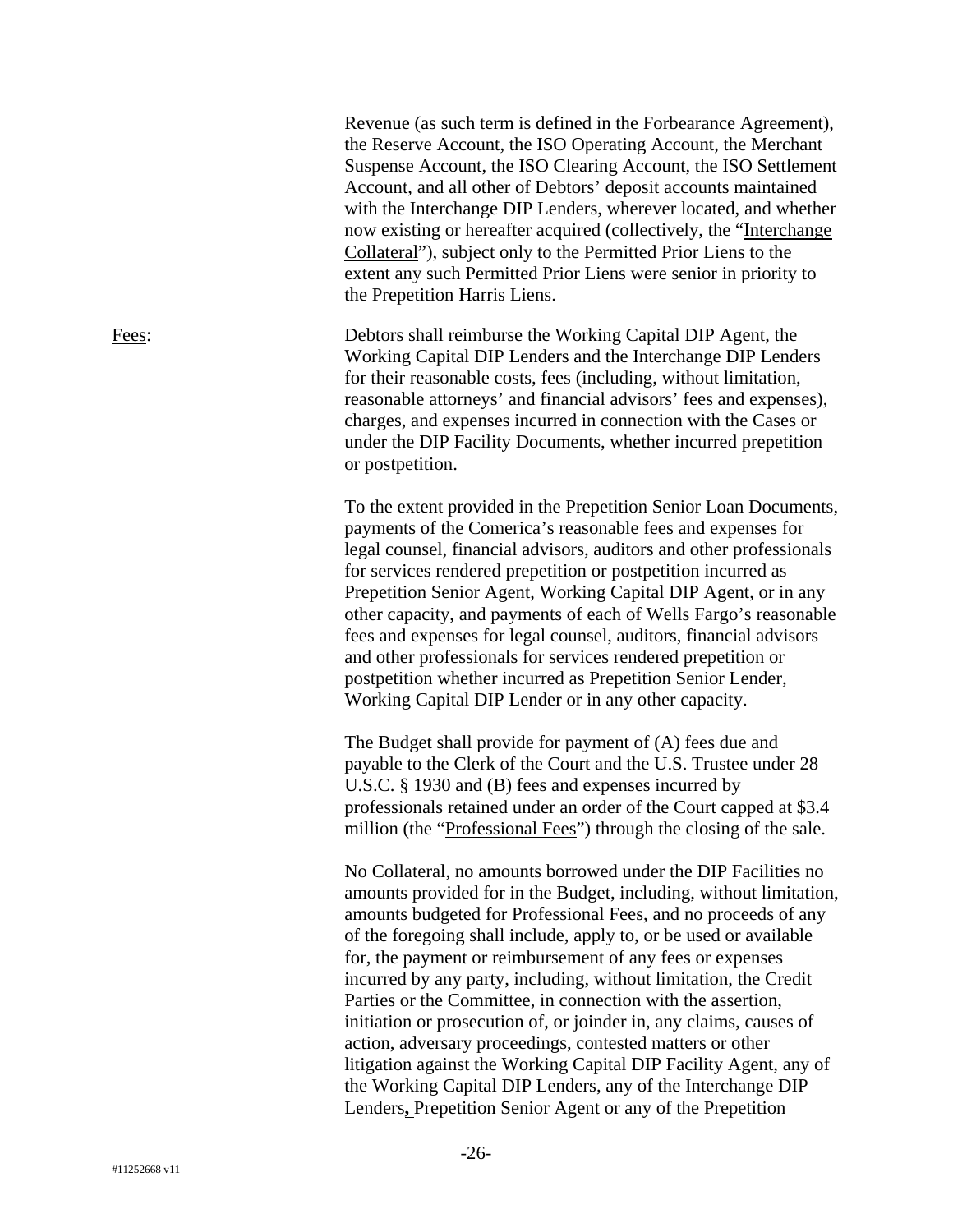Revenue (as such term is defined in the Forbearance Agreement), the Reserve Account, the ISO Operating Account, the Merchant Suspense Account, the ISO Clearing Account, the ISO Settlement Account, and all other of Debtors' deposit accounts maintained with the Interchange DIP Lenders, wherever located, and whether now existing or hereafter acquired (collectively, the "Interchange Collateral"), subject only to the Permitted Prior Liens to the extent any such Permitted Prior Liens were senior in priority to the Prepetition Harris Liens.

Fees: Debtors shall reimburse the Working Capital DIP Agent, the Working Capital DIP Lenders and the Interchange DIP Lenders for their reasonable costs, fees (including, without limitation, reasonable attorneys' and financial advisors' fees and expenses), charges, and expenses incurred in connection with the Cases or under the DIP Facility Documents, whether incurred prepetition or postpetition.

To the extent provided in the Prepetition Senior Loan Documents, payments of the Comerica's reasonable fees and expenses for legal counsel, financial advisors, auditors and other professionals for services rendered prepetition or postpetition incurred as Prepetition Senior Agent, Working Capital DIP Agent, or in any other capacity, and payments of each of Wells Fargo's reasonable fees and expenses for legal counsel, auditors, financial advisors and other professionals for services rendered prepetition or postpetition whether incurred as Prepetition Senior Lender, Working Capital DIP Lender or in any other capacity.

The Budget shall provide for payment of (A) fees due and payable to the Clerk of the Court and the U.S. Trustee under 28 U.S.C. § 1930 and (B) fees and expenses incurred by professionals retained under an order of the Court capped at $3.4 million (the "Professional Fees") through the closing of the sale.

No Collateral, no amounts borrowed under the DIP Facilities no amounts provided for in the Budget, including, without limitation, amounts budgeted for Professional Fees, and no proceeds of any of the foregoing shall include, apply to, or be used or available for, the payment or reimbursement of any fees or expenses incurred by any party, including, without limitation, the Credit Parties or the Committee, in connection with the assertion, initiation or prosecution of, or joinder in, any claims, causes of action, adversary proceedings, contested matters or other litigation against the Working Capital DIP Facility Agent, any of the Working Capital DIP Lenders, any of the Interchange DIP Lenders, Prepetition Senior Agent or any of the Prepetition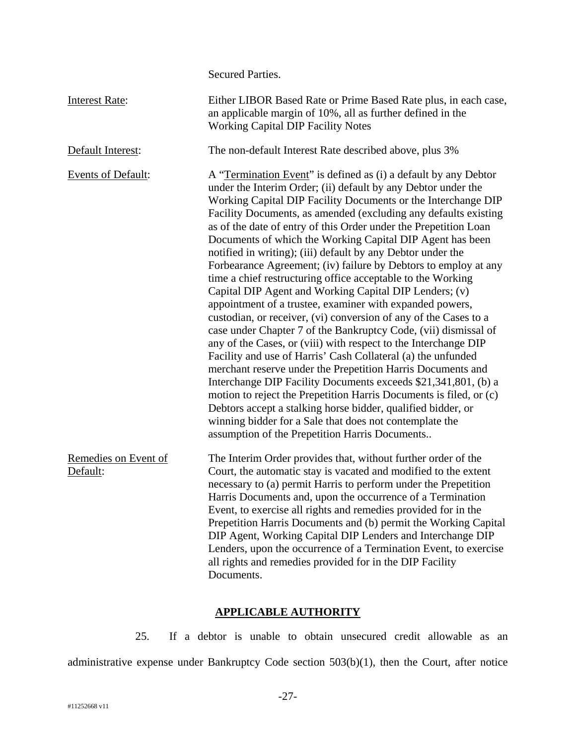| | |
|---|---|
| | Secured Parties. |
| Interest Rate: | Either LIBOR Based Rate or Prime Based Rate plus, in each case, an applicable margin of 10%, all as further defined in the Working Capital DIP Facility Notes |
| Default Interest: | The non-default Interest Rate described above, plus 3% |
| Events of Default: | A "Termination Event" is defined as (i) a default by any Debtor under the Interim Order; (ii) default by any Debtor under the Working Capital DIP Facility Documents or the Interchange DIP Facility Documents, as amended (excluding any defaults existing as of the date of entry of this Order under the Prepetition Loan Documents of which the Working Capital DIP Agent has been notified in writing); (iii) default by any Debtor under the Forbearance Agreement; (iv) failure by Debtors to employ at any time a chief restructuring office acceptable to the Working Capital DIP Agent and Working Capital DIP Lenders; (v) appointment of a trustee, examiner with expanded powers, custodian, or receiver, (vi) conversion of any of the Cases to a case under Chapter 7 of the Bankruptcy Code, (vii) dismissal of any of the Cases, or (viii) with respect to the Interchange DIP Facility and use of Harris' Cash Collateral (a) the unfunded merchant reserve under the Prepetition Harris Documents and Interchange DIP Facility Documents exceeds $21,341,801, (b) a motion to reject the Prepetition Harris Documents is filed, or (c) Debtors accept a stalking horse bidder, qualified bidder, or winning bidder for a Sale that does not contemplate the assumption of the Prepetition Harris Documents.. |
| Remedies on Event of Default: | The Interim Order provides that, without further order of the Court, the automatic stay is vacated and modified to the extent necessary to (a) permit Harris to perform under the Prepetition Harris Documents and, upon the occurrence of a Termination Event, to exercise all rights and remedies provided for in the Prepetition Harris Documents and (b) permit the Working Capital DIP Agent, Working Capital DIP Lenders and Interchange DIP Lenders, upon the occurrence of a Termination Event, to exercise all rights and remedies provided for in the DIP Facility Documents. |

## APPLICABLE AUTHORITY

25. If a debtor is unable to obtain unsecured credit allowable as an administrative expense under Bankruptcy Code section 503(b)(1), then the Court, after notice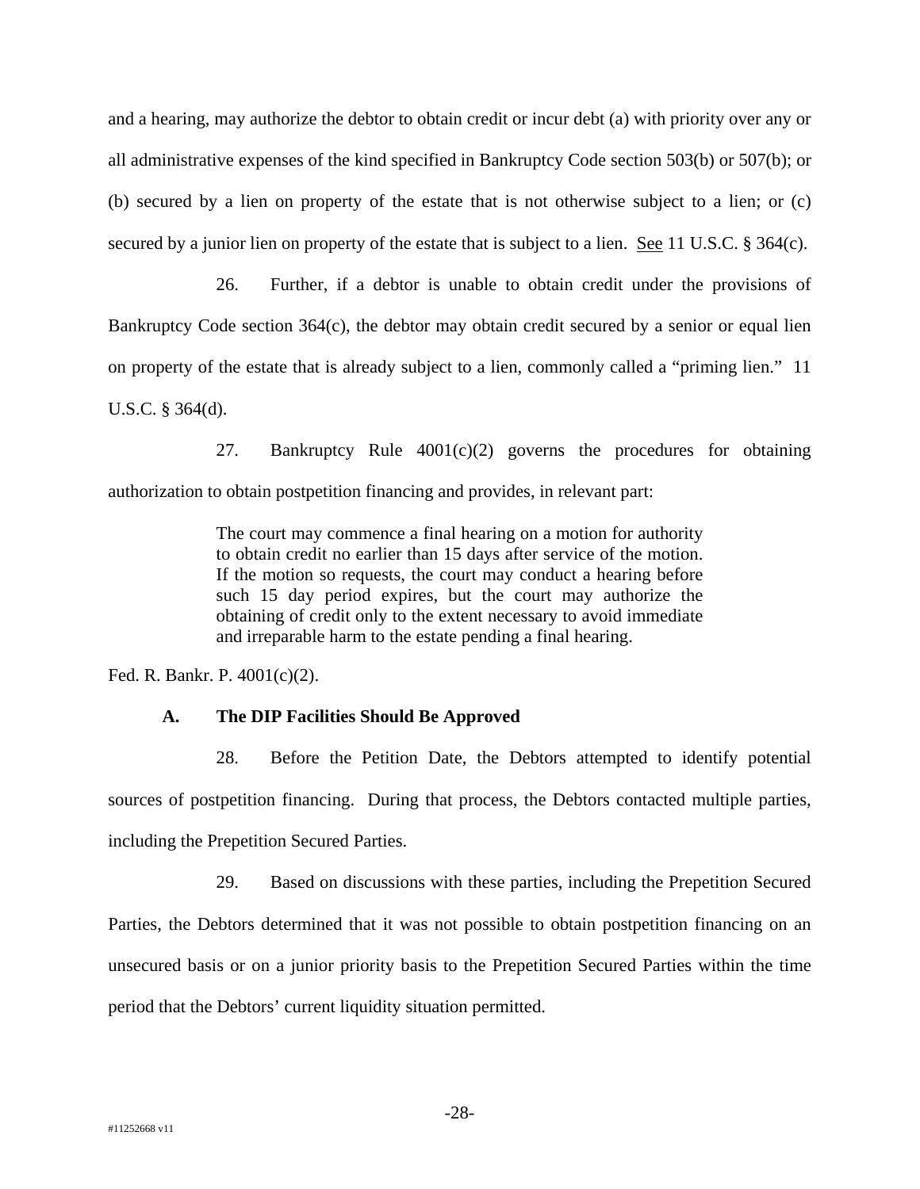and a hearing, may authorize the debtor to obtain credit or incur debt (a) with priority over any or all administrative expenses of the kind specified in Bankruptcy Code section 503(b) or 507(b); or (b) secured by a lien on property of the estate that is not otherwise subject to a lien; or (c) secured by a junior lien on property of the estate that is subject to a lien. See 11 U.S.C. § 364(c).

26. Further, if a debtor is unable to obtain credit under the provisions of Bankruptcy Code section 364(c), the debtor may obtain credit secured by a senior or equal lien on property of the estate that is already subject to a lien, commonly called a "priming lien." 11 U.S.C. § 364(d).

27. Bankruptcy Rule 4001(c)(2) governs the procedures for obtaining authorization to obtain postpetition financing and provides, in relevant part:

> The court may commence a final hearing on a motion for authority to obtain credit no earlier than 15 days after service of the motion. If the motion so requests, the court may conduct a hearing before such 15 day period expires, but the court may authorize the obtaining of credit only to the extent necessary to avoid immediate and irreparable harm to the estate pending a final hearing.

Fed. R. Bankr. P. 4001(c)(2).

### A. The DIP Facilities Should Be Approved

28. Before the Petition Date, the Debtors attempted to identify potential sources of postpetition financing. During that process, the Debtors contacted multiple parties, including the Prepetition Secured Parties.

29. Based on discussions with these parties, including the Prepetition Secured Parties, the Debtors determined that it was not possible to obtain postpetition financing on an unsecured basis or on a junior priority basis to the Prepetition Secured Parties within the time period that the Debtors' current liquidity situation permitted.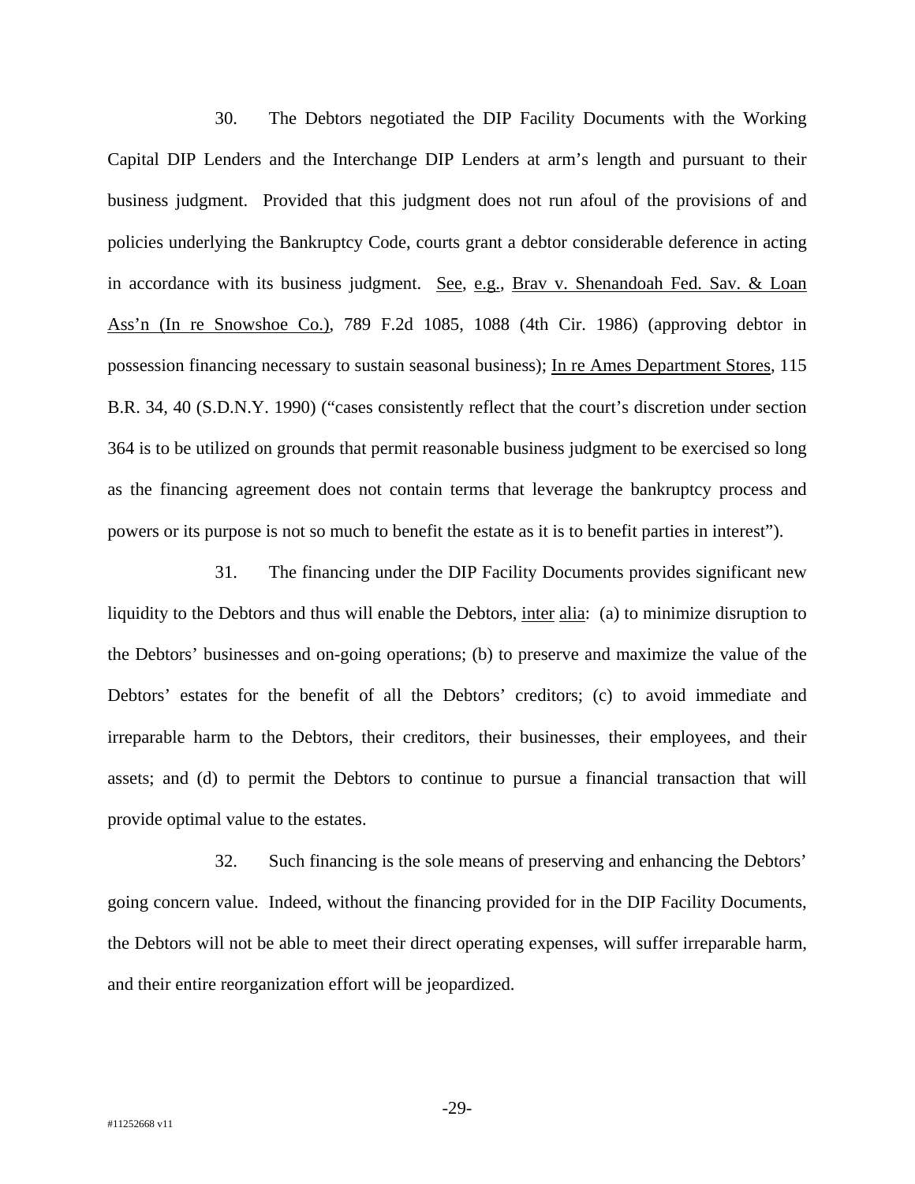30. The Debtors negotiated the DIP Facility Documents with the Working Capital DIP Lenders and the Interchange DIP Lenders at arm's length and pursuant to their business judgment. Provided that this judgment does not run afoul of the provisions of and policies underlying the Bankruptcy Code, courts grant a debtor considerable deference in acting in accordance with its business judgment. See, e.g., Brav v. Shenandoah Fed. Sav. & Loan Ass'n (In re Snowshoe Co.), 789 F.2d 1085, 1088 (4th Cir. 1986) (approving debtor in possession financing necessary to sustain seasonal business); In re Ames Department Stores, 115 B.R. 34, 40 (S.D.N.Y. 1990) ("cases consistently reflect that the court's discretion under section 364 is to be utilized on grounds that permit reasonable business judgment to be exercised so long as the financing agreement does not contain terms that leverage the bankruptcy process and powers or its purpose is not so much to benefit the estate as it is to benefit parties in interest").

31. The financing under the DIP Facility Documents provides significant new liquidity to the Debtors and thus will enable the Debtors, inter alia: (a) to minimize disruption to the Debtors' businesses and on-going operations; (b) to preserve and maximize the value of the Debtors' estates for the benefit of all the Debtors' creditors; (c) to avoid immediate and irreparable harm to the Debtors, their creditors, their businesses, their employees, and their assets; and (d) to permit the Debtors to continue to pursue a financial transaction that will provide optimal value to the estates.

32. Such financing is the sole means of preserving and enhancing the Debtors' going concern value. Indeed, without the financing provided for in the DIP Facility Documents, the Debtors will not be able to meet their direct operating expenses, will suffer irreparable harm, and their entire reorganization effort will be jeopardized.

#11252668 v11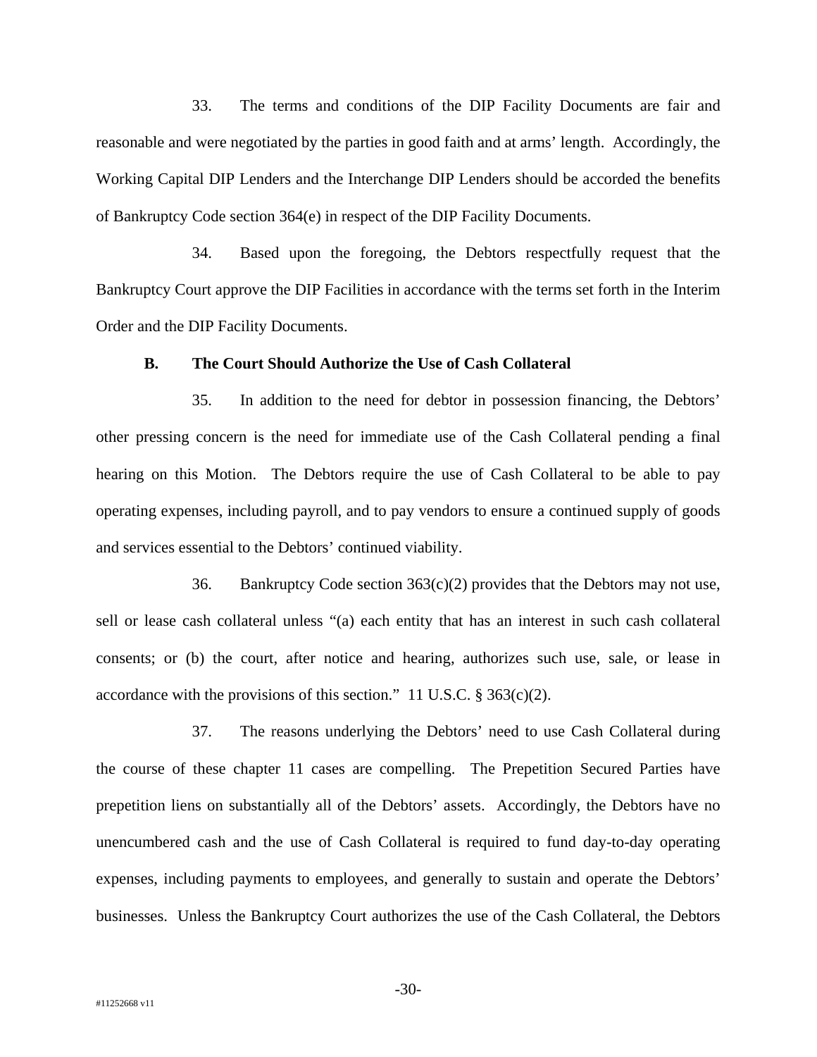33. The terms and conditions of the DIP Facility Documents are fair and reasonable and were negotiated by the parties in good faith and at arms' length. Accordingly, the Working Capital DIP Lenders and the Interchange DIP Lenders should be accorded the benefits of Bankruptcy Code section 364(e) in respect of the DIP Facility Documents.

34. Based upon the foregoing, the Debtors respectfully request that the Bankruptcy Court approve the DIP Facilities in accordance with the terms set forth in the Interim Order and the DIP Facility Documents.

**B. The Court Should Authorize the Use of Cash Collateral**

35. In addition to the need for debtor in possession financing, the Debtors' other pressing concern is the need for immediate use of the Cash Collateral pending a final hearing on this Motion. The Debtors require the use of Cash Collateral to be able to pay operating expenses, including payroll, and to pay vendors to ensure a continued supply of goods and services essential to the Debtors' continued viability.

36. Bankruptcy Code section 363(c)(2) provides that the Debtors may not use, sell or lease cash collateral unless "(a) each entity that has an interest in such cash collateral consents; or (b) the court, after notice and hearing, authorizes such use, sale, or lease in accordance with the provisions of this section." 11 U.S.C. § 363(c)(2).

37. The reasons underlying the Debtors' need to use Cash Collateral during the course of these chapter 11 cases are compelling. The Prepetition Secured Parties have prepetition liens on substantially all of the Debtors' assets. Accordingly, the Debtors have no unencumbered cash and the use of Cash Collateral is required to fund day-to-day operating expenses, including payments to employees, and generally to sustain and operate the Debtors' businesses. Unless the Bankruptcy Court authorizes the use of the Cash Collateral, the Debtors

#11252668 v11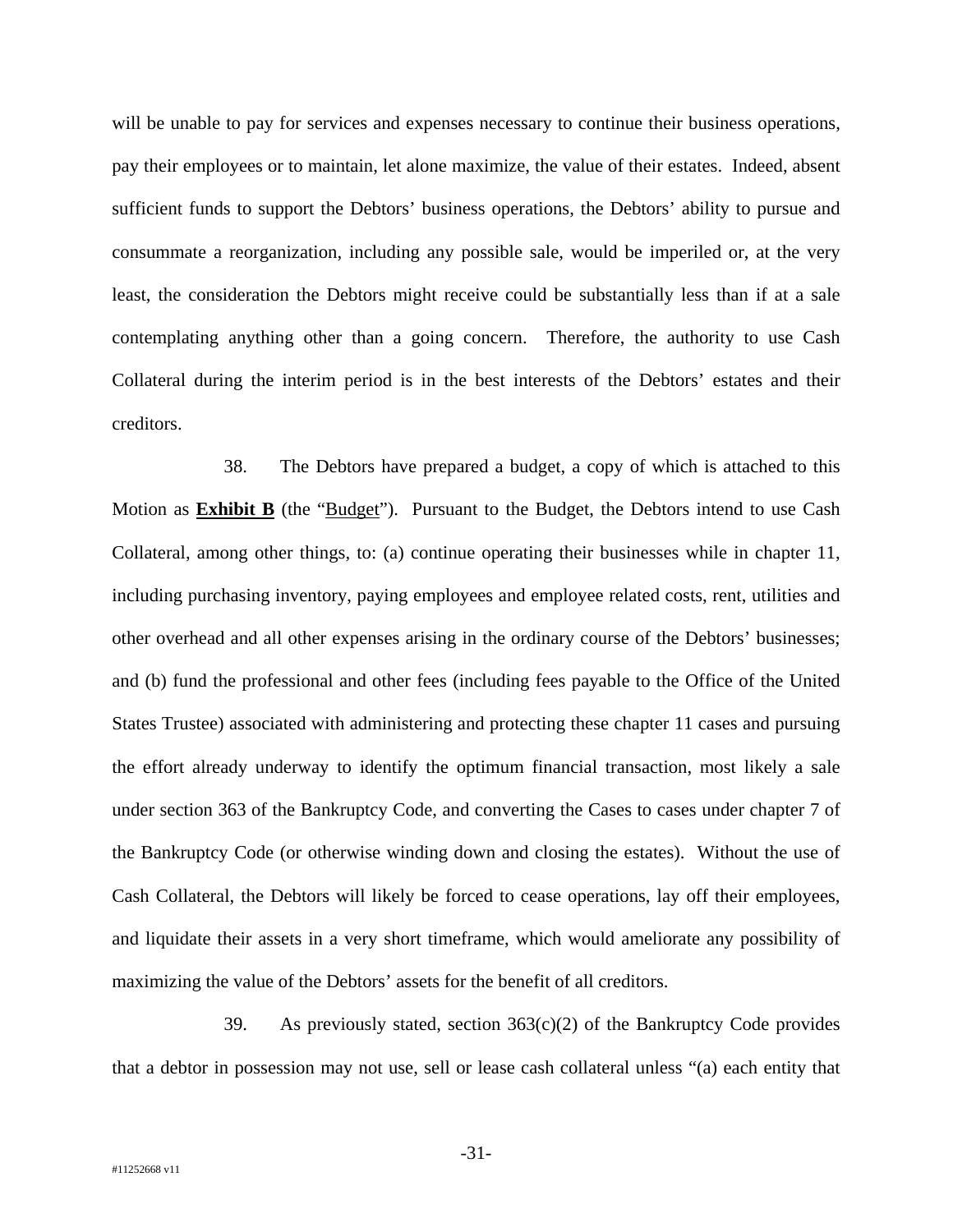will be unable to pay for services and expenses necessary to continue their business operations, pay their employees or to maintain, let alone maximize, the value of their estates. Indeed, absent sufficient funds to support the Debtors' business operations, the Debtors' ability to pursue and consummate a reorganization, including any possible sale, would be imperiled or, at the very least, the consideration the Debtors might receive could be substantially less than if at a sale contemplating anything other than a going concern. Therefore, the authority to use Cash Collateral during the interim period is in the best interests of the Debtors' estates and their creditors.

38. The Debtors have prepared a budget, a copy of which is attached to this Motion as **Exhibit B** (the "Budget"). Pursuant to the Budget, the Debtors intend to use Cash Collateral, among other things, to: (a) continue operating their businesses while in chapter 11, including purchasing inventory, paying employees and employee related costs, rent, utilities and other overhead and all other expenses arising in the ordinary course of the Debtors' businesses; and (b) fund the professional and other fees (including fees payable to the Office of the United States Trustee) associated with administering and protecting these chapter 11 cases and pursuing the effort already underway to identify the optimum financial transaction, most likely a sale under section 363 of the Bankruptcy Code, and converting the Cases to cases under chapter 7 of the Bankruptcy Code (or otherwise winding down and closing the estates). Without the use of Cash Collateral, the Debtors will likely be forced to cease operations, lay off their employees, and liquidate their assets in a very short timeframe, which would ameliorate any possibility of maximizing the value of the Debtors' assets for the benefit of all creditors.

39. As previously stated, section 363(c)(2) of the Bankruptcy Code provides that a debtor in possession may not use, sell or lease cash collateral unless "(a) each entity that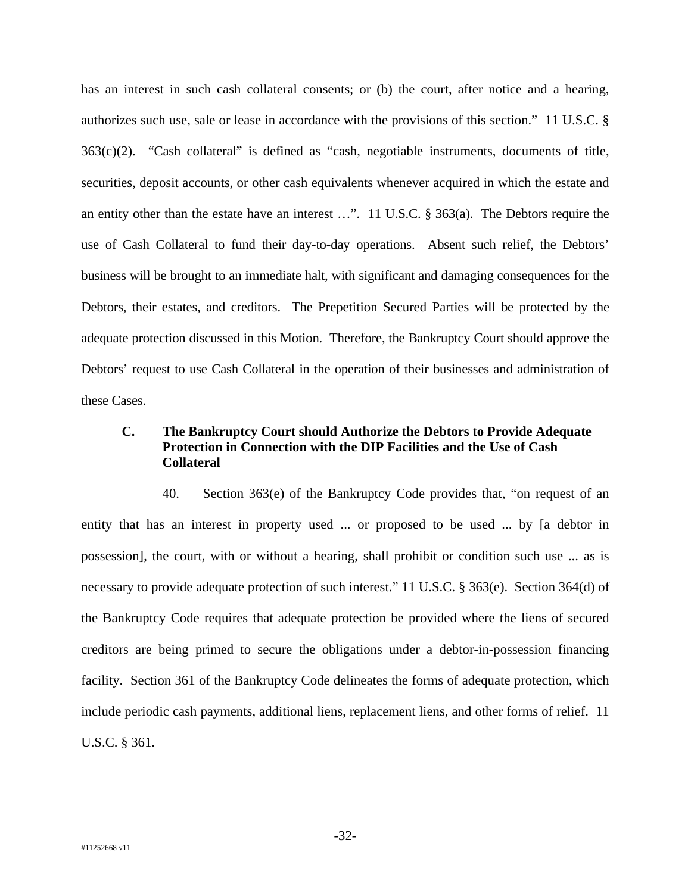has an interest in such cash collateral consents; or (b) the court, after notice and a hearing, authorizes such use, sale or lease in accordance with the provisions of this section." 11 U.S.C. § 363(c)(2). "Cash collateral" is defined as "cash, negotiable instruments, documents of title, securities, deposit accounts, or other cash equivalents whenever acquired in which the estate and an entity other than the estate have an interest …". 11 U.S.C. § 363(a). The Debtors require the use of Cash Collateral to fund their day-to-day operations. Absent such relief, the Debtors' business will be brought to an immediate halt, with significant and damaging consequences for the Debtors, their estates, and creditors. The Prepetition Secured Parties will be protected by the adequate protection discussed in this Motion. Therefore, the Bankruptcy Court should approve the Debtors' request to use Cash Collateral in the operation of their businesses and administration of these Cases.

### C. The Bankruptcy Court should Authorize the Debtors to Provide Adequate Protection in Connection with the DIP Facilities and the Use of Cash Collateral

40. Section 363(e) of the Bankruptcy Code provides that, "on request of an entity that has an interest in property used ... or proposed to be used ... by [a debtor in possession], the court, with or without a hearing, shall prohibit or condition such use ... as is necessary to provide adequate protection of such interest." 11 U.S.C. § 363(e). Section 364(d) of the Bankruptcy Code requires that adequate protection be provided where the liens of secured creditors are being primed to secure the obligations under a debtor-in-possession financing facility. Section 361 of the Bankruptcy Code delineates the forms of adequate protection, which include periodic cash payments, additional liens, replacement liens, and other forms of relief. 11 U.S.C. § 361.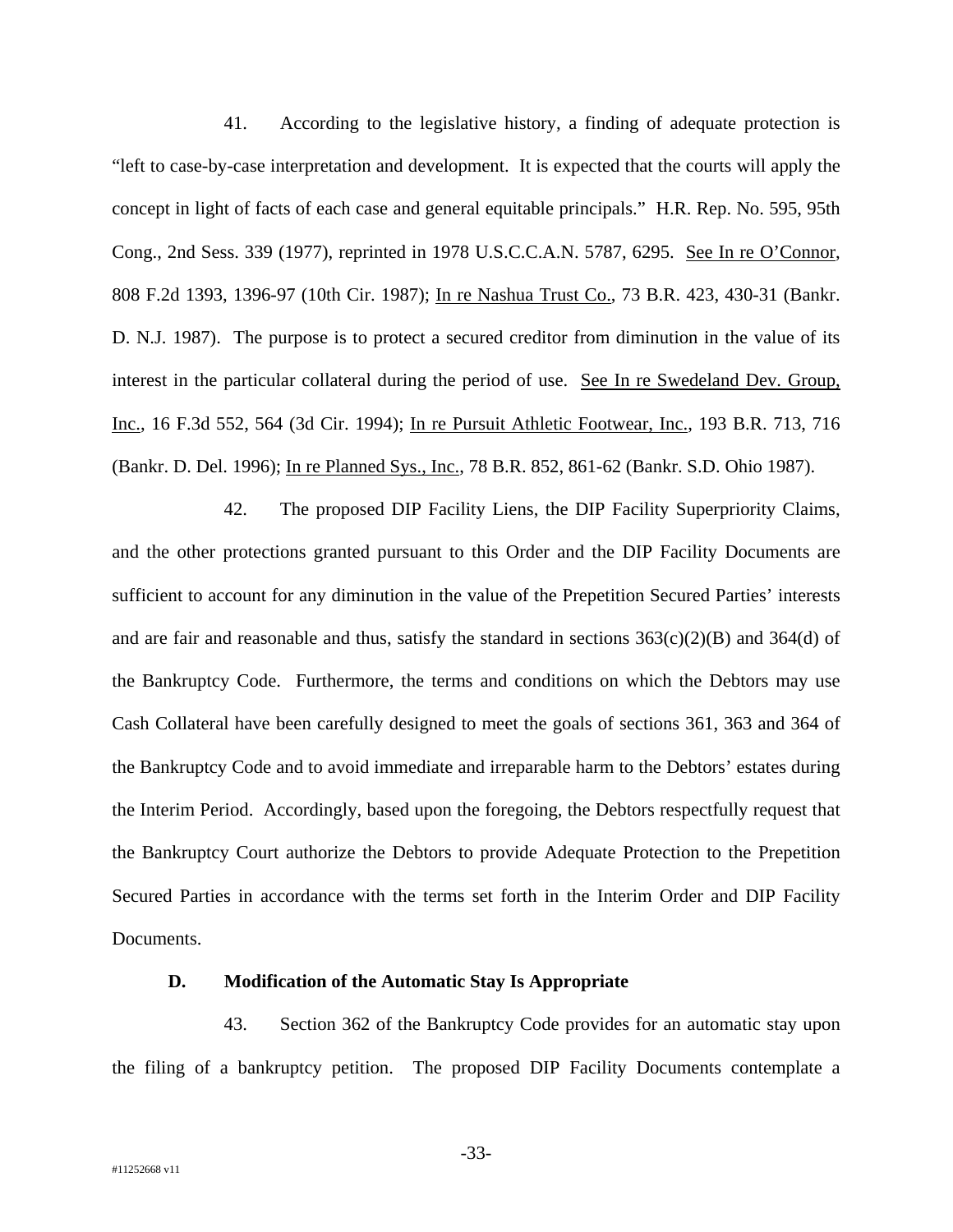41. According to the legislative history, a finding of adequate protection is "left to case-by-case interpretation and development. It is expected that the courts will apply the concept in light of facts of each case and general equitable principals." H.R. Rep. No. 595, 95th Cong., 2nd Sess. 339 (1977), reprinted in 1978 U.S.C.C.A.N. 5787, 6295. See In re O'Connor, 808 F.2d 1393, 1396-97 (10th Cir. 1987); In re Nashua Trust Co., 73 B.R. 423, 430-31 (Bankr. D. N.J. 1987). The purpose is to protect a secured creditor from diminution in the value of its interest in the particular collateral during the period of use. See In re Swedeland Dev. Group, Inc., 16 F.3d 552, 564 (3d Cir. 1994); In re Pursuit Athletic Footwear, Inc., 193 B.R. 713, 716 (Bankr. D. Del. 1996); In re Planned Sys., Inc., 78 B.R. 852, 861-62 (Bankr. S.D. Ohio 1987).

42. The proposed DIP Facility Liens, the DIP Facility Superpriority Claims, and the other protections granted pursuant to this Order and the DIP Facility Documents are sufficient to account for any diminution in the value of the Prepetition Secured Parties' interests and are fair and reasonable and thus, satisfy the standard in sections 363(c)(2)(B) and 364(d) of the Bankruptcy Code. Furthermore, the terms and conditions on which the Debtors may use Cash Collateral have been carefully designed to meet the goals of sections 361, 363 and 364 of the Bankruptcy Code and to avoid immediate and irreparable harm to the Debtors' estates during the Interim Period. Accordingly, based upon the foregoing, the Debtors respectfully request that the Bankruptcy Court authorize the Debtors to provide Adequate Protection to the Prepetition Secured Parties in accordance with the terms set forth in the Interim Order and DIP Facility Documents.

### D. Modification of the Automatic Stay Is Appropriate

43. Section 362 of the Bankruptcy Code provides for an automatic stay upon the filing of a bankruptcy petition. The proposed DIP Facility Documents contemplate a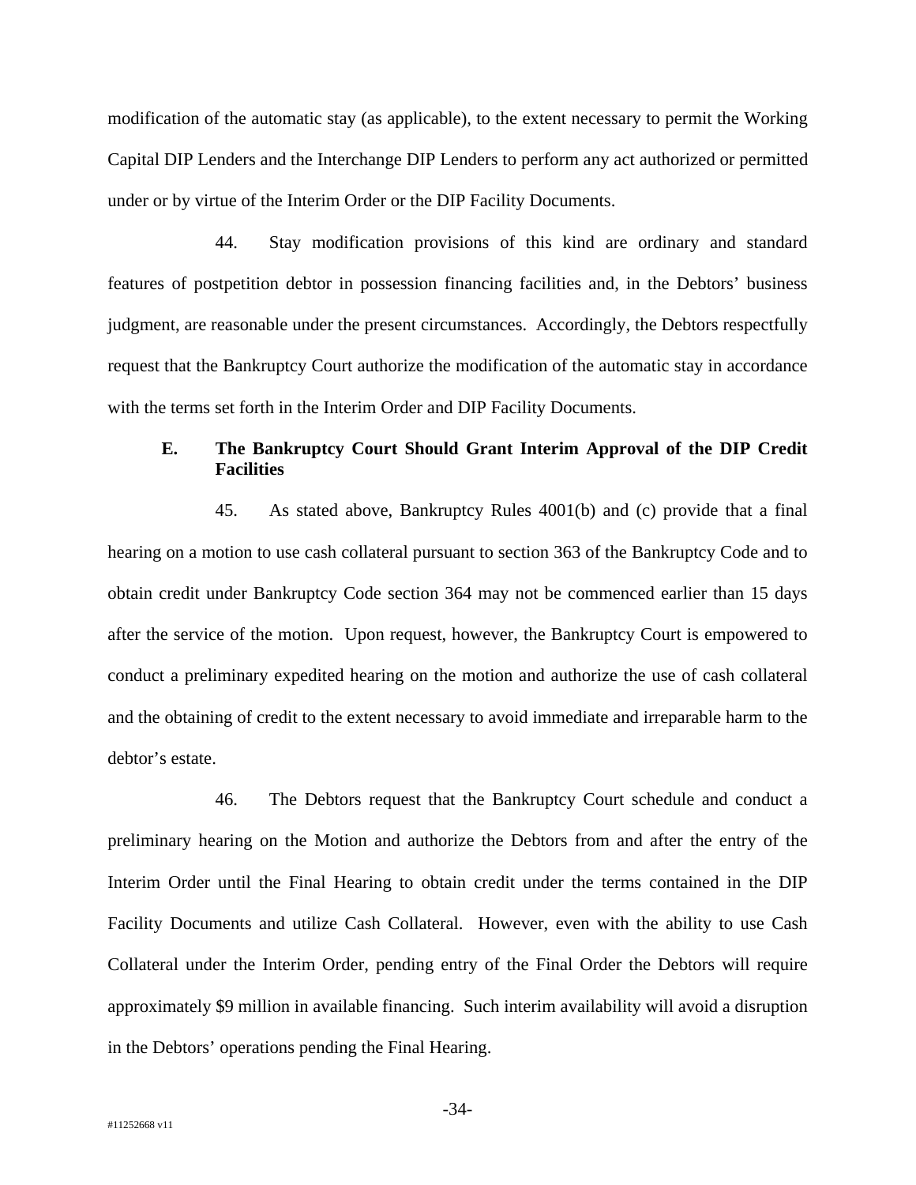modification of the automatic stay (as applicable), to the extent necessary to permit the Working Capital DIP Lenders and the Interchange DIP Lenders to perform any act authorized or permitted under or by virtue of the Interim Order or the DIP Facility Documents.

44. Stay modification provisions of this kind are ordinary and standard features of postpetition debtor in possession financing facilities and, in the Debtors' business judgment, are reasonable under the present circumstances. Accordingly, the Debtors respectfully request that the Bankruptcy Court authorize the modification of the automatic stay in accordance with the terms set forth in the Interim Order and DIP Facility Documents.

### E. The Bankruptcy Court Should Grant Interim Approval of the DIP Credit Facilities

45. As stated above, Bankruptcy Rules 4001(b) and (c) provide that a final hearing on a motion to use cash collateral pursuant to section 363 of the Bankruptcy Code and to obtain credit under Bankruptcy Code section 364 may not be commenced earlier than 15 days after the service of the motion. Upon request, however, the Bankruptcy Court is empowered to conduct a preliminary expedited hearing on the motion and authorize the use of cash collateral and the obtaining of credit to the extent necessary to avoid immediate and irreparable harm to the debtor's estate.

46. The Debtors request that the Bankruptcy Court schedule and conduct a preliminary hearing on the Motion and authorize the Debtors from and after the entry of the Interim Order until the Final Hearing to obtain credit under the terms contained in the DIP Facility Documents and utilize Cash Collateral. However, even with the ability to use Cash Collateral under the Interim Order, pending entry of the Final Order the Debtors will require approximately $9 million in available financing. Such interim availability will avoid a disruption in the Debtors' operations pending the Final Hearing.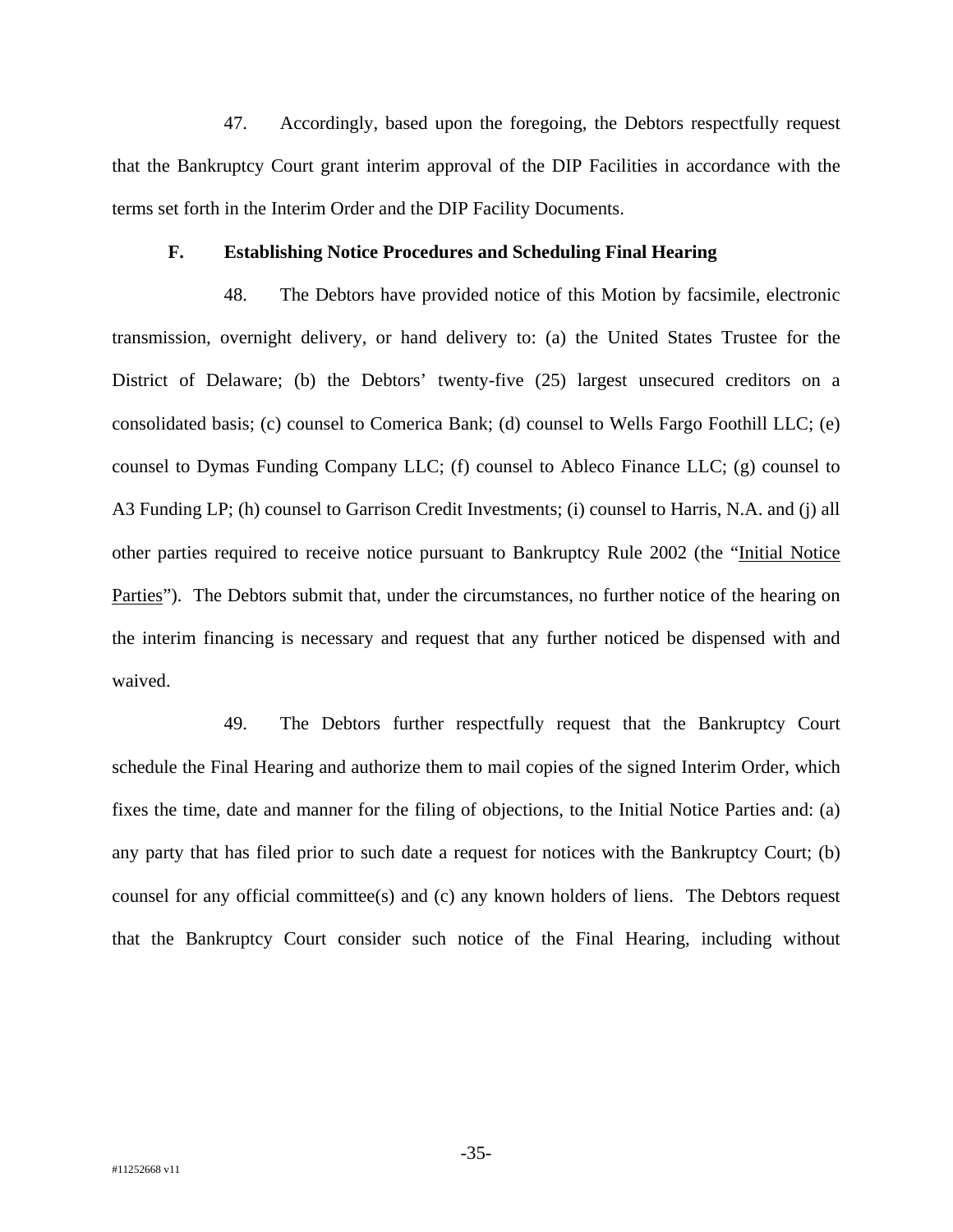47. Accordingly, based upon the foregoing, the Debtors respectfully request that the Bankruptcy Court grant interim approval of the DIP Facilities in accordance with the terms set forth in the Interim Order and the DIP Facility Documents.

### F. Establishing Notice Procedures and Scheduling Final Hearing

48. The Debtors have provided notice of this Motion by facsimile, electronic transmission, overnight delivery, or hand delivery to: (a) the United States Trustee for the District of Delaware; (b) the Debtors' twenty-five (25) largest unsecured creditors on a consolidated basis; (c) counsel to Comerica Bank; (d) counsel to Wells Fargo Foothill LLC; (e) counsel to Dymas Funding Company LLC; (f) counsel to Ableco Finance LLC; (g) counsel to A3 Funding LP; (h) counsel to Garrison Credit Investments; (i) counsel to Harris, N.A. and (j) all other parties required to receive notice pursuant to Bankruptcy Rule 2002 (the "Initial Notice Parties"). The Debtors submit that, under the circumstances, no further notice of the hearing on the interim financing is necessary and request that any further noticed be dispensed with and waived.

49. The Debtors further respectfully request that the Bankruptcy Court schedule the Final Hearing and authorize them to mail copies of the signed Interim Order, which fixes the time, date and manner for the filing of objections, to the Initial Notice Parties and: (a) any party that has filed prior to such date a request for notices with the Bankruptcy Court; (b) counsel for any official committee(s) and (c) any known holders of liens. The Debtors request that the Bankruptcy Court consider such notice of the Final Hearing, including without

#11252668 v11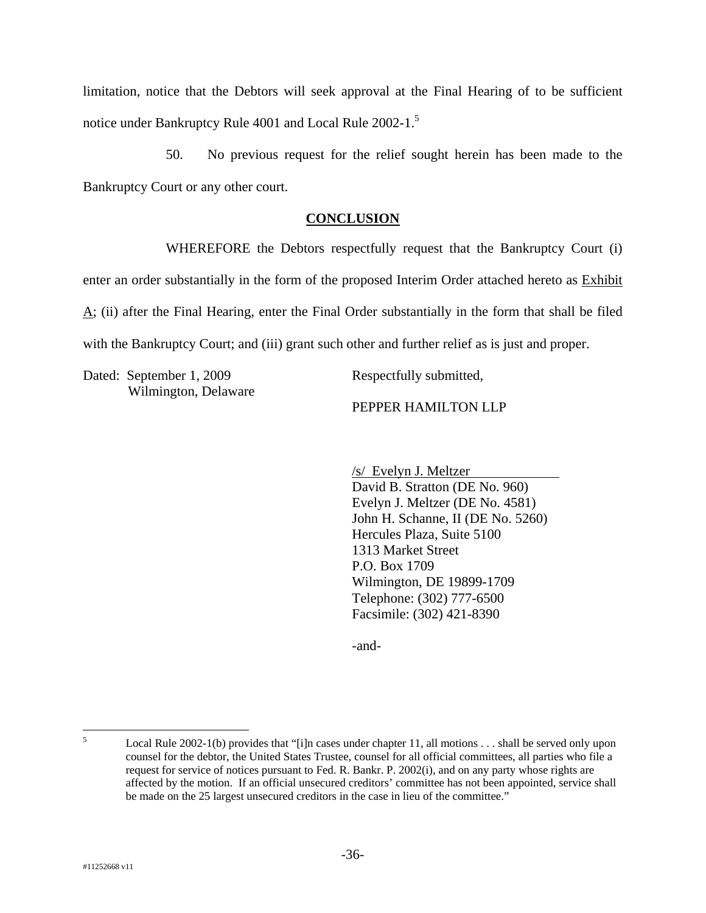limitation, notice that the Debtors will seek approval at the Final Hearing of to be sufficient notice under Bankruptcy Rule 4001 and Local Rule 2002-1.[5]

50. No previous request for the relief sought herein has been made to the Bankruptcy Court or any other court.

## CONCLUSION

WHEREFORE the Debtors respectfully request that the Bankruptcy Court (i) enter an order substantially in the form of the proposed Interim Order attached hereto as Exhibit A; (ii) after the Final Hearing, enter the Final Order substantially in the form that shall be filed with the Bankruptcy Court; and (iii) grant such other and further relief as is just and proper.

Dated: September 1, 2009
Wilmington, Delaware

Respectfully submitted,

PEPPER HAMILTON LLP

/s/ Evelyn J. Meltzer
David B. Stratton (DE No. 960)
Evelyn J. Meltzer (DE No. 4581)
John H. Schanne, II (DE No. 5260)
Hercules Plaza, Suite 5100
1313 Market Street
P.O. Box 1709
Wilmington, DE 19899-1709
Telephone: (302) 777-6500
Facsimile: (302) 421-8390

-and-

[5] Local Rule 2002-1(b) provides that "[i]n cases under chapter 11, all motions . . . shall be served only upon counsel for the debtor, the United States Trustee, counsel for all official committees, all parties who file a request for service of notices pursuant to Fed. R. Bankr. P. 2002(i), and on any party whose rights are affected by the motion. If an official unsecured creditors' committee has not been appointed, service shall be made on the 25 largest unsecured creditors in the case in lieu of the committee."

#11252668 v11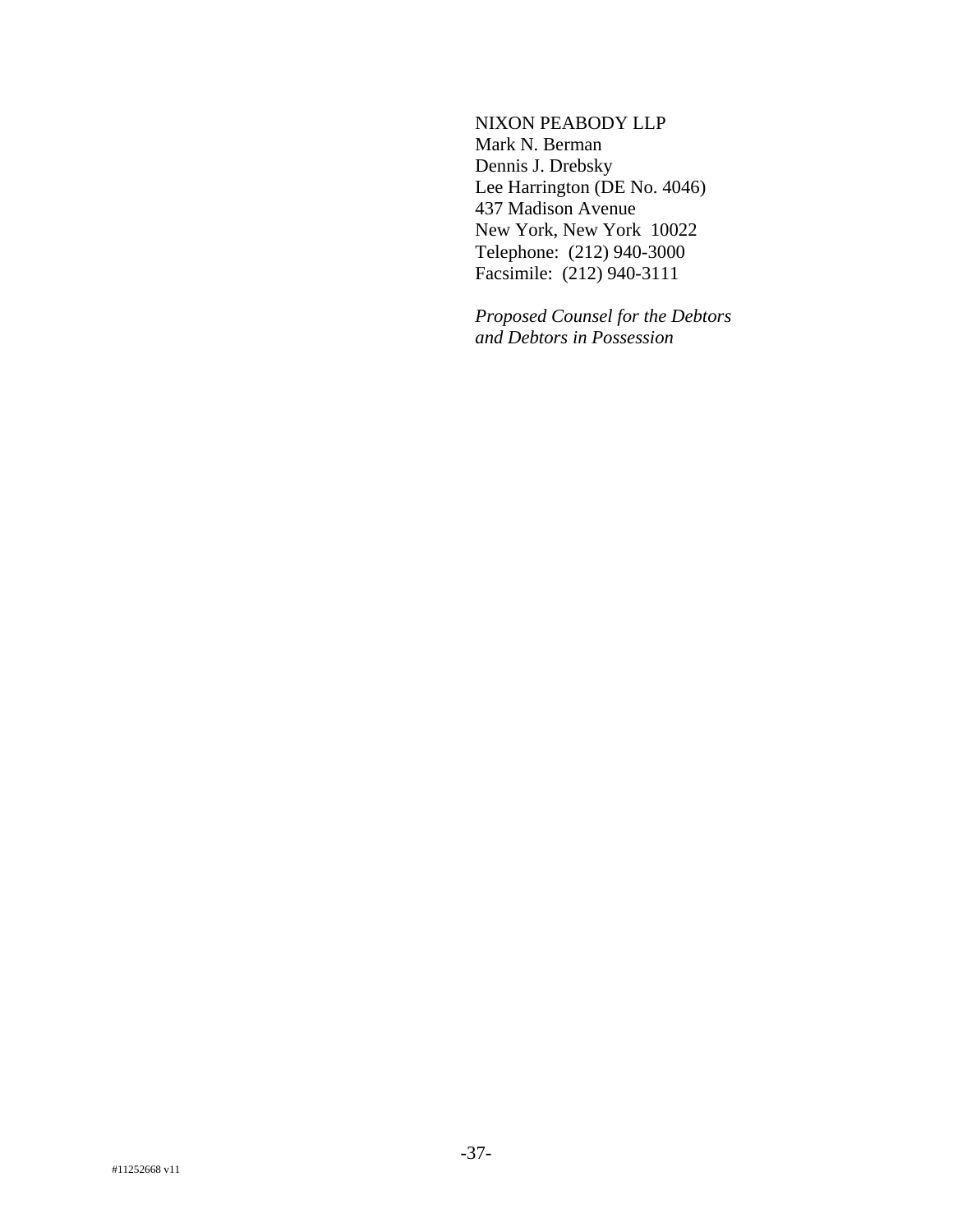NIXON PEABODY LLP
Mark N. Berman
Dennis J. Drebsky
Lee Harrington (DE No. 4046)
437 Madison Avenue
New York, New York 10022
Telephone: (212) 940-3000
Facsimile: (212) 940-3111

*Proposed Counsel for the Debtors and Debtors in Possession*

#11252668 v11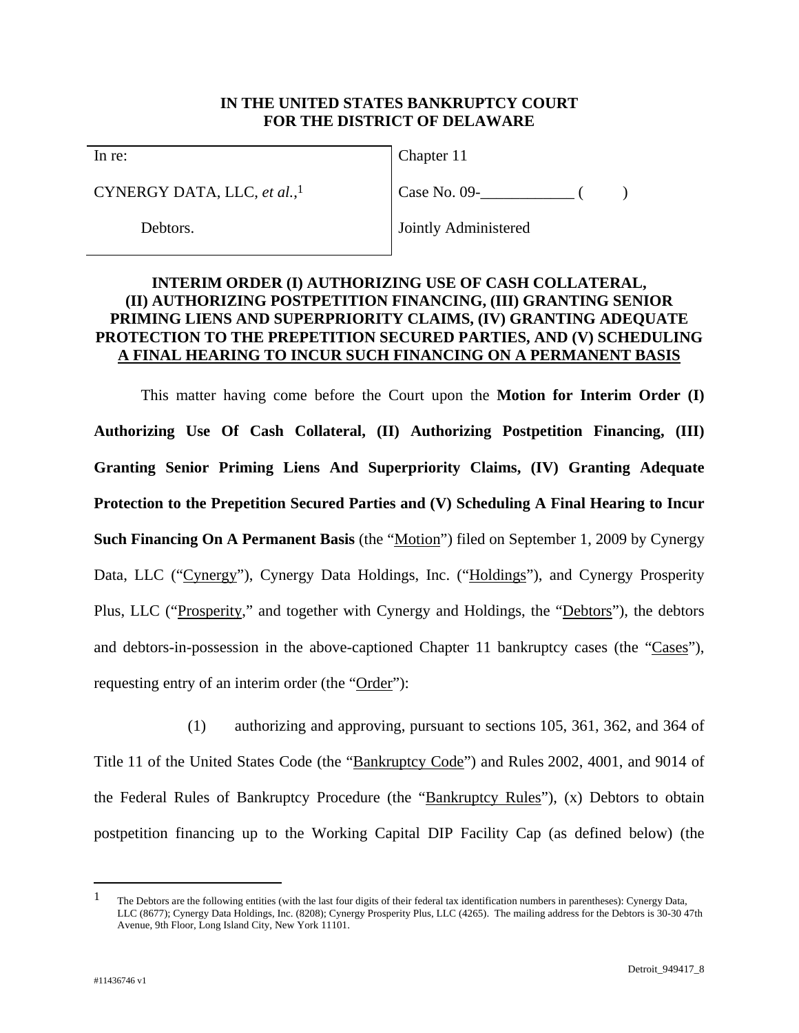**IN THE UNITED STATES BANKRUPTCY COURT**
**FOR THE DISTRICT OF DELAWARE**

| In re: | Chapter 11 |
| --- | --- |
| CYNERGY DATA, LLC, *et al.*,[1] | Case No. 09-____________ (        ) |
| Debtors. | Jointly Administered |

**INTERIM ORDER (I) AUTHORIZING USE OF CASH COLLATERAL, (II) AUTHORIZING POSTPETITION FINANCING, (III) GRANTING SENIOR PRIMING LIENS AND SUPERPRIORITY CLAIMS, (IV) GRANTING ADEQUATE PROTECTION TO THE PREPETITION SECURED PARTIES, AND (V) SCHEDULING A FINAL HEARING TO INCUR SUCH FINANCING ON A PERMANENT BASIS**

This matter having come before the Court upon the **Motion for Interim Order (I) Authorizing Use Of Cash Collateral, (II) Authorizing Postpetition Financing, (III) Granting Senior Priming Liens And Superpriority Claims, (IV) Granting Adequate Protection to the Prepetition Secured Parties and (V) Scheduling A Final Hearing to Incur Such Financing On A Permanent Basis** (the "Motion") filed on September 1, 2009 by Cynergy Data, LLC ("Cynergy"), Cynergy Data Holdings, Inc. ("Holdings"), and Cynergy Prosperity Plus, LLC ("Prosperity," and together with Cynergy and Holdings, the "Debtors"), the debtors and debtors-in-possession in the above-captioned Chapter 11 bankruptcy cases (the "Cases"), requesting entry of an interim order (the "Order"):

(1) authorizing and approving, pursuant to sections 105, 361, 362, and 364 of Title 11 of the United States Code (the "Bankruptcy Code") and Rules 2002, 4001, and 9014 of the Federal Rules of Bankruptcy Procedure (the "Bankruptcy Rules"), (x) Debtors to obtain postpetition financing up to the Working Capital DIP Facility Cap (as defined below) (the

---

[1] The Debtors are the following entities (with the last four digits of their federal tax identification numbers in parentheses): Cynergy Data, LLC (8677); Cynergy Data Holdings, Inc. (8208); Cynergy Prosperity Plus, LLC (4265). The mailing address for the Debtors is 30-30 47th Avenue, 9th Floor, Long Island City, New York 11101.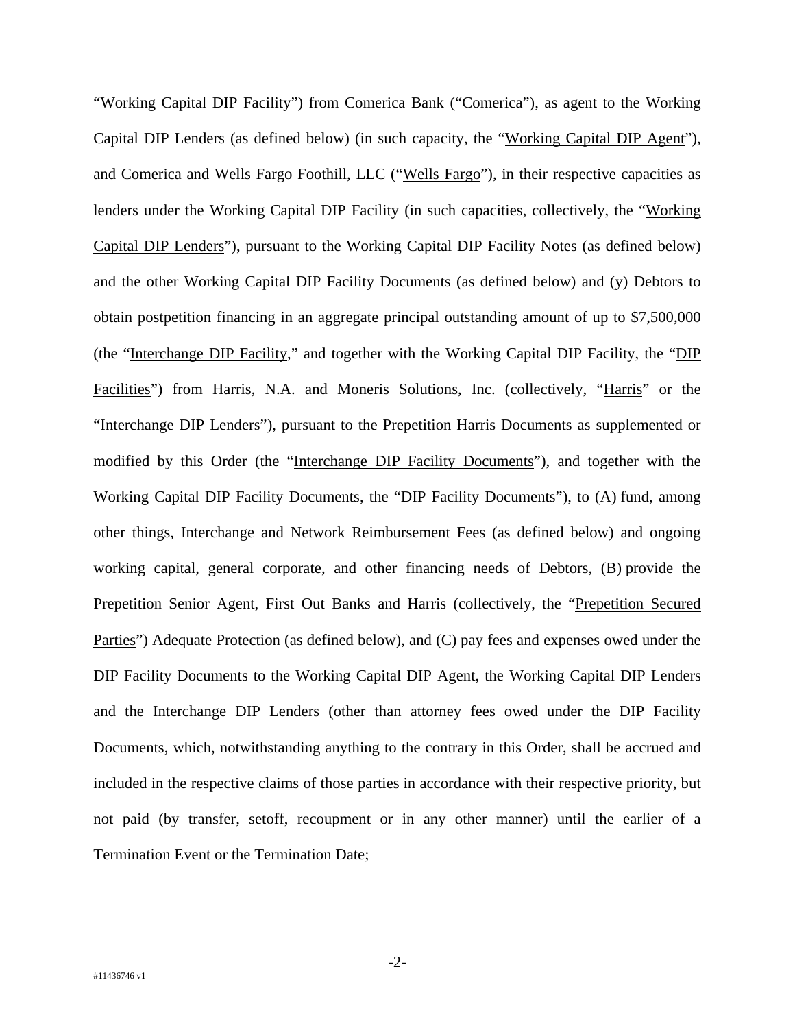"Working Capital DIP Facility") from Comerica Bank ("Comerica"), as agent to the Working Capital DIP Lenders (as defined below) (in such capacity, the "Working Capital DIP Agent"), and Comerica and Wells Fargo Foothill, LLC ("Wells Fargo"), in their respective capacities as lenders under the Working Capital DIP Facility (in such capacities, collectively, the "Working Capital DIP Lenders"), pursuant to the Working Capital DIP Facility Notes (as defined below) and the other Working Capital DIP Facility Documents (as defined below) and (y) Debtors to obtain postpetition financing in an aggregate principal outstanding amount of up to $7,500,000 (the "Interchange DIP Facility," and together with the Working Capital DIP Facility, the "DIP Facilities") from Harris, N.A. and Moneris Solutions, Inc. (collectively, "Harris" or the "Interchange DIP Lenders"), pursuant to the Prepetition Harris Documents as supplemented or modified by this Order (the "Interchange DIP Facility Documents"), and together with the Working Capital DIP Facility Documents, the "DIP Facility Documents"), to (A) fund, among other things, Interchange and Network Reimbursement Fees (as defined below) and ongoing working capital, general corporate, and other financing needs of Debtors, (B) provide the Prepetition Senior Agent, First Out Banks and Harris (collectively, the "Prepetition Secured Parties") Adequate Protection (as defined below), and (C) pay fees and expenses owed under the DIP Facility Documents to the Working Capital DIP Agent, the Working Capital DIP Lenders and the Interchange DIP Lenders (other than attorney fees owed under the DIP Facility Documents, which, notwithstanding anything to the contrary in this Order, shall be accrued and included in the respective claims of those parties in accordance with their respective priority, but not paid (by transfer, setoff, recoupment or in any other manner) until the earlier of a Termination Event or the Termination Date;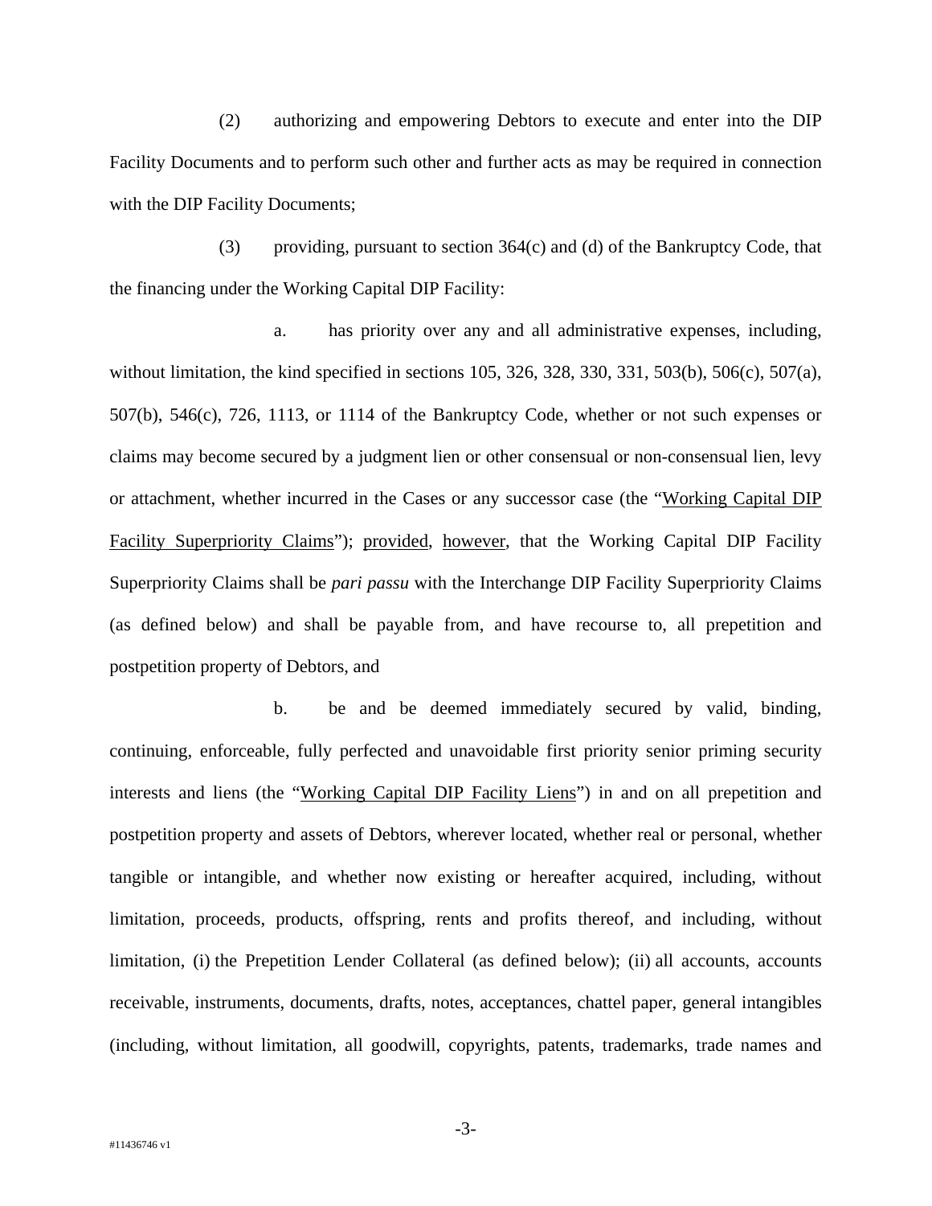(2) authorizing and empowering Debtors to execute and enter into the DIP Facility Documents and to perform such other and further acts as may be required in connection with the DIP Facility Documents;

(3) providing, pursuant to section 364(c) and (d) of the Bankruptcy Code, that the financing under the Working Capital DIP Facility:

a. has priority over any and all administrative expenses, including, without limitation, the kind specified in sections 105, 326, 328, 330, 331, 503(b), 506(c), 507(a), 507(b), 546(c), 726, 1113, or 1114 of the Bankruptcy Code, whether or not such expenses or claims may become secured by a judgment lien or other consensual or non-consensual lien, levy or attachment, whether incurred in the Cases or any successor case (the "Working Capital DIP Facility Superpriority Claims"); provided, however, that the Working Capital DIP Facility Superpriority Claims shall be *pari passu* with the Interchange DIP Facility Superpriority Claims (as defined below) and shall be payable from, and have recourse to, all prepetition and postpetition property of Debtors, and

b. be and be deemed immediately secured by valid, binding, continuing, enforceable, fully perfected and unavoidable first priority senior priming security interests and liens (the "Working Capital DIP Facility Liens") in and on all prepetition and postpetition property and assets of Debtors, wherever located, whether real or personal, whether tangible or intangible, and whether now existing or hereafter acquired, including, without limitation, proceeds, products, offspring, rents and profits thereof, and including, without limitation, (i) the Prepetition Lender Collateral (as defined below); (ii) all accounts, accounts receivable, instruments, documents, drafts, notes, acceptances, chattel paper, general intangibles (including, without limitation, all goodwill, copyrights, patents, trademarks, trade names and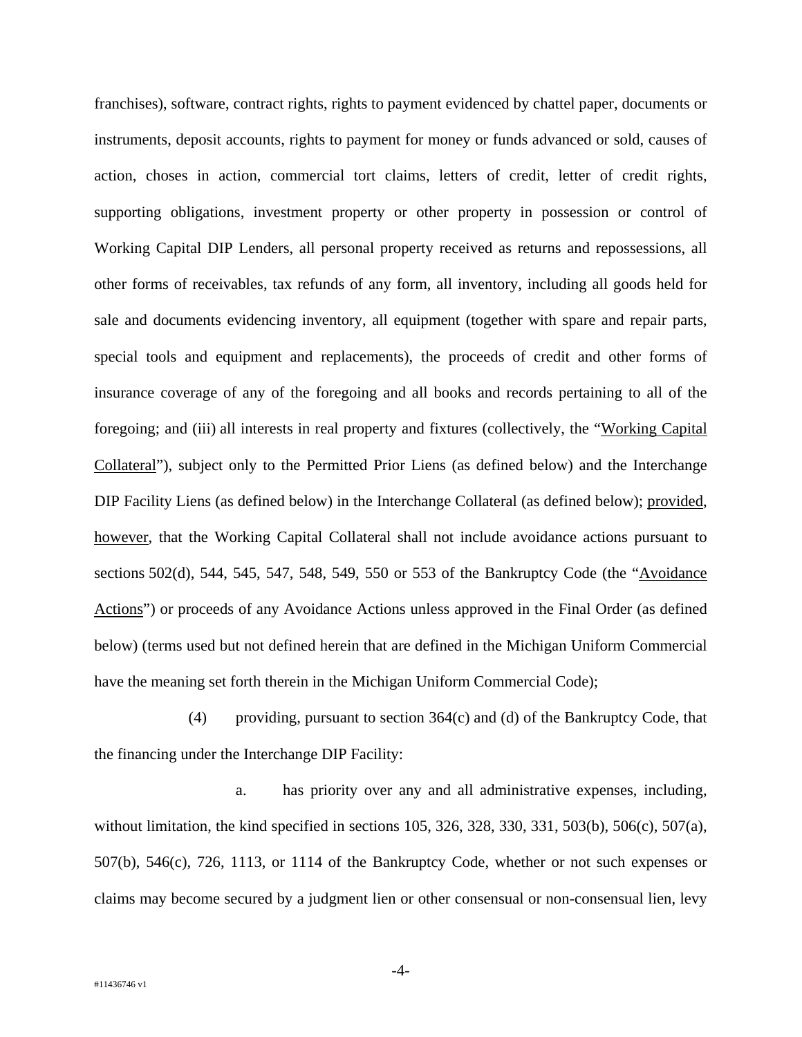franchises), software, contract rights, rights to payment evidenced by chattel paper, documents or instruments, deposit accounts, rights to payment for money or funds advanced or sold, causes of action, choses in action, commercial tort claims, letters of credit, letter of credit rights, supporting obligations, investment property or other property in possession or control of Working Capital DIP Lenders, all personal property received as returns and repossessions, all other forms of receivables, tax refunds of any form, all inventory, including all goods held for sale and documents evidencing inventory, all equipment (together with spare and repair parts, special tools and equipment and replacements), the proceeds of credit and other forms of insurance coverage of any of the foregoing and all books and records pertaining to all of the foregoing; and (iii) all interests in real property and fixtures (collectively, the "Working Capital Collateral"), subject only to the Permitted Prior Liens (as defined below) and the Interchange DIP Facility Liens (as defined below) in the Interchange Collateral (as defined below); provided, however, that the Working Capital Collateral shall not include avoidance actions pursuant to sections 502(d), 544, 545, 547, 548, 549, 550 or 553 of the Bankruptcy Code (the "Avoidance Actions") or proceeds of any Avoidance Actions unless approved in the Final Order (as defined below) (terms used but not defined herein that are defined in the Michigan Uniform Commercial have the meaning set forth therein in the Michigan Uniform Commercial Code);

(4) providing, pursuant to section 364(c) and (d) of the Bankruptcy Code, that the financing under the Interchange DIP Facility:

a. has priority over any and all administrative expenses, including, without limitation, the kind specified in sections 105, 326, 328, 330, 331, 503(b), 506(c), 507(a), 507(b), 546(c), 726, 1113, or 1114 of the Bankruptcy Code, whether or not such expenses or claims may become secured by a judgment lien or other consensual or non-consensual lien, levy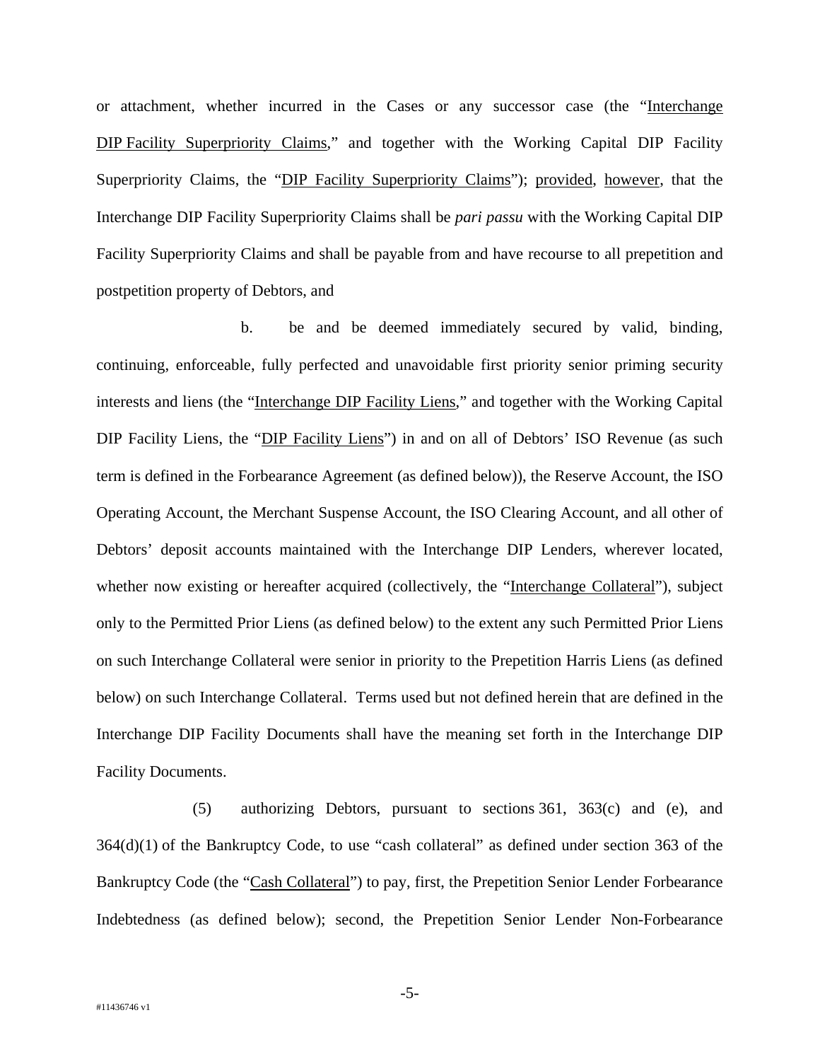or attachment, whether incurred in the Cases or any successor case (the "Interchange DIP Facility Superpriority Claims," and together with the Working Capital DIP Facility Superpriority Claims, the "DIP Facility Superpriority Claims"); provided, however, that the Interchange DIP Facility Superpriority Claims shall be *pari passu* with the Working Capital DIP Facility Superpriority Claims and shall be payable from and have recourse to all prepetition and postpetition property of Debtors, and

b. be and be deemed immediately secured by valid, binding, continuing, enforceable, fully perfected and unavoidable first priority senior priming security interests and liens (the "Interchange DIP Facility Liens," and together with the Working Capital DIP Facility Liens, the "DIP Facility Liens") in and on all of Debtors' ISO Revenue (as such term is defined in the Forbearance Agreement (as defined below)), the Reserve Account, the ISO Operating Account, the Merchant Suspense Account, the ISO Clearing Account, and all other of Debtors' deposit accounts maintained with the Interchange DIP Lenders, wherever located, whether now existing or hereafter acquired (collectively, the "Interchange Collateral"), subject only to the Permitted Prior Liens (as defined below) to the extent any such Permitted Prior Liens on such Interchange Collateral were senior in priority to the Prepetition Harris Liens (as defined below) on such Interchange Collateral. Terms used but not defined herein that are defined in the Interchange DIP Facility Documents shall have the meaning set forth in the Interchange DIP Facility Documents.

(5) authorizing Debtors, pursuant to sections 361, 363(c) and (e), and 364(d)(1) of the Bankruptcy Code, to use "cash collateral" as defined under section 363 of the Bankruptcy Code (the "Cash Collateral") to pay, first, the Prepetition Senior Lender Forbearance Indebtedness (as defined below); second, the Prepetition Senior Lender Non-Forbearance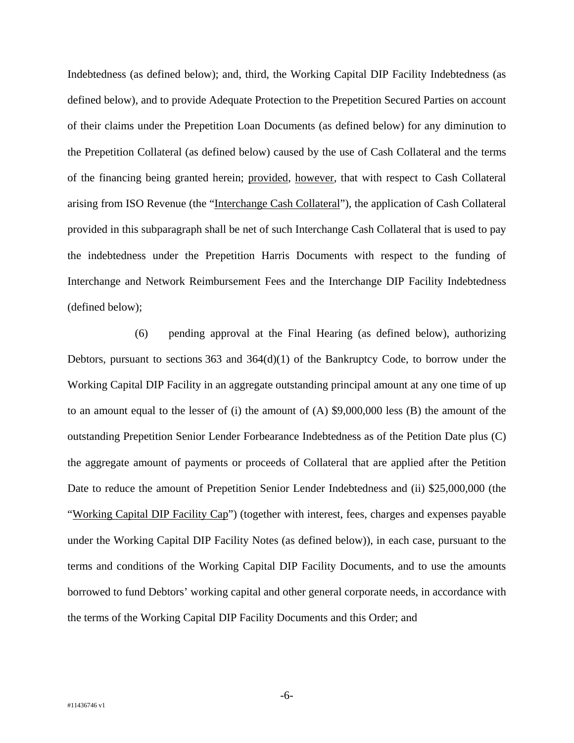Indebtedness (as defined below); and, third, the Working Capital DIP Facility Indebtedness (as defined below), and to provide Adequate Protection to the Prepetition Secured Parties on account of their claims under the Prepetition Loan Documents (as defined below) for any diminution to the Prepetition Collateral (as defined below) caused by the use of Cash Collateral and the terms of the financing being granted herein; provided, however, that with respect to Cash Collateral arising from ISO Revenue (the "Interchange Cash Collateral"), the application of Cash Collateral provided in this subparagraph shall be net of such Interchange Cash Collateral that is used to pay the indebtedness under the Prepetition Harris Documents with respect to the funding of Interchange and Network Reimbursement Fees and the Interchange DIP Facility Indebtedness (defined below);

(6) pending approval at the Final Hearing (as defined below), authorizing Debtors, pursuant to sections 363 and 364(d)(1) of the Bankruptcy Code, to borrow under the Working Capital DIP Facility in an aggregate outstanding principal amount at any one time of up to an amount equal to the lesser of (i) the amount of (A) $9,000,000 less (B) the amount of the outstanding Prepetition Senior Lender Forbearance Indebtedness as of the Petition Date plus (C) the aggregate amount of payments or proceeds of Collateral that are applied after the Petition Date to reduce the amount of Prepetition Senior Lender Indebtedness and (ii) $25,000,000 (the "Working Capital DIP Facility Cap") (together with interest, fees, charges and expenses payable under the Working Capital DIP Facility Notes (as defined below)), in each case, pursuant to the terms and conditions of the Working Capital DIP Facility Documents, and to use the amounts borrowed to fund Debtors' working capital and other general corporate needs, in accordance with the terms of the Working Capital DIP Facility Documents and this Order; and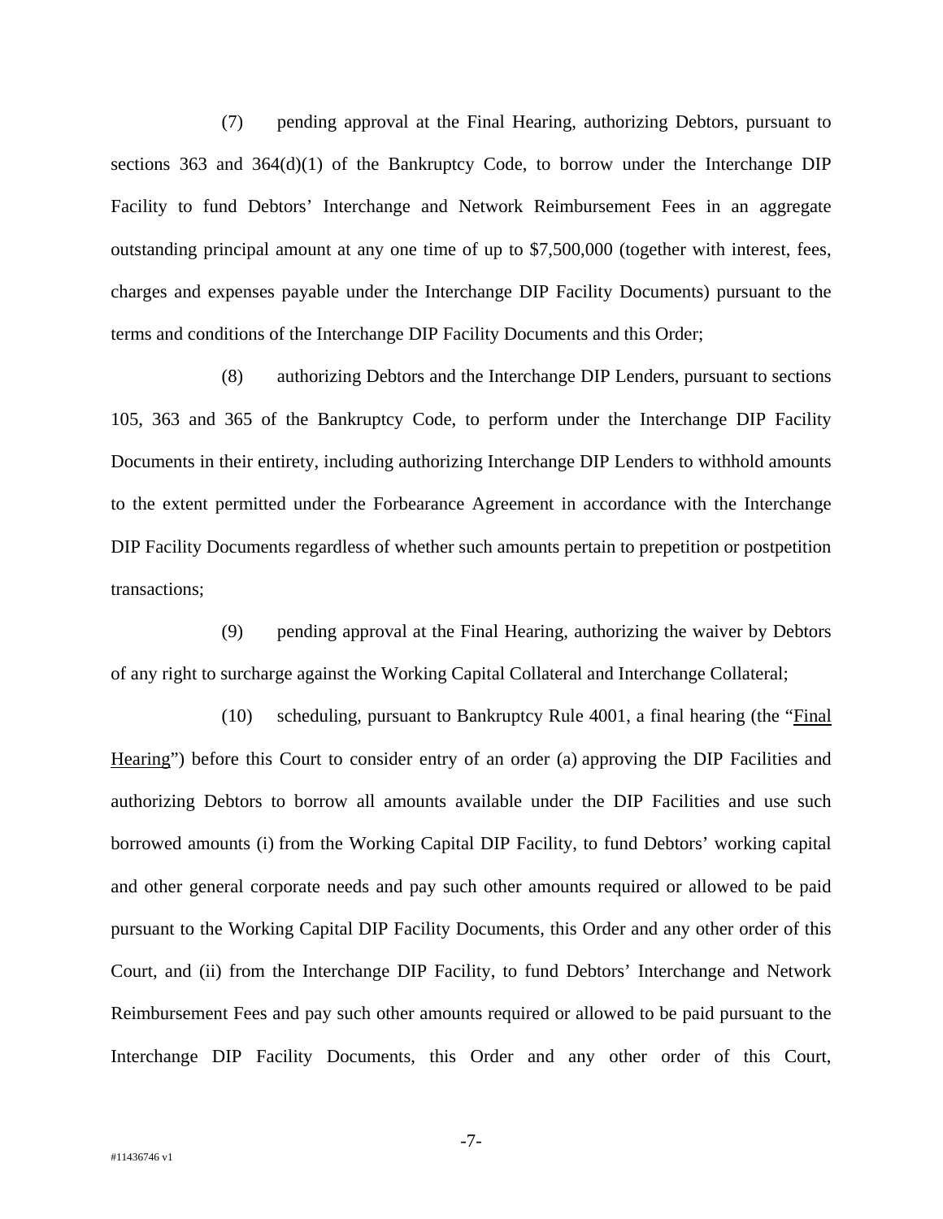(7) pending approval at the Final Hearing, authorizing Debtors, pursuant to sections 363 and 364(d)(1) of the Bankruptcy Code, to borrow under the Interchange DIP Facility to fund Debtors' Interchange and Network Reimbursement Fees in an aggregate outstanding principal amount at any one time of up to $7,500,000 (together with interest, fees, charges and expenses payable under the Interchange DIP Facility Documents) pursuant to the terms and conditions of the Interchange DIP Facility Documents and this Order;

(8) authorizing Debtors and the Interchange DIP Lenders, pursuant to sections 105, 363 and 365 of the Bankruptcy Code, to perform under the Interchange DIP Facility Documents in their entirety, including authorizing Interchange DIP Lenders to withhold amounts to the extent permitted under the Forbearance Agreement in accordance with the Interchange DIP Facility Documents regardless of whether such amounts pertain to prepetition or postpetition transactions;

(9) pending approval at the Final Hearing, authorizing the waiver by Debtors of any right to surcharge against the Working Capital Collateral and Interchange Collateral;

(10) scheduling, pursuant to Bankruptcy Rule 4001, a final hearing (the "Final Hearing") before this Court to consider entry of an order (a) approving the DIP Facilities and authorizing Debtors to borrow all amounts available under the DIP Facilities and use such borrowed amounts (i) from the Working Capital DIP Facility, to fund Debtors' working capital and other general corporate needs and pay such other amounts required or allowed to be paid pursuant to the Working Capital DIP Facility Documents, this Order and any other order of this Court, and (ii) from the Interchange DIP Facility, to fund Debtors' Interchange and Network Reimbursement Fees and pay such other amounts required or allowed to be paid pursuant to the Interchange DIP Facility Documents, this Order and any other order of this Court,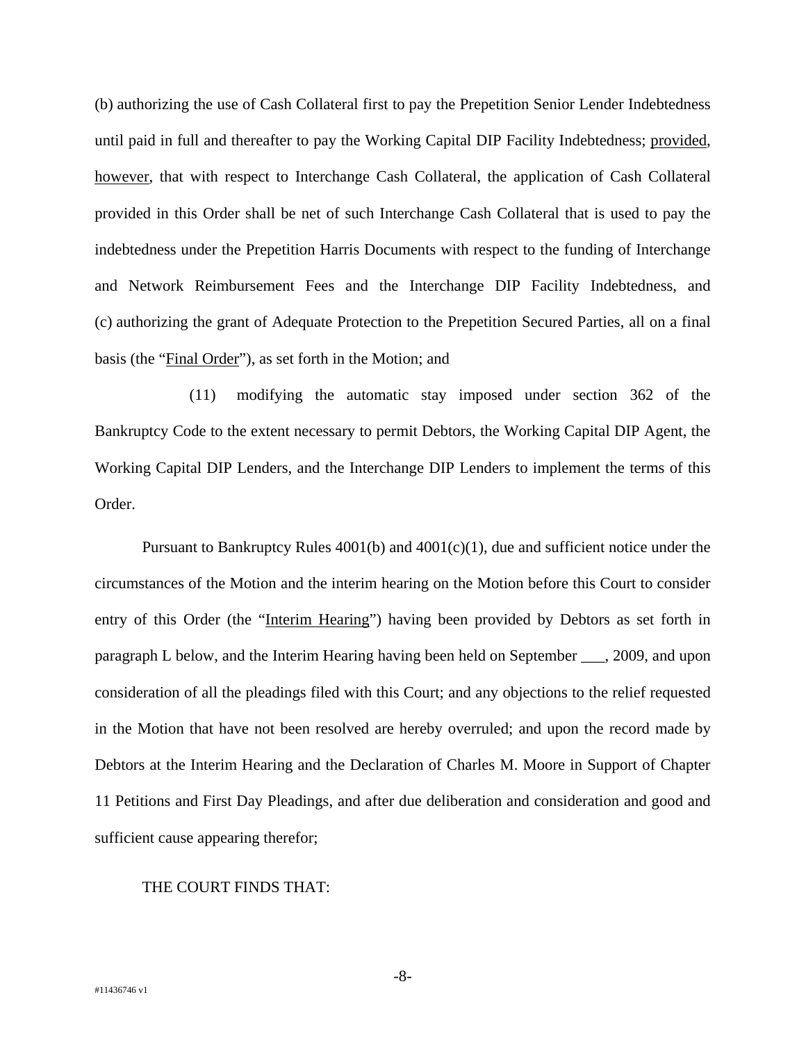(b) authorizing the use of Cash Collateral first to pay the Prepetition Senior Lender Indebtedness until paid in full and thereafter to pay the Working Capital DIP Facility Indebtedness; provided, however, that with respect to Interchange Cash Collateral, the application of Cash Collateral provided in this Order shall be net of such Interchange Cash Collateral that is used to pay the indebtedness under the Prepetition Harris Documents with respect to the funding of Interchange and Network Reimbursement Fees and the Interchange DIP Facility Indebtedness, and (c) authorizing the grant of Adequate Protection to the Prepetition Secured Parties, all on a final basis (the "Final Order"), as set forth in the Motion; and

(11) modifying the automatic stay imposed under section 362 of the Bankruptcy Code to the extent necessary to permit Debtors, the Working Capital DIP Agent, the Working Capital DIP Lenders, and the Interchange DIP Lenders to implement the terms of this Order.

Pursuant to Bankruptcy Rules 4001(b) and 4001(c)(1), due and sufficient notice under the circumstances of the Motion and the interim hearing on the Motion before this Court to consider entry of this Order (the "Interim Hearing") having been provided by Debtors as set forth in paragraph L below, and the Interim Hearing having been held on September ___, 2009, and upon consideration of all the pleadings filed with this Court; and any objections to the relief requested in the Motion that have not been resolved are hereby overruled; and upon the record made by Debtors at the Interim Hearing and the Declaration of Charles M. Moore in Support of Chapter 11 Petitions and First Day Pleadings, and after due deliberation and consideration and good and sufficient cause appearing therefor;

THE COURT FINDS THAT: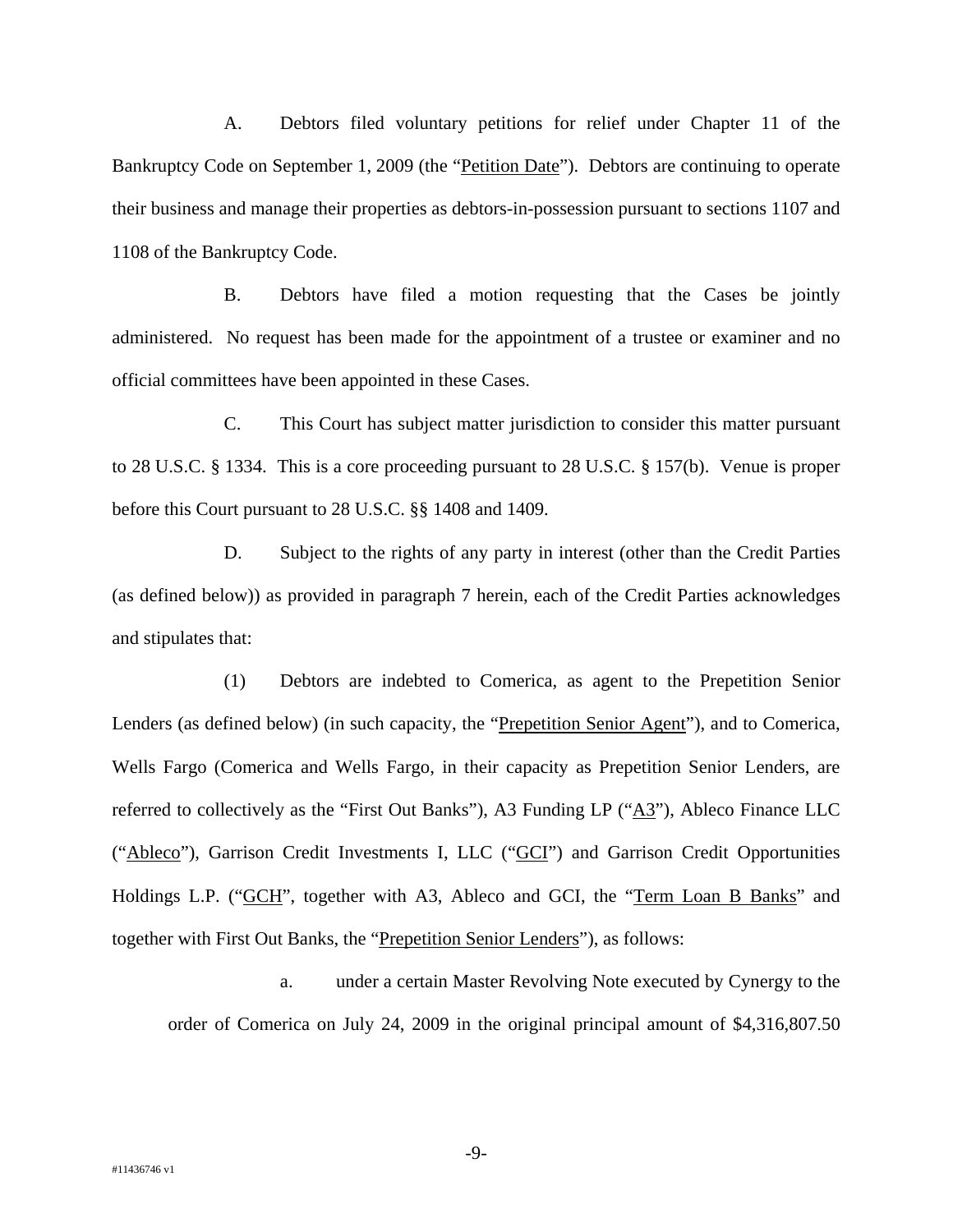A. Debtors filed voluntary petitions for relief under Chapter 11 of the Bankruptcy Code on September 1, 2009 (the "Petition Date"). Debtors are continuing to operate their business and manage their properties as debtors-in-possession pursuant to sections 1107 and 1108 of the Bankruptcy Code.

B. Debtors have filed a motion requesting that the Cases be jointly administered. No request has been made for the appointment of a trustee or examiner and no official committees have been appointed in these Cases.

C. This Court has subject matter jurisdiction to consider this matter pursuant to 28 U.S.C. § 1334. This is a core proceeding pursuant to 28 U.S.C. § 157(b). Venue is proper before this Court pursuant to 28 U.S.C. §§ 1408 and 1409.

D. Subject to the rights of any party in interest (other than the Credit Parties (as defined below)) as provided in paragraph 7 herein, each of the Credit Parties acknowledges and stipulates that:

(1) Debtors are indebted to Comerica, as agent to the Prepetition Senior Lenders (as defined below) (in such capacity, the "Prepetition Senior Agent"), and to Comerica, Wells Fargo (Comerica and Wells Fargo, in their capacity as Prepetition Senior Lenders, are referred to collectively as the "First Out Banks"), A3 Funding LP ("A3"), Ableco Finance LLC ("Ableco"), Garrison Credit Investments I, LLC ("GCI") and Garrison Credit Opportunities Holdings L.P. ("GCH", together with A3, Ableco and GCI, the "Term Loan B Banks" and together with First Out Banks, the "Prepetition Senior Lenders"), as follows:

a. under a certain Master Revolving Note executed by Cynergy to the order of Comerica on July 24, 2009 in the original principal amount of $4,316,807.50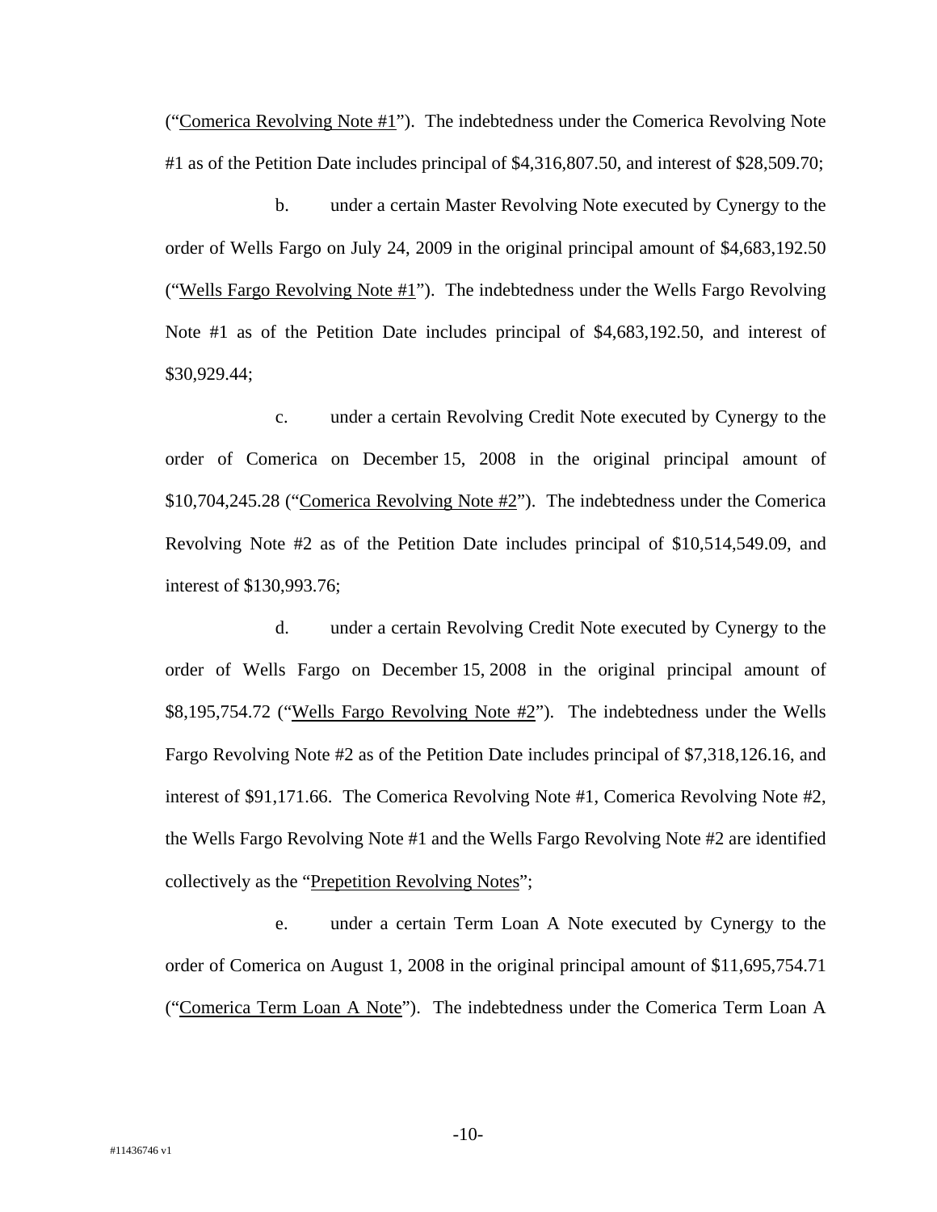("Comerica Revolving Note #1"). The indebtedness under the Comerica Revolving Note #1 as of the Petition Date includes principal of $4,316,807.50, and interest of $28,509.70;

b. under a certain Master Revolving Note executed by Cynergy to the order of Wells Fargo on July 24, 2009 in the original principal amount of $4,683,192.50 ("Wells Fargo Revolving Note #1"). The indebtedness under the Wells Fargo Revolving Note #1 as of the Petition Date includes principal of $4,683,192.50, and interest of $30,929.44;

c. under a certain Revolving Credit Note executed by Cynergy to the order of Comerica on December 15, 2008 in the original principal amount of $10,704,245.28 ("Comerica Revolving Note #2"). The indebtedness under the Comerica Revolving Note #2 as of the Petition Date includes principal of $10,514,549.09, and interest of $130,993.76;

d. under a certain Revolving Credit Note executed by Cynergy to the order of Wells Fargo on December 15, 2008 in the original principal amount of $8,195,754.72 ("Wells Fargo Revolving Note #2"). The indebtedness under the Wells Fargo Revolving Note #2 as of the Petition Date includes principal of $7,318,126.16, and interest of $91,171.66. The Comerica Revolving Note #1, Comerica Revolving Note #2, the Wells Fargo Revolving Note #1 and the Wells Fargo Revolving Note #2 are identified collectively as the "Prepetition Revolving Notes";

e. under a certain Term Loan A Note executed by Cynergy to the order of Comerica on August 1, 2008 in the original principal amount of $11,695,754.71 ("Comerica Term Loan A Note"). The indebtedness under the Comerica Term Loan A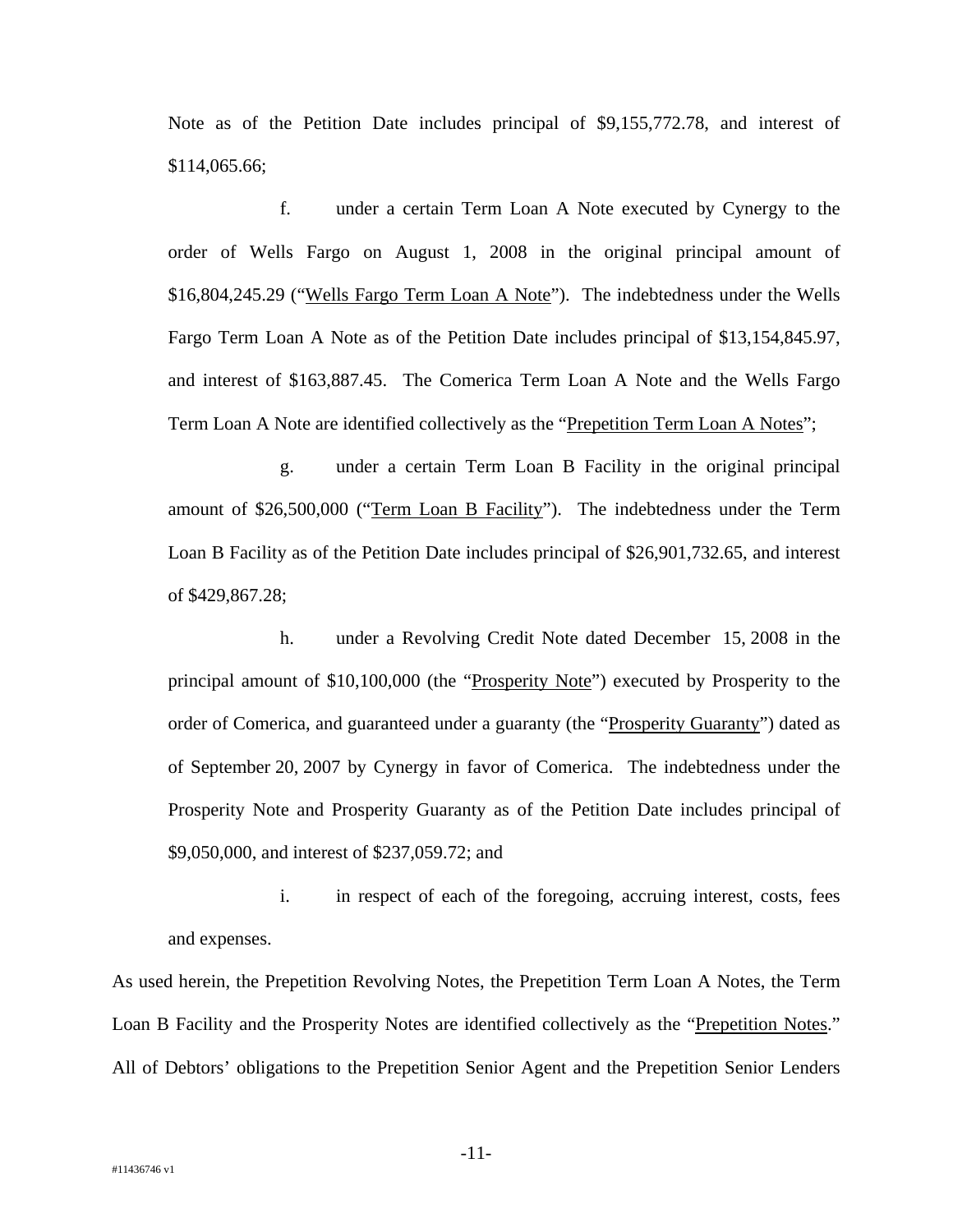Note as of the Petition Date includes principal of $9,155,772.78, and interest of $114,065.66;

f. under a certain Term Loan A Note executed by Cynergy to the order of Wells Fargo on August 1, 2008 in the original principal amount of $16,804,245.29 ("Wells Fargo Term Loan A Note"). The indebtedness under the Wells Fargo Term Loan A Note as of the Petition Date includes principal of $13,154,845.97, and interest of $163,887.45. The Comerica Term Loan A Note and the Wells Fargo Term Loan A Note are identified collectively as the "Prepetition Term Loan A Notes";

g. under a certain Term Loan B Facility in the original principal amount of $26,500,000 ("Term Loan B Facility"). The indebtedness under the Term Loan B Facility as of the Petition Date includes principal of $26,901,732.65, and interest of $429,867.28;

h. under a Revolving Credit Note dated December 15, 2008 in the principal amount of $10,100,000 (the "Prosperity Note") executed by Prosperity to the order of Comerica, and guaranteed under a guaranty (the "Prosperity Guaranty") dated as of September 20, 2007 by Cynergy in favor of Comerica. The indebtedness under the Prosperity Note and Prosperity Guaranty as of the Petition Date includes principal of $9,050,000, and interest of $237,059.72; and

i. in respect of each of the foregoing, accruing interest, costs, fees and expenses.

As used herein, the Prepetition Revolving Notes, the Prepetition Term Loan A Notes, the Term Loan B Facility and the Prosperity Notes are identified collectively as the "Prepetition Notes." All of Debtors' obligations to the Prepetition Senior Agent and the Prepetition Senior Lenders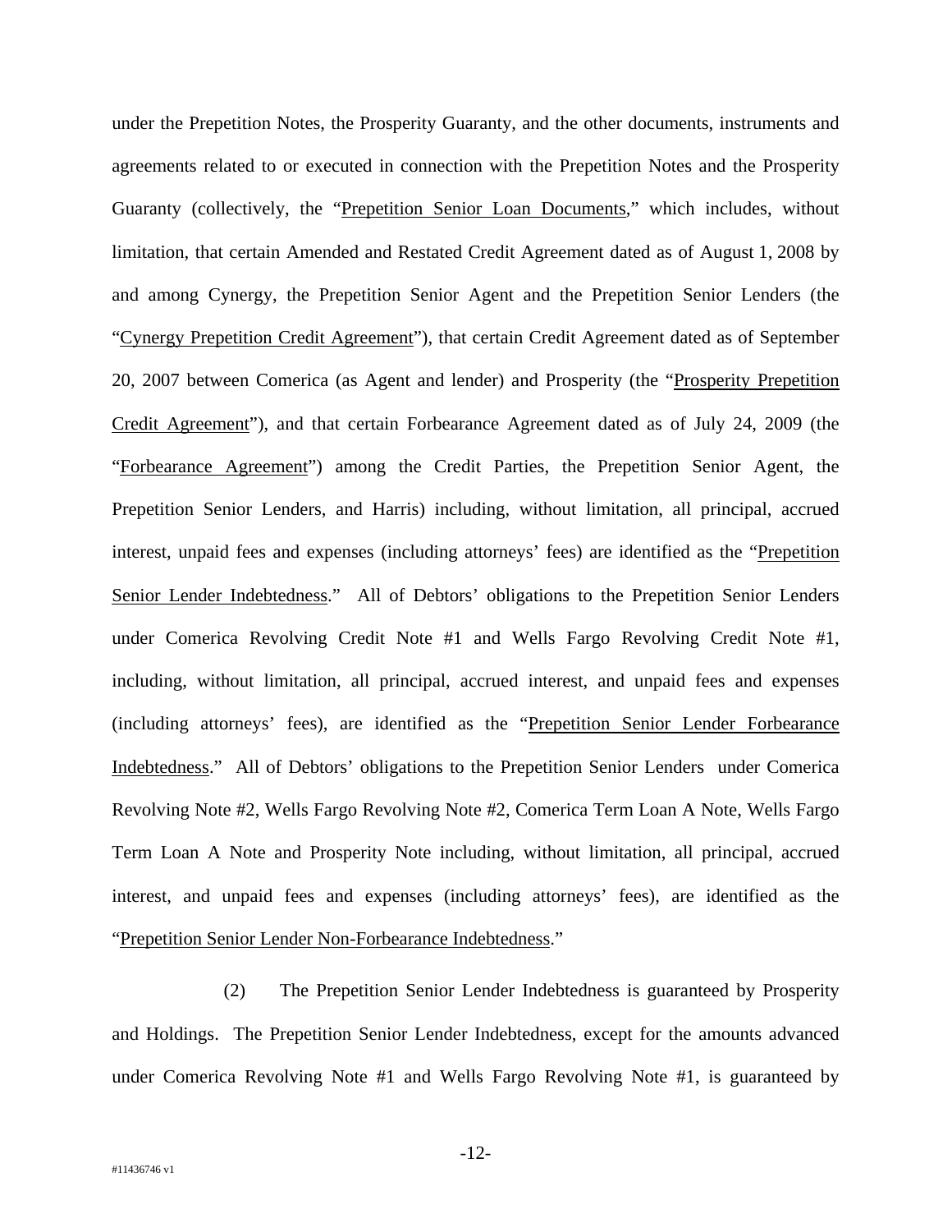under the Prepetition Notes, the Prosperity Guaranty, and the other documents, instruments and agreements related to or executed in connection with the Prepetition Notes and the Prosperity Guaranty (collectively, the "Prepetition Senior Loan Documents," which includes, without limitation, that certain Amended and Restated Credit Agreement dated as of August 1, 2008 by and among Cynergy, the Prepetition Senior Agent and the Prepetition Senior Lenders (the "Cynergy Prepetition Credit Agreement"), that certain Credit Agreement dated as of September 20, 2007 between Comerica (as Agent and lender) and Prosperity (the "Prosperity Prepetition Credit Agreement"), and that certain Forbearance Agreement dated as of July 24, 2009 (the "Forbearance Agreement") among the Credit Parties, the Prepetition Senior Agent, the Prepetition Senior Lenders, and Harris) including, without limitation, all principal, accrued interest, unpaid fees and expenses (including attorneys' fees) are identified as the "Prepetition Senior Lender Indebtedness." All of Debtors' obligations to the Prepetition Senior Lenders under Comerica Revolving Credit Note #1 and Wells Fargo Revolving Credit Note #1, including, without limitation, all principal, accrued interest, and unpaid fees and expenses (including attorneys' fees), are identified as the "Prepetition Senior Lender Forbearance Indebtedness." All of Debtors' obligations to the Prepetition Senior Lenders under Comerica Revolving Note #2, Wells Fargo Revolving Note #2, Comerica Term Loan A Note, Wells Fargo Term Loan A Note and Prosperity Note including, without limitation, all principal, accrued interest, and unpaid fees and expenses (including attorneys' fees), are identified as the "Prepetition Senior Lender Non-Forbearance Indebtedness."

(2) The Prepetition Senior Lender Indebtedness is guaranteed by Prosperity and Holdings. The Prepetition Senior Lender Indebtedness, except for the amounts advanced under Comerica Revolving Note #1 and Wells Fargo Revolving Note #1, is guaranteed by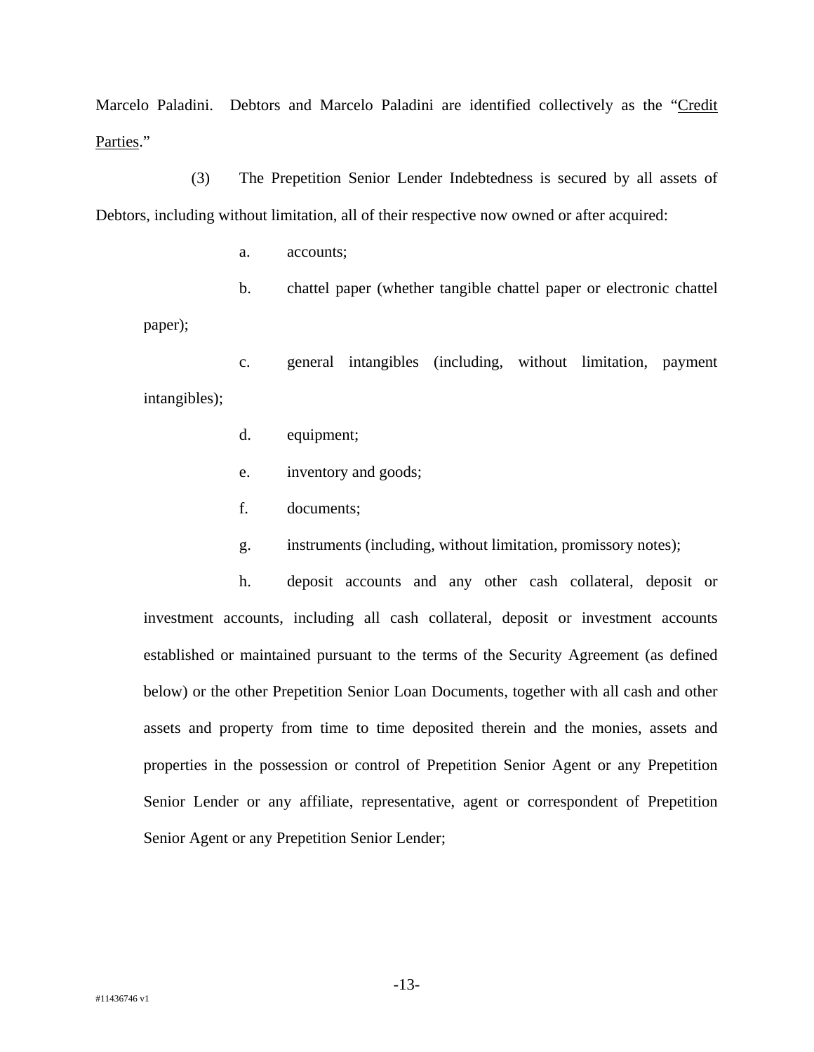Marcelo Paladini. Debtors and Marcelo Paladini are identified collectively as the "Credit Parties."

(3) The Prepetition Senior Lender Indebtedness is secured by all assets of Debtors, including without limitation, all of their respective now owned or after acquired:

a. accounts;

b. chattel paper (whether tangible chattel paper or electronic chattel paper);

c. general intangibles (including, without limitation, payment intangibles);

d. equipment;

e. inventory and goods;

f. documents;

g. instruments (including, without limitation, promissory notes);

h. deposit accounts and any other cash collateral, deposit or investment accounts, including all cash collateral, deposit or investment accounts established or maintained pursuant to the terms of the Security Agreement (as defined below) or the other Prepetition Senior Loan Documents, together with all cash and other assets and property from time to time deposited therein and the monies, assets and properties in the possession or control of Prepetition Senior Agent or any Prepetition Senior Lender or any affiliate, representative, agent or correspondent of Prepetition Senior Agent or any Prepetition Senior Lender;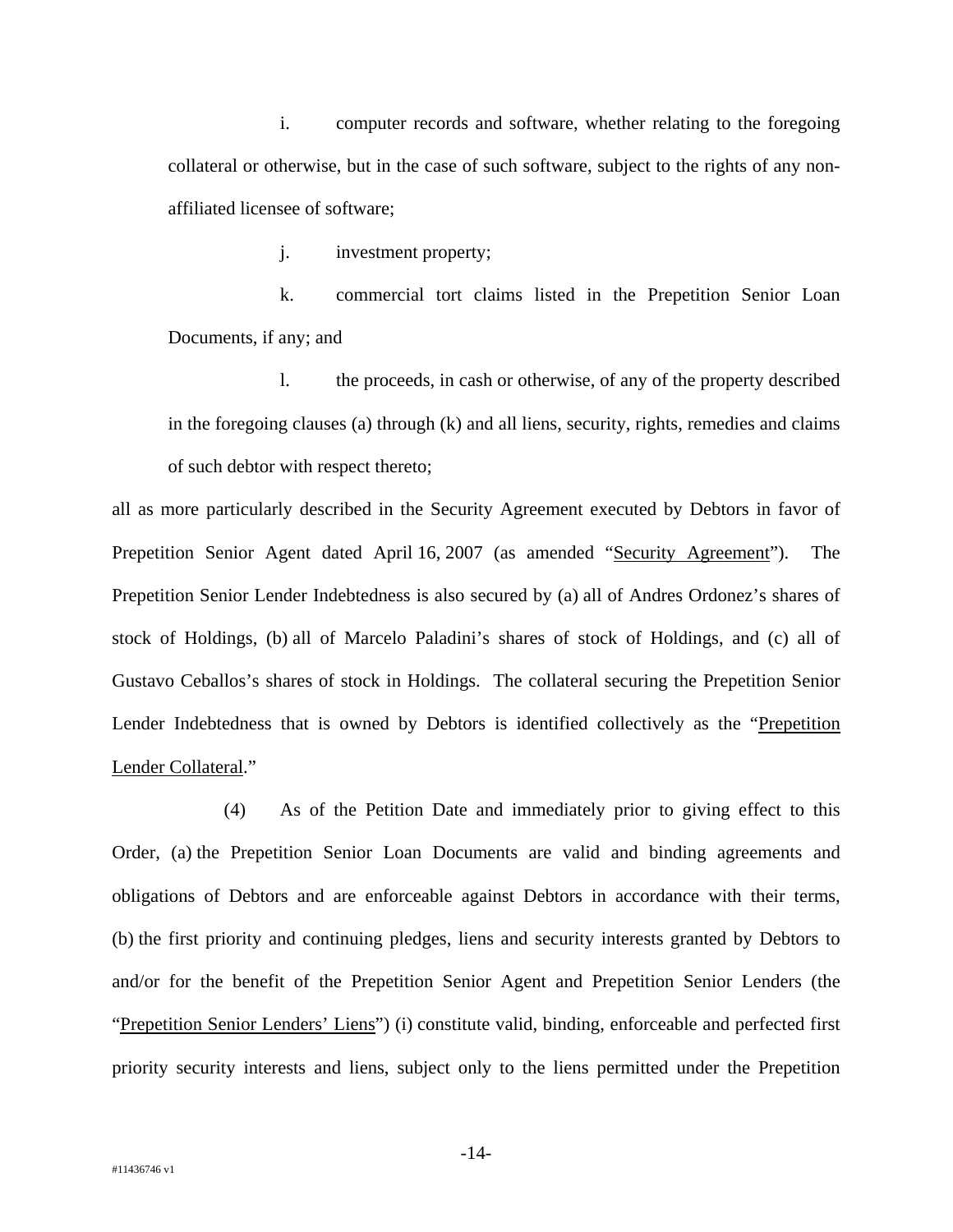i. computer records and software, whether relating to the foregoing collateral or otherwise, but in the case of such software, subject to the rights of any non-affiliated licensee of software;

j. investment property;

k. commercial tort claims listed in the Prepetition Senior Loan Documents, if any; and

l. the proceeds, in cash or otherwise, of any of the property described in the foregoing clauses (a) through (k) and all liens, security, rights, remedies and claims of such debtor with respect thereto;

all as more particularly described in the Security Agreement executed by Debtors in favor of Prepetition Senior Agent dated April 16, 2007 (as amended "Security Agreement"). The Prepetition Senior Lender Indebtedness is also secured by (a) all of Andres Ordonez's shares of stock of Holdings, (b) all of Marcelo Paladini's shares of stock of Holdings, and (c) all of Gustavo Ceballos's shares of stock in Holdings. The collateral securing the Prepetition Senior Lender Indebtedness that is owned by Debtors is identified collectively as the "Prepetition Lender Collateral."

(4) As of the Petition Date and immediately prior to giving effect to this Order, (a) the Prepetition Senior Loan Documents are valid and binding agreements and obligations of Debtors and are enforceable against Debtors in accordance with their terms, (b) the first priority and continuing pledges, liens and security interests granted by Debtors to and/or for the benefit of the Prepetition Senior Agent and Prepetition Senior Lenders (the "Prepetition Senior Lenders' Liens") (i) constitute valid, binding, enforceable and perfected first priority security interests and liens, subject only to the liens permitted under the Prepetition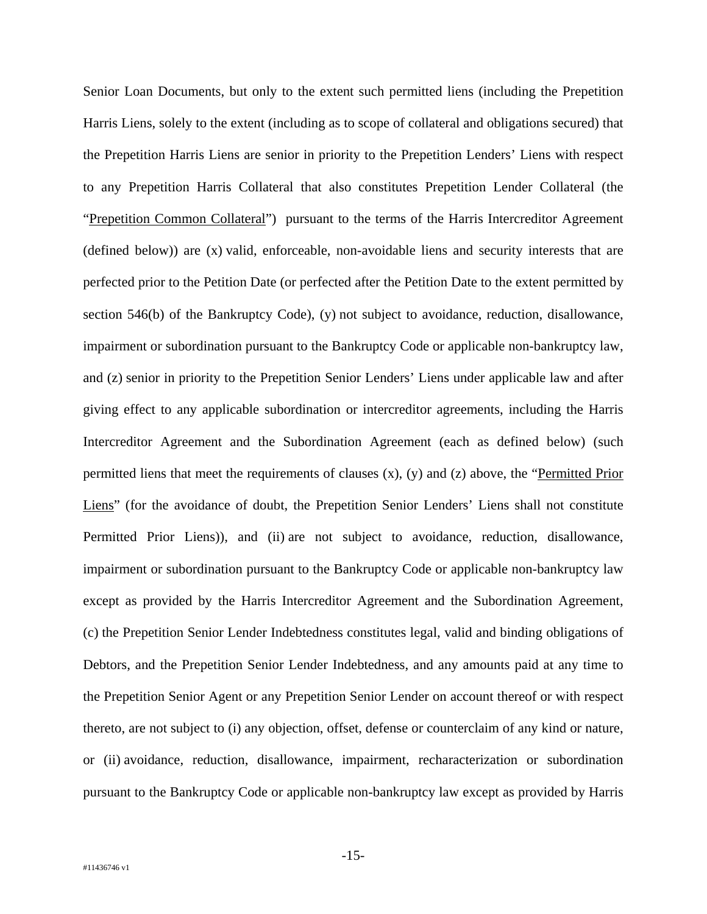Senior Loan Documents, but only to the extent such permitted liens (including the Prepetition Harris Liens, solely to the extent (including as to scope of collateral and obligations secured) that the Prepetition Harris Liens are senior in priority to the Prepetition Lenders' Liens with respect to any Prepetition Harris Collateral that also constitutes Prepetition Lender Collateral (the "Prepetition Common Collateral") pursuant to the terms of the Harris Intercreditor Agreement (defined below)) are (x) valid, enforceable, non-avoidable liens and security interests that are perfected prior to the Petition Date (or perfected after the Petition Date to the extent permitted by section 546(b) of the Bankruptcy Code), (y) not subject to avoidance, reduction, disallowance, impairment or subordination pursuant to the Bankruptcy Code or applicable non-bankruptcy law, and (z) senior in priority to the Prepetition Senior Lenders' Liens under applicable law and after giving effect to any applicable subordination or intercreditor agreements, including the Harris Intercreditor Agreement and the Subordination Agreement (each as defined below) (such permitted liens that meet the requirements of clauses (x), (y) and (z) above, the "Permitted Prior Liens" (for the avoidance of doubt, the Prepetition Senior Lenders' Liens shall not constitute Permitted Prior Liens)), and (ii) are not subject to avoidance, reduction, disallowance, impairment or subordination pursuant to the Bankruptcy Code or applicable non-bankruptcy law except as provided by the Harris Intercreditor Agreement and the Subordination Agreement, (c) the Prepetition Senior Lender Indebtedness constitutes legal, valid and binding obligations of Debtors, and the Prepetition Senior Lender Indebtedness, and any amounts paid at any time to the Prepetition Senior Agent or any Prepetition Senior Lender on account thereof or with respect thereto, are not subject to (i) any objection, offset, defense or counterclaim of any kind or nature, or (ii) avoidance, reduction, disallowance, impairment, recharacterization or subordination pursuant to the Bankruptcy Code or applicable non-bankruptcy law except as provided by Harris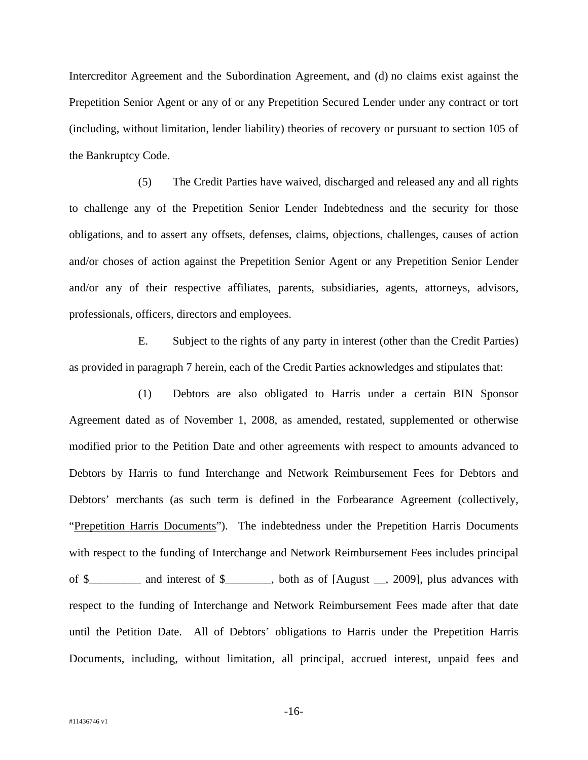Intercreditor Agreement and the Subordination Agreement, and (d) no claims exist against the Prepetition Senior Agent or any of or any Prepetition Secured Lender under any contract or tort (including, without limitation, lender liability) theories of recovery or pursuant to section 105 of the Bankruptcy Code.

(5) The Credit Parties have waived, discharged and released any and all rights to challenge any of the Prepetition Senior Lender Indebtedness and the security for those obligations, and to assert any offsets, defenses, claims, objections, challenges, causes of action and/or choses of action against the Prepetition Senior Agent or any Prepetition Senior Lender and/or any of their respective affiliates, parents, subsidiaries, agents, attorneys, advisors, professionals, officers, directors and employees.

E. Subject to the rights of any party in interest (other than the Credit Parties) as provided in paragraph 7 herein, each of the Credit Parties acknowledges and stipulates that:

(1) Debtors are also obligated to Harris under a certain BIN Sponsor Agreement dated as of November 1, 2008, as amended, restated, supplemented or otherwise modified prior to the Petition Date and other agreements with respect to amounts advanced to Debtors by Harris to fund Interchange and Network Reimbursement Fees for Debtors and Debtors' merchants (as such term is defined in the Forbearance Agreement (collectively, "Prepetition Harris Documents"). The indebtedness under the Prepetition Harris Documents with respect to the funding of Interchange and Network Reimbursement Fees includes principal of $_________ and interest of $________, both as of [August __, 2009], plus advances with respect to the funding of Interchange and Network Reimbursement Fees made after that date until the Petition Date. All of Debtors' obligations to Harris under the Prepetition Harris Documents, including, without limitation, all principal, accrued interest, unpaid fees and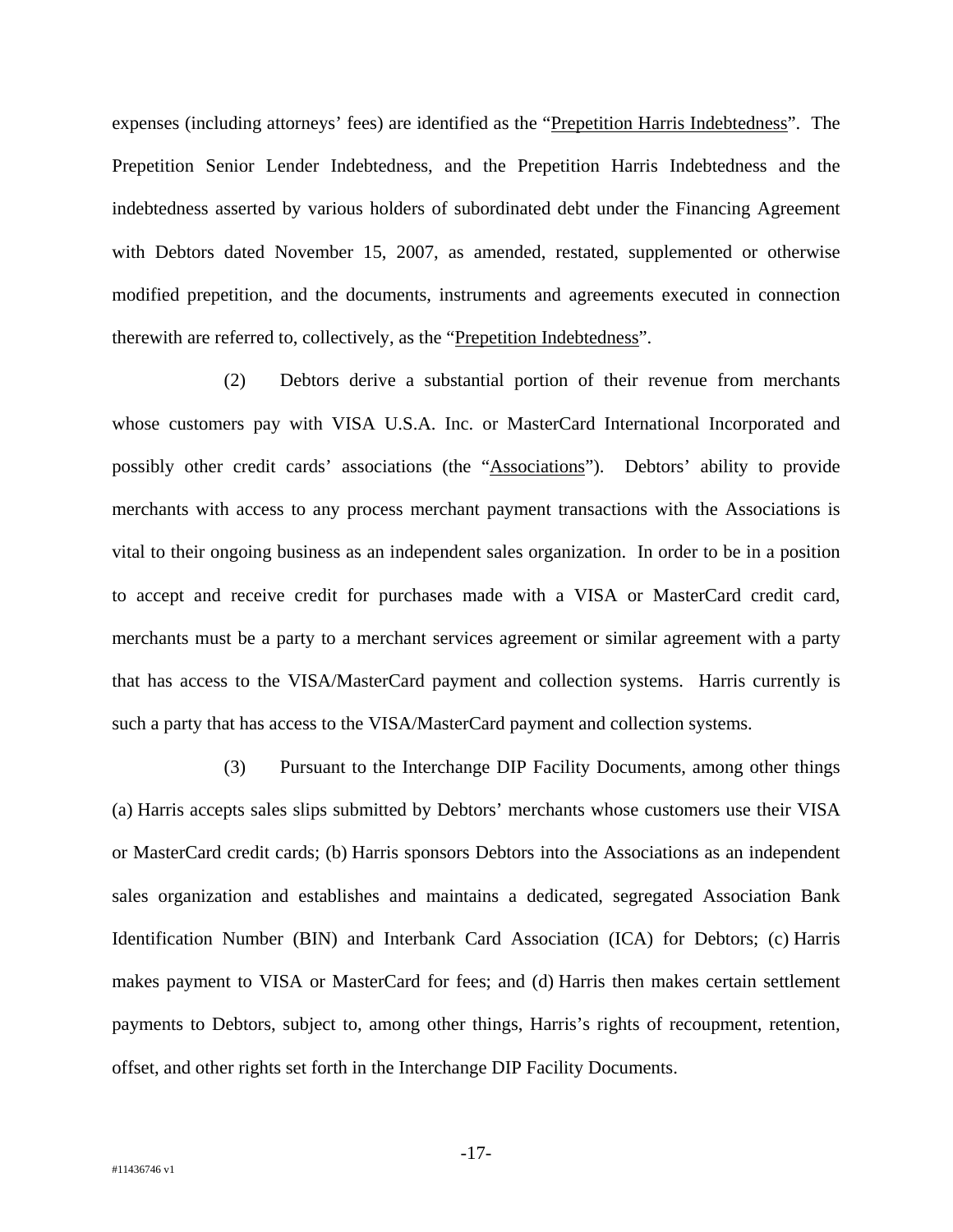expenses (including attorneys' fees) are identified as the "Prepetition Harris Indebtedness". The Prepetition Senior Lender Indebtedness, and the Prepetition Harris Indebtedness and the indebtedness asserted by various holders of subordinated debt under the Financing Agreement with Debtors dated November 15, 2007, as amended, restated, supplemented or otherwise modified prepetition, and the documents, instruments and agreements executed in connection therewith are referred to, collectively, as the "Prepetition Indebtedness".

(2) Debtors derive a substantial portion of their revenue from merchants whose customers pay with VISA U.S.A. Inc. or MasterCard International Incorporated and possibly other credit cards' associations (the "Associations"). Debtors' ability to provide merchants with access to any process merchant payment transactions with the Associations is vital to their ongoing business as an independent sales organization. In order to be in a position to accept and receive credit for purchases made with a VISA or MasterCard credit card, merchants must be a party to a merchant services agreement or similar agreement with a party that has access to the VISA/MasterCard payment and collection systems. Harris currently is such a party that has access to the VISA/MasterCard payment and collection systems.

(3) Pursuant to the Interchange DIP Facility Documents, among other things (a) Harris accepts sales slips submitted by Debtors' merchants whose customers use their VISA or MasterCard credit cards; (b) Harris sponsors Debtors into the Associations as an independent sales organization and establishes and maintains a dedicated, segregated Association Bank Identification Number (BIN) and Interbank Card Association (ICA) for Debtors; (c) Harris makes payment to VISA or MasterCard for fees; and (d) Harris then makes certain settlement payments to Debtors, subject to, among other things, Harris's rights of recoupment, retention, offset, and other rights set forth in the Interchange DIP Facility Documents.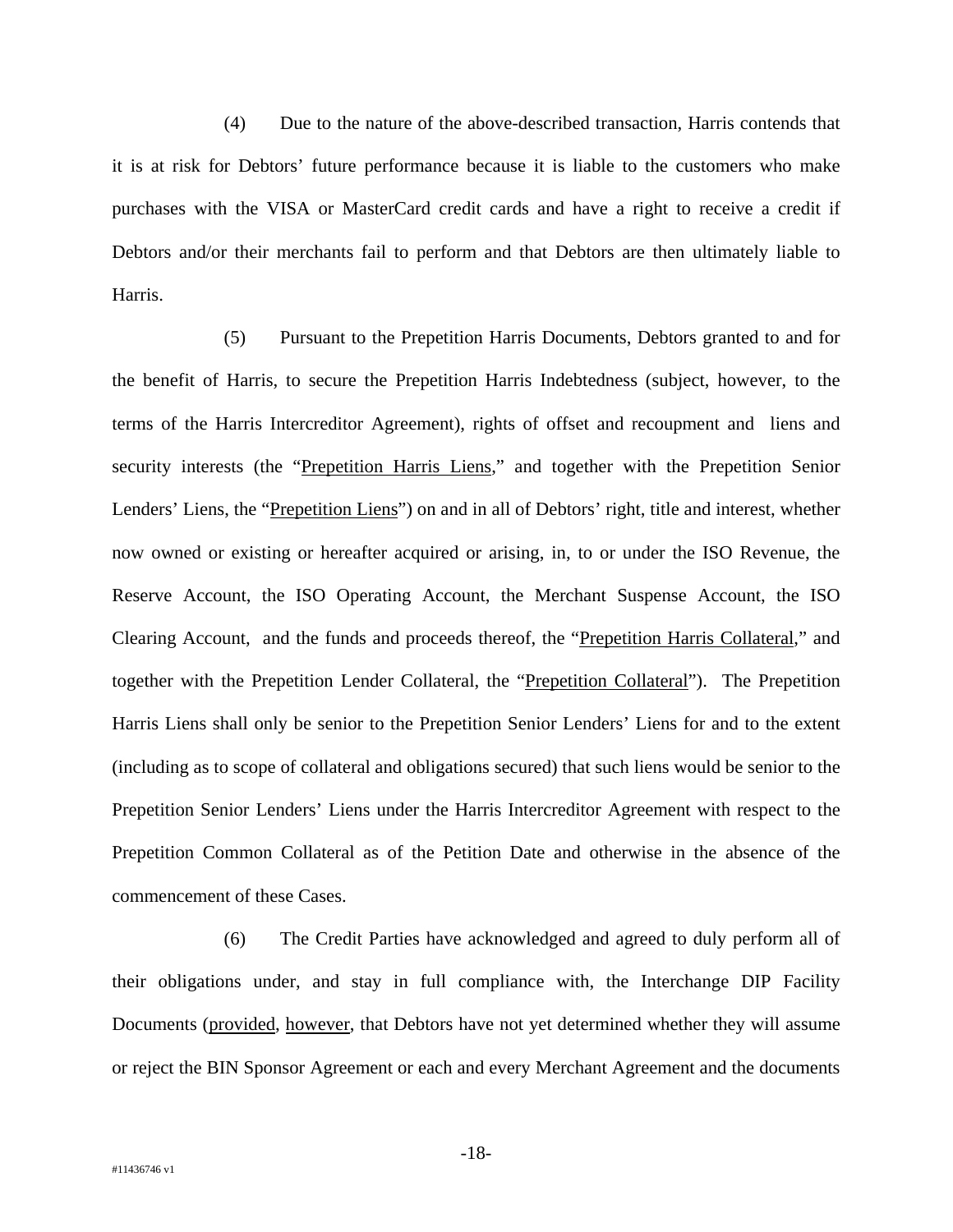(4) Due to the nature of the above-described transaction, Harris contends that it is at risk for Debtors' future performance because it is liable to the customers who make purchases with the VISA or MasterCard credit cards and have a right to receive a credit if Debtors and/or their merchants fail to perform and that Debtors are then ultimately liable to Harris.

(5) Pursuant to the Prepetition Harris Documents, Debtors granted to and for the benefit of Harris, to secure the Prepetition Harris Indebtedness (subject, however, to the terms of the Harris Intercreditor Agreement), rights of offset and recoupment and liens and security interests (the "Prepetition Harris Liens," and together with the Prepetition Senior Lenders' Liens, the "Prepetition Liens") on and in all of Debtors' right, title and interest, whether now owned or existing or hereafter acquired or arising, in, to or under the ISO Revenue, the Reserve Account, the ISO Operating Account, the Merchant Suspense Account, the ISO Clearing Account, and the funds and proceeds thereof, the "Prepetition Harris Collateral," and together with the Prepetition Lender Collateral, the "Prepetition Collateral"). The Prepetition Harris Liens shall only be senior to the Prepetition Senior Lenders' Liens for and to the extent (including as to scope of collateral and obligations secured) that such liens would be senior to the Prepetition Senior Lenders' Liens under the Harris Intercreditor Agreement with respect to the Prepetition Common Collateral as of the Petition Date and otherwise in the absence of the commencement of these Cases.

(6) The Credit Parties have acknowledged and agreed to duly perform all of their obligations under, and stay in full compliance with, the Interchange DIP Facility Documents (provided, however, that Debtors have not yet determined whether they will assume or reject the BIN Sponsor Agreement or each and every Merchant Agreement and the documents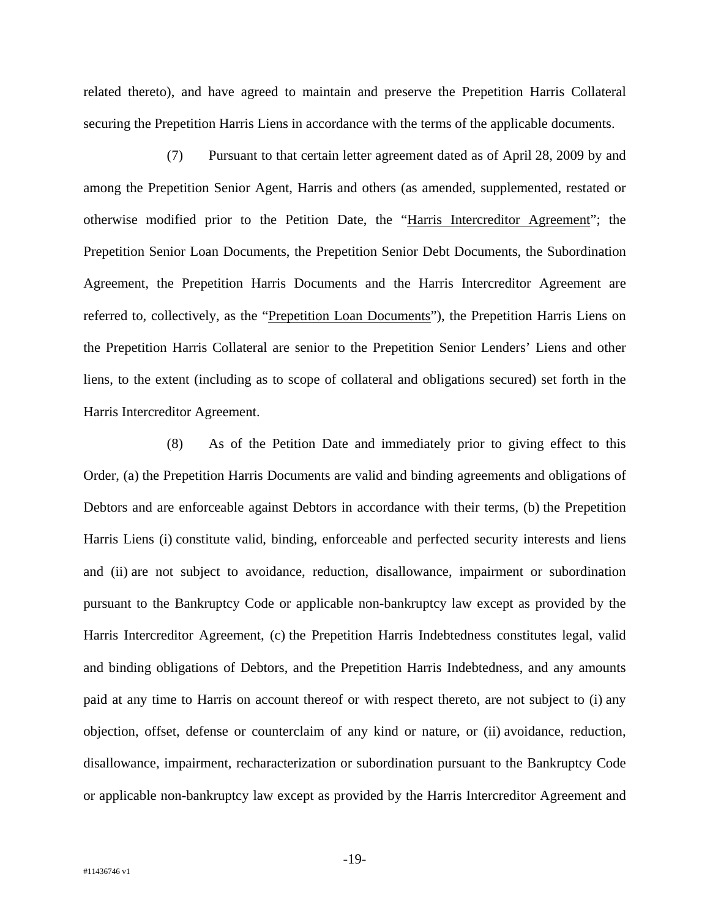related thereto), and have agreed to maintain and preserve the Prepetition Harris Collateral securing the Prepetition Harris Liens in accordance with the terms of the applicable documents.

(7) Pursuant to that certain letter agreement dated as of April 28, 2009 by and among the Prepetition Senior Agent, Harris and others (as amended, supplemented, restated or otherwise modified prior to the Petition Date, the "Harris Intercreditor Agreement"; the Prepetition Senior Loan Documents, the Prepetition Senior Debt Documents, the Subordination Agreement, the Prepetition Harris Documents and the Harris Intercreditor Agreement are referred to, collectively, as the "Prepetition Loan Documents"), the Prepetition Harris Liens on the Prepetition Harris Collateral are senior to the Prepetition Senior Lenders' Liens and other liens, to the extent (including as to scope of collateral and obligations secured) set forth in the Harris Intercreditor Agreement.

(8) As of the Petition Date and immediately prior to giving effect to this Order, (a) the Prepetition Harris Documents are valid and binding agreements and obligations of Debtors and are enforceable against Debtors in accordance with their terms, (b) the Prepetition Harris Liens (i) constitute valid, binding, enforceable and perfected security interests and liens and (ii) are not subject to avoidance, reduction, disallowance, impairment or subordination pursuant to the Bankruptcy Code or applicable non-bankruptcy law except as provided by the Harris Intercreditor Agreement, (c) the Prepetition Harris Indebtedness constitutes legal, valid and binding obligations of Debtors, and the Prepetition Harris Indebtedness, and any amounts paid at any time to Harris on account thereof or with respect thereto, are not subject to (i) any objection, offset, defense or counterclaim of any kind or nature, or (ii) avoidance, reduction, disallowance, impairment, recharacterization or subordination pursuant to the Bankruptcy Code or applicable non-bankruptcy law except as provided by the Harris Intercreditor Agreement and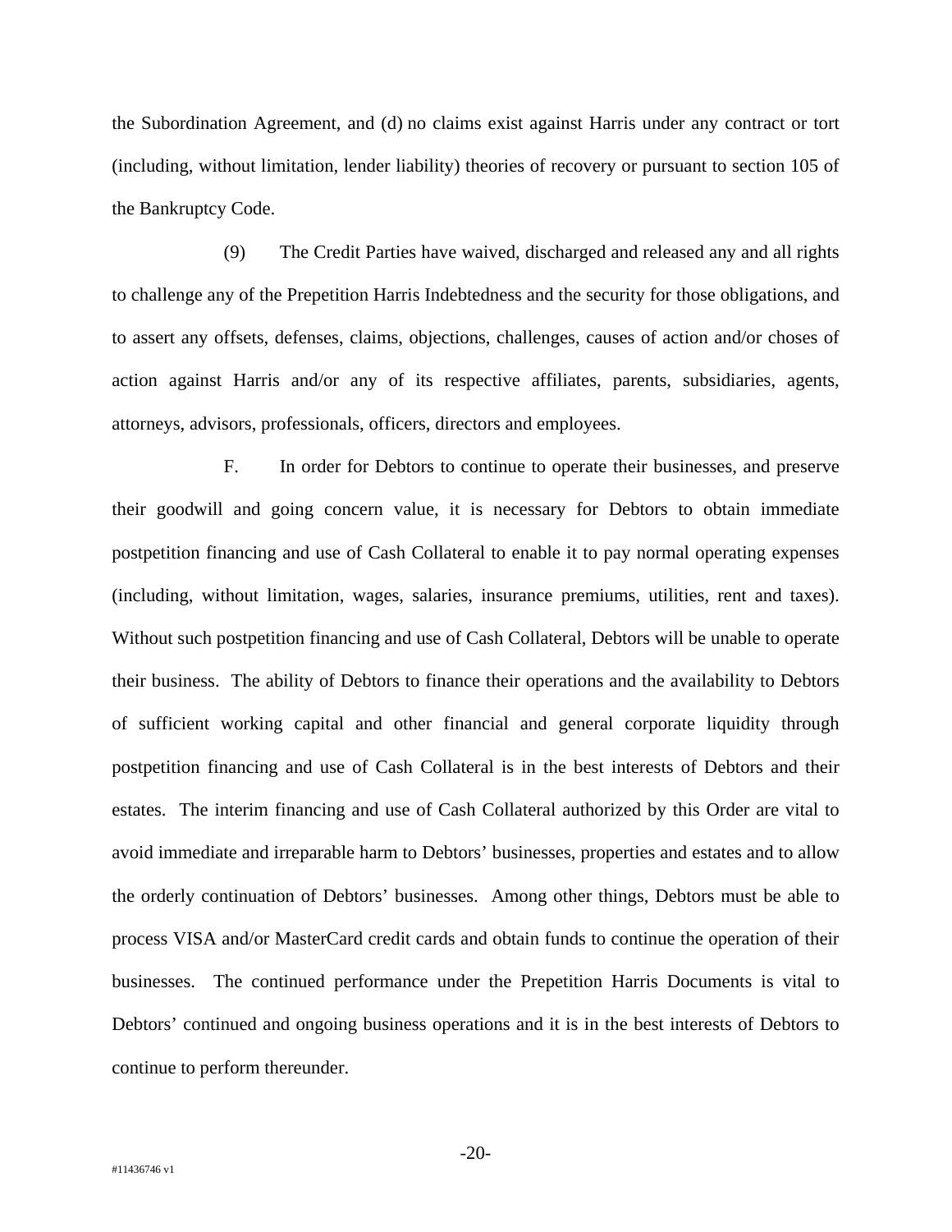the Subordination Agreement, and (d) no claims exist against Harris under any contract or tort (including, without limitation, lender liability) theories of recovery or pursuant to section 105 of the Bankruptcy Code.

(9) The Credit Parties have waived, discharged and released any and all rights to challenge any of the Prepetition Harris Indebtedness and the security for those obligations, and to assert any offsets, defenses, claims, objections, challenges, causes of action and/or choses of action against Harris and/or any of its respective affiliates, parents, subsidiaries, agents, attorneys, advisors, professionals, officers, directors and employees.

F. In order for Debtors to continue to operate their businesses, and preserve their goodwill and going concern value, it is necessary for Debtors to obtain immediate postpetition financing and use of Cash Collateral to enable it to pay normal operating expenses (including, without limitation, wages, salaries, insurance premiums, utilities, rent and taxes). Without such postpetition financing and use of Cash Collateral, Debtors will be unable to operate their business. The ability of Debtors to finance their operations and the availability to Debtors of sufficient working capital and other financial and general corporate liquidity through postpetition financing and use of Cash Collateral is in the best interests of Debtors and their estates. The interim financing and use of Cash Collateral authorized by this Order are vital to avoid immediate and irreparable harm to Debtors' businesses, properties and estates and to allow the orderly continuation of Debtors' businesses. Among other things, Debtors must be able to process VISA and/or MasterCard credit cards and obtain funds to continue the operation of their businesses. The continued performance under the Prepetition Harris Documents is vital to Debtors' continued and ongoing business operations and it is in the best interests of Debtors to continue to perform thereunder.

#11436746 v1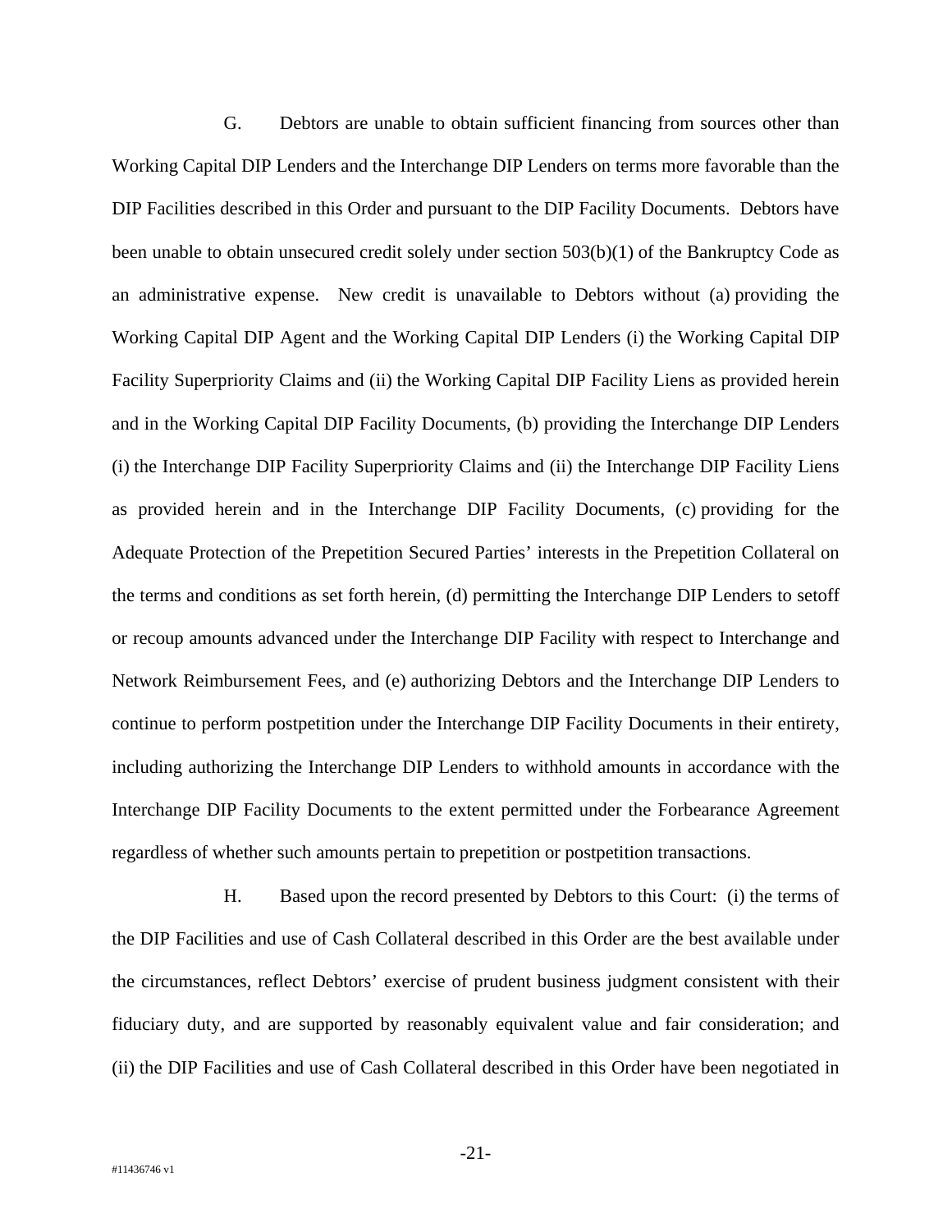G. Debtors are unable to obtain sufficient financing from sources other than Working Capital DIP Lenders and the Interchange DIP Lenders on terms more favorable than the DIP Facilities described in this Order and pursuant to the DIP Facility Documents. Debtors have been unable to obtain unsecured credit solely under section 503(b)(1) of the Bankruptcy Code as an administrative expense. New credit is unavailable to Debtors without (a) providing the Working Capital DIP Agent and the Working Capital DIP Lenders (i) the Working Capital DIP Facility Superpriority Claims and (ii) the Working Capital DIP Facility Liens as provided herein and in the Working Capital DIP Facility Documents, (b) providing the Interchange DIP Lenders (i) the Interchange DIP Facility Superpriority Claims and (ii) the Interchange DIP Facility Liens as provided herein and in the Interchange DIP Facility Documents, (c) providing for the Adequate Protection of the Prepetition Secured Parties' interests in the Prepetition Collateral on the terms and conditions as set forth herein, (d) permitting the Interchange DIP Lenders to setoff or recoup amounts advanced under the Interchange DIP Facility with respect to Interchange and Network Reimbursement Fees, and (e) authorizing Debtors and the Interchange DIP Lenders to continue to perform postpetition under the Interchange DIP Facility Documents in their entirety, including authorizing the Interchange DIP Lenders to withhold amounts in accordance with the Interchange DIP Facility Documents to the extent permitted under the Forbearance Agreement regardless of whether such amounts pertain to prepetition or postpetition transactions.

H. Based upon the record presented by Debtors to this Court: (i) the terms of the DIP Facilities and use of Cash Collateral described in this Order are the best available under the circumstances, reflect Debtors' exercise of prudent business judgment consistent with their fiduciary duty, and are supported by reasonably equivalent value and fair consideration; and (ii) the DIP Facilities and use of Cash Collateral described in this Order have been negotiated in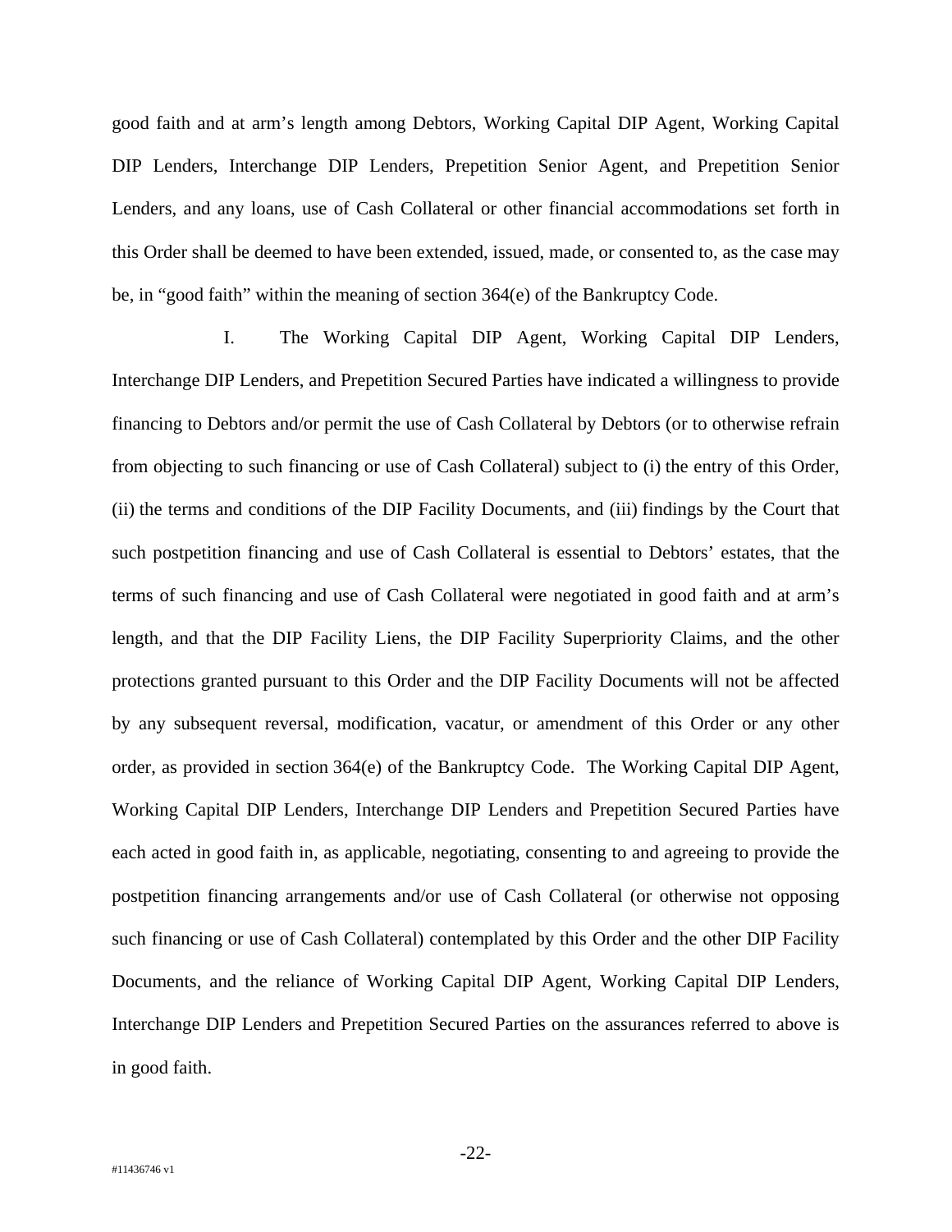good faith and at arm's length among Debtors, Working Capital DIP Agent, Working Capital DIP Lenders, Interchange DIP Lenders, Prepetition Senior Agent, and Prepetition Senior Lenders, and any loans, use of Cash Collateral or other financial accommodations set forth in this Order shall be deemed to have been extended, issued, made, or consented to, as the case may be, in "good faith" within the meaning of section 364(e) of the Bankruptcy Code.

I. The Working Capital DIP Agent, Working Capital DIP Lenders, Interchange DIP Lenders, and Prepetition Secured Parties have indicated a willingness to provide financing to Debtors and/or permit the use of Cash Collateral by Debtors (or to otherwise refrain from objecting to such financing or use of Cash Collateral) subject to (i) the entry of this Order, (ii) the terms and conditions of the DIP Facility Documents, and (iii) findings by the Court that such postpetition financing and use of Cash Collateral is essential to Debtors' estates, that the terms of such financing and use of Cash Collateral were negotiated in good faith and at arm's length, and that the DIP Facility Liens, the DIP Facility Superpriority Claims, and the other protections granted pursuant to this Order and the DIP Facility Documents will not be affected by any subsequent reversal, modification, vacatur, or amendment of this Order or any other order, as provided in section 364(e) of the Bankruptcy Code. The Working Capital DIP Agent, Working Capital DIP Lenders, Interchange DIP Lenders and Prepetition Secured Parties have each acted in good faith in, as applicable, negotiating, consenting to and agreeing to provide the postpetition financing arrangements and/or use of Cash Collateral (or otherwise not opposing such financing or use of Cash Collateral) contemplated by this Order and the other DIP Facility Documents, and the reliance of Working Capital DIP Agent, Working Capital DIP Lenders, Interchange DIP Lenders and Prepetition Secured Parties on the assurances referred to above is in good faith.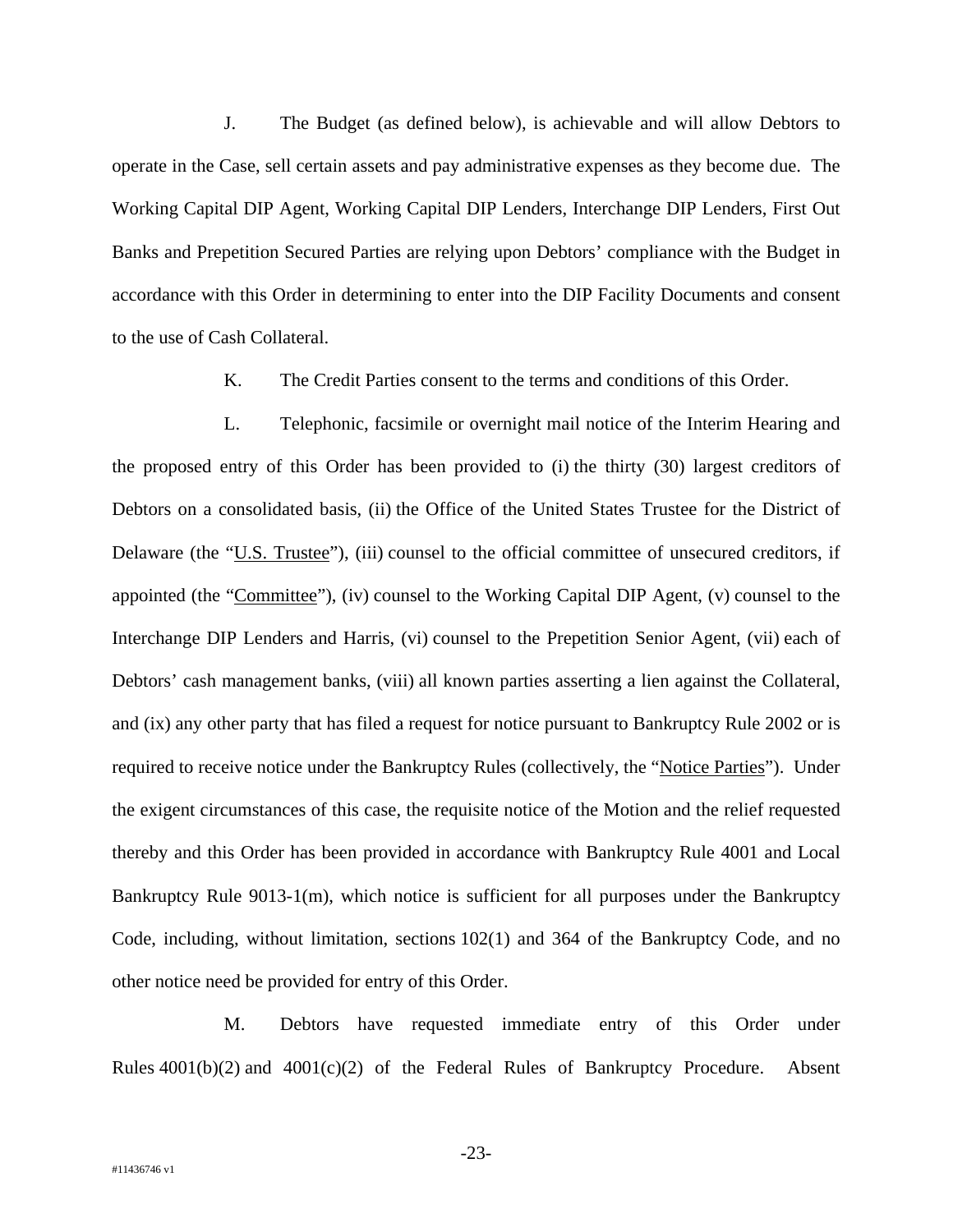J. The Budget (as defined below), is achievable and will allow Debtors to operate in the Case, sell certain assets and pay administrative expenses as they become due. The Working Capital DIP Agent, Working Capital DIP Lenders, Interchange DIP Lenders, First Out Banks and Prepetition Secured Parties are relying upon Debtors' compliance with the Budget in accordance with this Order in determining to enter into the DIP Facility Documents and consent to the use of Cash Collateral.

K. The Credit Parties consent to the terms and conditions of this Order.

L. Telephonic, facsimile or overnight mail notice of the Interim Hearing and the proposed entry of this Order has been provided to (i) the thirty (30) largest creditors of Debtors on a consolidated basis, (ii) the Office of the United States Trustee for the District of Delaware (the "U.S. Trustee"), (iii) counsel to the official committee of unsecured creditors, if appointed (the "Committee"), (iv) counsel to the Working Capital DIP Agent, (v) counsel to the Interchange DIP Lenders and Harris, (vi) counsel to the Prepetition Senior Agent, (vii) each of Debtors' cash management banks, (viii) all known parties asserting a lien against the Collateral, and (ix) any other party that has filed a request for notice pursuant to Bankruptcy Rule 2002 or is required to receive notice under the Bankruptcy Rules (collectively, the "Notice Parties"). Under the exigent circumstances of this case, the requisite notice of the Motion and the relief requested thereby and this Order has been provided in accordance with Bankruptcy Rule 4001 and Local Bankruptcy Rule 9013-1(m), which notice is sufficient for all purposes under the Bankruptcy Code, including, without limitation, sections 102(1) and 364 of the Bankruptcy Code, and no other notice need be provided for entry of this Order.

M. Debtors have requested immediate entry of this Order under Rules 4001(b)(2) and 4001(c)(2) of the Federal Rules of Bankruptcy Procedure. Absent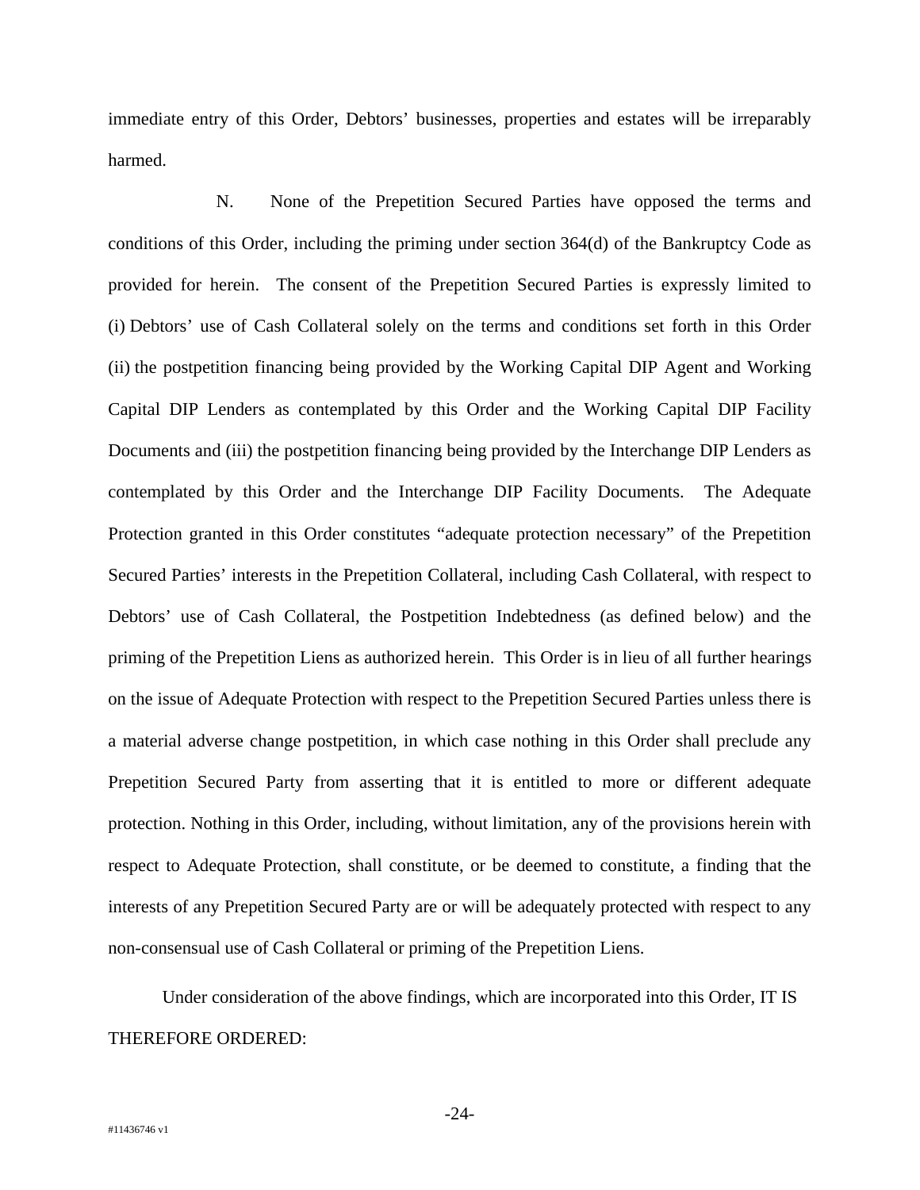immediate entry of this Order, Debtors' businesses, properties and estates will be irreparably harmed.

N. None of the Prepetition Secured Parties have opposed the terms and conditions of this Order, including the priming under section 364(d) of the Bankruptcy Code as provided for herein. The consent of the Prepetition Secured Parties is expressly limited to (i) Debtors' use of Cash Collateral solely on the terms and conditions set forth in this Order (ii) the postpetition financing being provided by the Working Capital DIP Agent and Working Capital DIP Lenders as contemplated by this Order and the Working Capital DIP Facility Documents and (iii) the postpetition financing being provided by the Interchange DIP Lenders as contemplated by this Order and the Interchange DIP Facility Documents. The Adequate Protection granted in this Order constitutes "adequate protection necessary" of the Prepetition Secured Parties' interests in the Prepetition Collateral, including Cash Collateral, with respect to Debtors' use of Cash Collateral, the Postpetition Indebtedness (as defined below) and the priming of the Prepetition Liens as authorized herein. This Order is in lieu of all further hearings on the issue of Adequate Protection with respect to the Prepetition Secured Parties unless there is a material adverse change postpetition, in which case nothing in this Order shall preclude any Prepetition Secured Party from asserting that it is entitled to more or different adequate protection. Nothing in this Order, including, without limitation, any of the provisions herein with respect to Adequate Protection, shall constitute, or be deemed to constitute, a finding that the interests of any Prepetition Secured Party are or will be adequately protected with respect to any non-consensual use of Cash Collateral or priming of the Prepetition Liens.

Under consideration of the above findings, which are incorporated into this Order, IT IS THEREFORE ORDERED: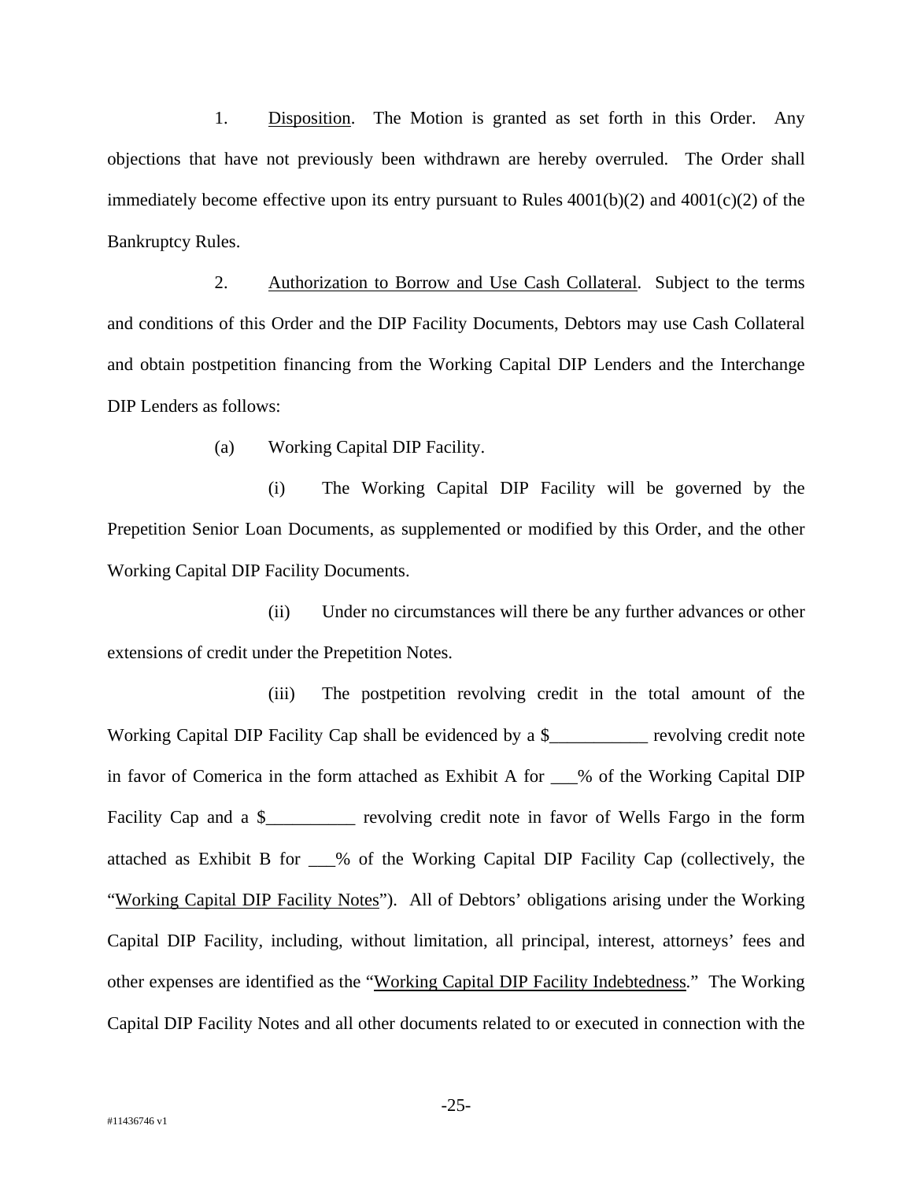1. Disposition. The Motion is granted as set forth in this Order. Any objections that have not previously been withdrawn are hereby overruled. The Order shall immediately become effective upon its entry pursuant to Rules 4001(b)(2) and 4001(c)(2) of the Bankruptcy Rules.

2. Authorization to Borrow and Use Cash Collateral. Subject to the terms and conditions of this Order and the DIP Facility Documents, Debtors may use Cash Collateral and obtain postpetition financing from the Working Capital DIP Lenders and the Interchange DIP Lenders as follows:

(a) Working Capital DIP Facility.

(i) The Working Capital DIP Facility will be governed by the Prepetition Senior Loan Documents, as supplemented or modified by this Order, and the other Working Capital DIP Facility Documents.

(ii) Under no circumstances will there be any further advances or other extensions of credit under the Prepetition Notes.

(iii) The postpetition revolving credit in the total amount of the Working Capital DIP Facility Cap shall be evidenced by a $___________ revolving credit note in favor of Comerica in the form attached as Exhibit A for ___% of the Working Capital DIP Facility Cap and a $__________ revolving credit note in favor of Wells Fargo in the form attached as Exhibit B for ___% of the Working Capital DIP Facility Cap (collectively, the "Working Capital DIP Facility Notes"). All of Debtors' obligations arising under the Working Capital DIP Facility, including, without limitation, all principal, interest, attorneys' fees and other expenses are identified as the "Working Capital DIP Facility Indebtedness." The Working Capital DIP Facility Notes and all other documents related to or executed in connection with the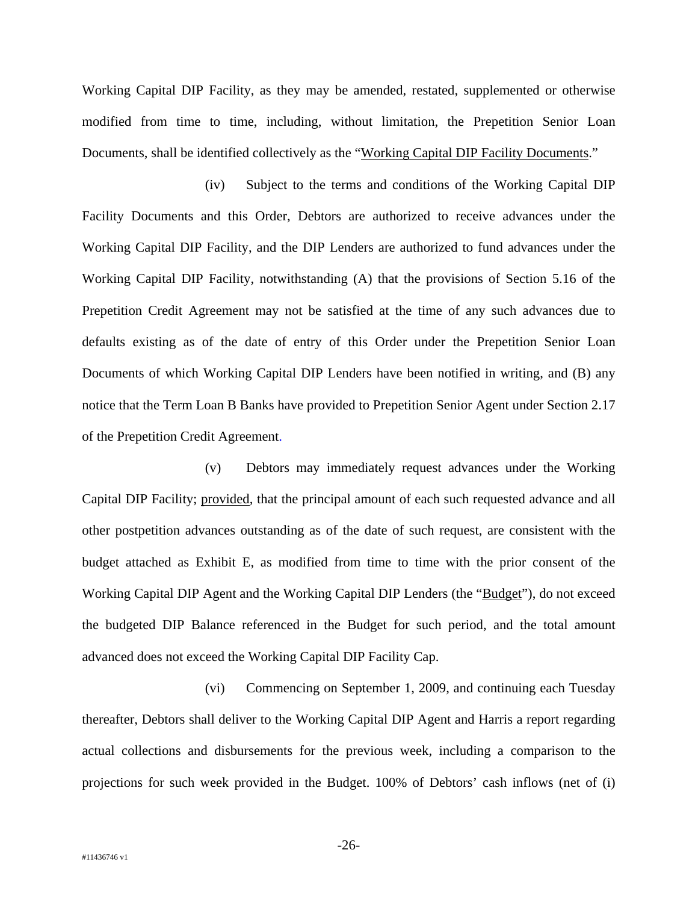Working Capital DIP Facility, as they may be amended, restated, supplemented or otherwise modified from time to time, including, without limitation, the Prepetition Senior Loan Documents, shall be identified collectively as the "Working Capital DIP Facility Documents."

(iv) Subject to the terms and conditions of the Working Capital DIP Facility Documents and this Order, Debtors are authorized to receive advances under the Working Capital DIP Facility, and the DIP Lenders are authorized to fund advances under the Working Capital DIP Facility, notwithstanding (A) that the provisions of Section 5.16 of the Prepetition Credit Agreement may not be satisfied at the time of any such advances due to defaults existing as of the date of entry of this Order under the Prepetition Senior Loan Documents of which Working Capital DIP Lenders have been notified in writing, and (B) any notice that the Term Loan B Banks have provided to Prepetition Senior Agent under Section 2.17 of the Prepetition Credit Agreement.

(v) Debtors may immediately request advances under the Working Capital DIP Facility; provided, that the principal amount of each such requested advance and all other postpetition advances outstanding as of the date of such request, are consistent with the budget attached as Exhibit E, as modified from time to time with the prior consent of the Working Capital DIP Agent and the Working Capital DIP Lenders (the "Budget"), do not exceed the budgeted DIP Balance referenced in the Budget for such period, and the total amount advanced does not exceed the Working Capital DIP Facility Cap.

(vi) Commencing on September 1, 2009, and continuing each Tuesday thereafter, Debtors shall deliver to the Working Capital DIP Agent and Harris a report regarding actual collections and disbursements for the previous week, including a comparison to the projections for such week provided in the Budget. 100% of Debtors' cash inflows (net of (i)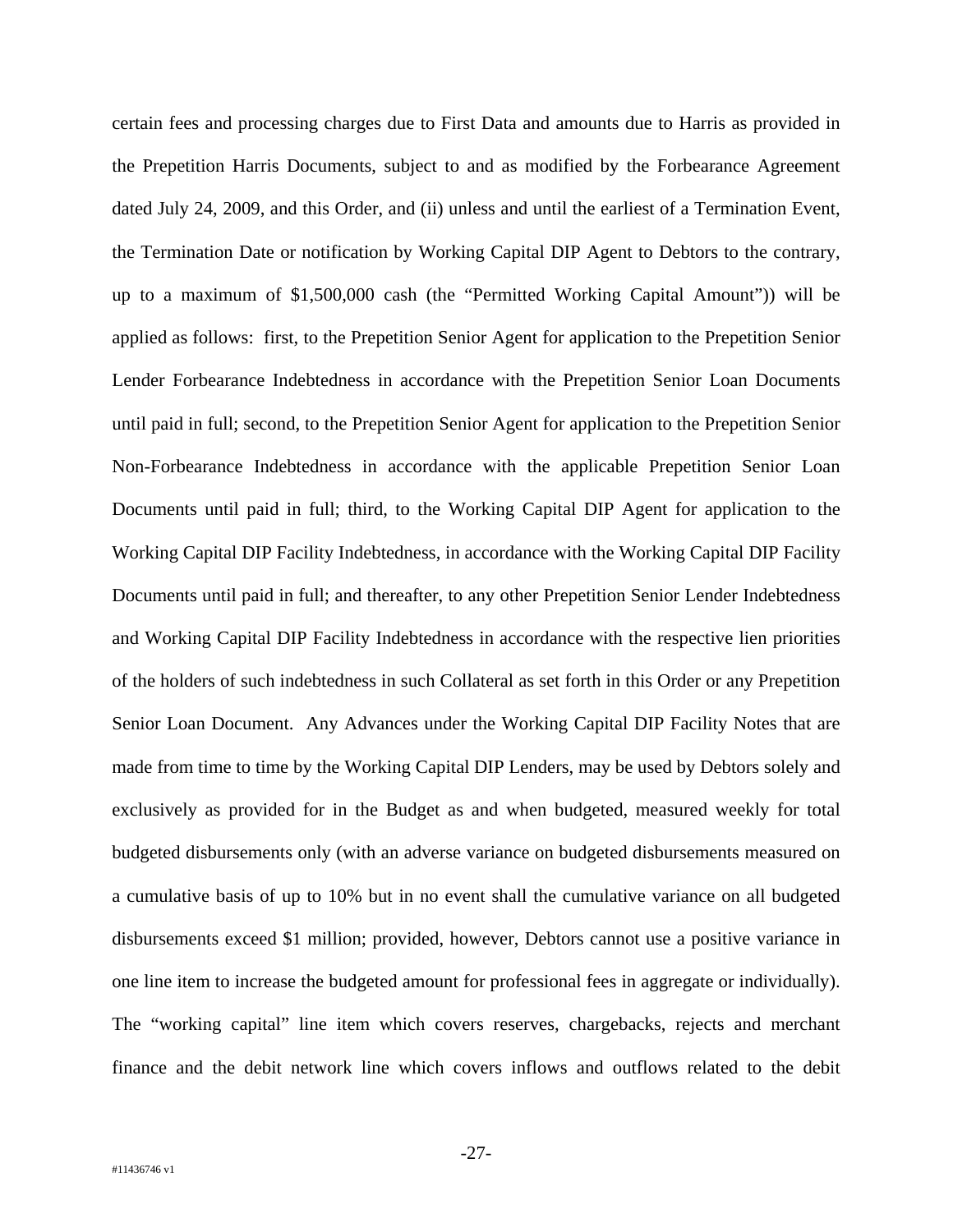certain fees and processing charges due to First Data and amounts due to Harris as provided in the Prepetition Harris Documents, subject to and as modified by the Forbearance Agreement dated July 24, 2009, and this Order, and (ii) unless and until the earliest of a Termination Event, the Termination Date or notification by Working Capital DIP Agent to Debtors to the contrary, up to a maximum of $1,500,000 cash (the "Permitted Working Capital Amount")) will be applied as follows: first, to the Prepetition Senior Agent for application to the Prepetition Senior Lender Forbearance Indebtedness in accordance with the Prepetition Senior Loan Documents until paid in full; second, to the Prepetition Senior Agent for application to the Prepetition Senior Non-Forbearance Indebtedness in accordance with the applicable Prepetition Senior Loan Documents until paid in full; third, to the Working Capital DIP Agent for application to the Working Capital DIP Facility Indebtedness, in accordance with the Working Capital DIP Facility Documents until paid in full; and thereafter, to any other Prepetition Senior Lender Indebtedness and Working Capital DIP Facility Indebtedness in accordance with the respective lien priorities of the holders of such indebtedness in such Collateral as set forth in this Order or any Prepetition Senior Loan Document. Any Advances under the Working Capital DIP Facility Notes that are made from time to time by the Working Capital DIP Lenders, may be used by Debtors solely and exclusively as provided for in the Budget as and when budgeted, measured weekly for total budgeted disbursements only (with an adverse variance on budgeted disbursements measured on a cumulative basis of up to 10% but in no event shall the cumulative variance on all budgeted disbursements exceed $1 million; provided, however, Debtors cannot use a positive variance in one line item to increase the budgeted amount for professional fees in aggregate or individually). The "working capital" line item which covers reserves, chargebacks, rejects and merchant finance and the debit network line which covers inflows and outflows related to the debit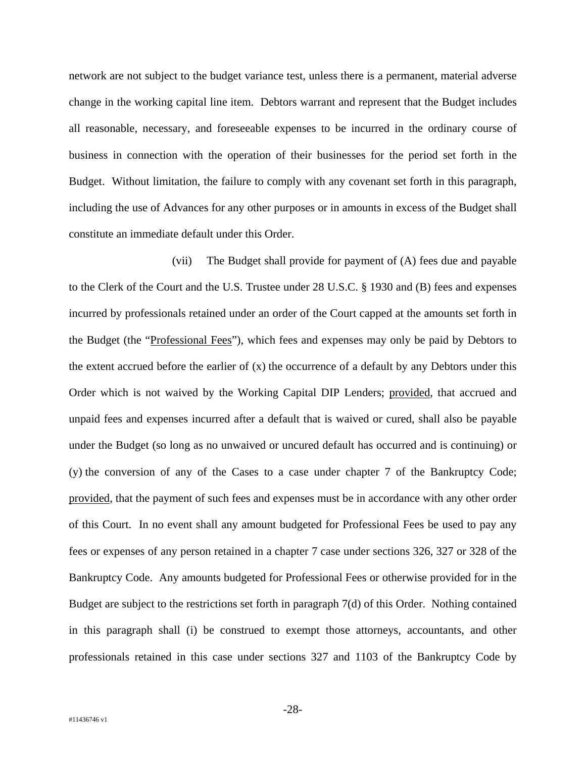network are not subject to the budget variance test, unless there is a permanent, material adverse change in the working capital line item. Debtors warrant and represent that the Budget includes all reasonable, necessary, and foreseeable expenses to be incurred in the ordinary course of business in connection with the operation of their businesses for the period set forth in the Budget. Without limitation, the failure to comply with any covenant set forth in this paragraph, including the use of Advances for any other purposes or in amounts in excess of the Budget shall constitute an immediate default under this Order.

(vii) The Budget shall provide for payment of (A) fees due and payable to the Clerk of the Court and the U.S. Trustee under 28 U.S.C. § 1930 and (B) fees and expenses incurred by professionals retained under an order of the Court capped at the amounts set forth in the Budget (the "Professional Fees"), which fees and expenses may only be paid by Debtors to the extent accrued before the earlier of (x) the occurrence of a default by any Debtors under this Order which is not waived by the Working Capital DIP Lenders; provided, that accrued and unpaid fees and expenses incurred after a default that is waived or cured, shall also be payable under the Budget (so long as no unwaived or uncured default has occurred and is continuing) or (y) the conversion of any of the Cases to a case under chapter 7 of the Bankruptcy Code; provided, that the payment of such fees and expenses must be in accordance with any other order of this Court. In no event shall any amount budgeted for Professional Fees be used to pay any fees or expenses of any person retained in a chapter 7 case under sections 326, 327 or 328 of the Bankruptcy Code. Any amounts budgeted for Professional Fees or otherwise provided for in the Budget are subject to the restrictions set forth in paragraph 7(d) of this Order. Nothing contained in this paragraph shall (i) be construed to exempt those attorneys, accountants, and other professionals retained in this case under sections 327 and 1103 of the Bankruptcy Code by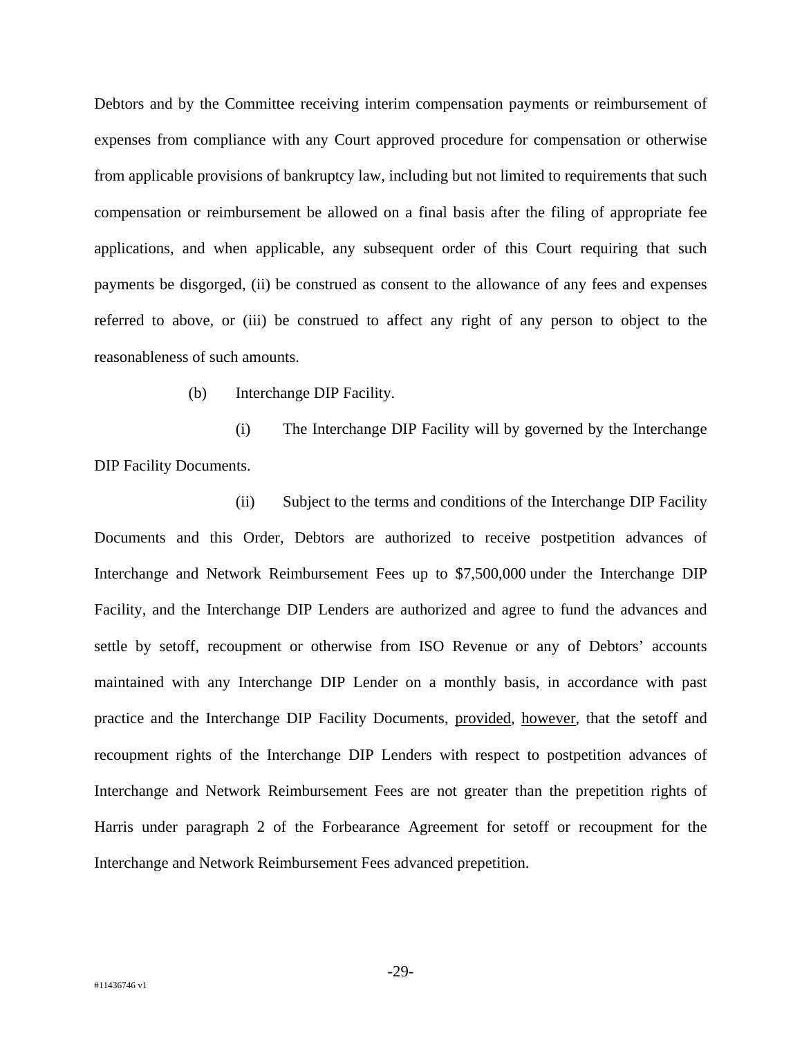Debtors and by the Committee receiving interim compensation payments or reimbursement of expenses from compliance with any Court approved procedure for compensation or otherwise from applicable provisions of bankruptcy law, including but not limited to requirements that such compensation or reimbursement be allowed on a final basis after the filing of appropriate fee applications, and when applicable, any subsequent order of this Court requiring that such payments be disgorged, (ii) be construed as consent to the allowance of any fees and expenses referred to above, or (iii) be construed to affect any right of any person to object to the reasonableness of such amounts.

(b) Interchange DIP Facility.

(i) The Interchange DIP Facility will by governed by the Interchange DIP Facility Documents.

(ii) Subject to the terms and conditions of the Interchange DIP Facility Documents and this Order, Debtors are authorized to receive postpetition advances of Interchange and Network Reimbursement Fees up to $7,500,000 under the Interchange DIP Facility, and the Interchange DIP Lenders are authorized and agree to fund the advances and settle by setoff, recoupment or otherwise from ISO Revenue or any of Debtors' accounts maintained with any Interchange DIP Lender on a monthly basis, in accordance with past practice and the Interchange DIP Facility Documents, <u>provided</u>, <u>however</u>, that the setoff and recoupment rights of the Interchange DIP Lenders with respect to postpetition advances of Interchange and Network Reimbursement Fees are not greater than the prepetition rights of Harris under paragraph 2 of the Forbearance Agreement for setoff or recoupment for the Interchange and Network Reimbursement Fees advanced prepetition.

#11436746 v1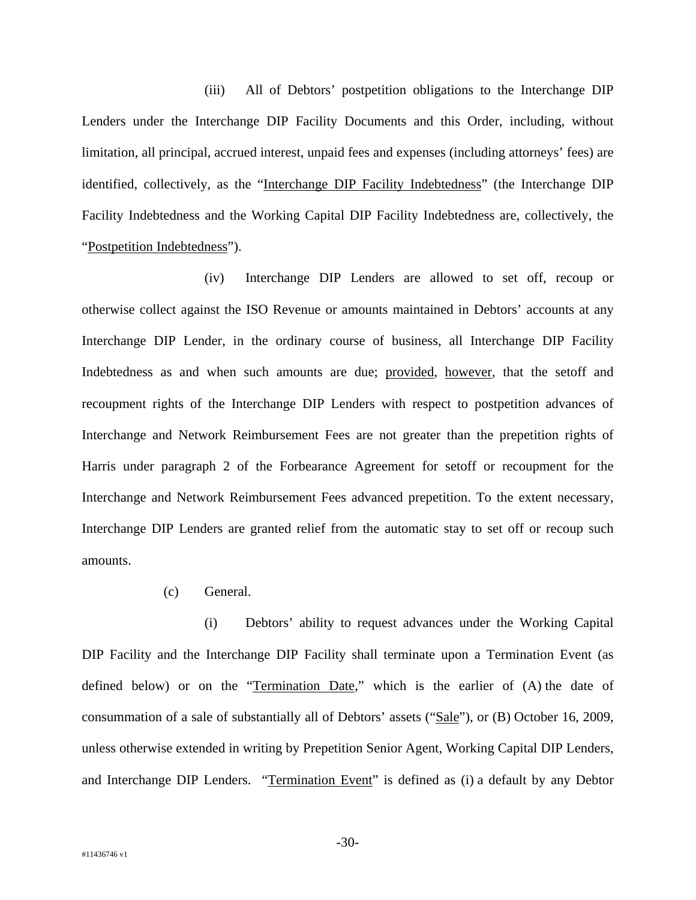(iii) All of Debtors' postpetition obligations to the Interchange DIP Lenders under the Interchange DIP Facility Documents and this Order, including, without limitation, all principal, accrued interest, unpaid fees and expenses (including attorneys' fees) are identified, collectively, as the "Interchange DIP Facility Indebtedness" (the Interchange DIP Facility Indebtedness and the Working Capital DIP Facility Indebtedness are, collectively, the "Postpetition Indebtedness").

(iv) Interchange DIP Lenders are allowed to set off, recoup or otherwise collect against the ISO Revenue or amounts maintained in Debtors' accounts at any Interchange DIP Lender, in the ordinary course of business, all Interchange DIP Facility Indebtedness as and when such amounts are due; provided, however, that the setoff and recoupment rights of the Interchange DIP Lenders with respect to postpetition advances of Interchange and Network Reimbursement Fees are not greater than the prepetition rights of Harris under paragraph 2 of the Forbearance Agreement for setoff or recoupment for the Interchange and Network Reimbursement Fees advanced prepetition. To the extent necessary, Interchange DIP Lenders are granted relief from the automatic stay to set off or recoup such amounts.

(c) General.

(i) Debtors' ability to request advances under the Working Capital DIP Facility and the Interchange DIP Facility shall terminate upon a Termination Event (as defined below) or on the "Termination Date," which is the earlier of (A) the date of consummation of a sale of substantially all of Debtors' assets ("Sale"), or (B) October 16, 2009, unless otherwise extended in writing by Prepetition Senior Agent, Working Capital DIP Lenders, and Interchange DIP Lenders. "Termination Event" is defined as (i) a default by any Debtor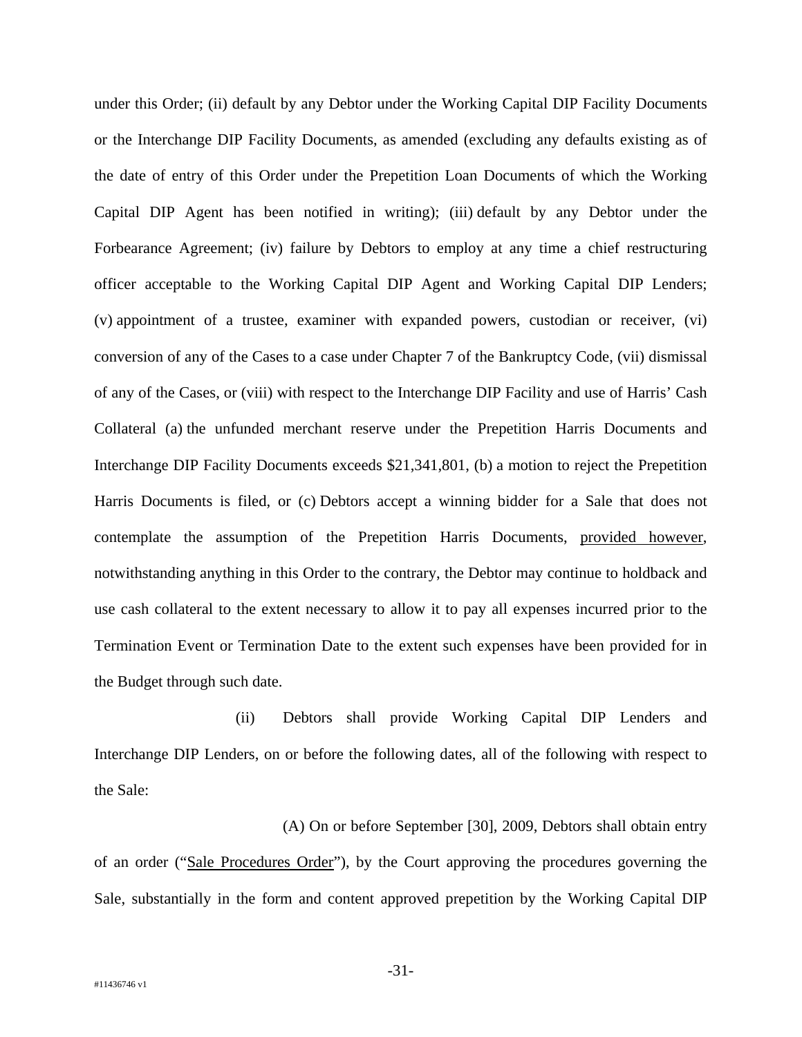under this Order; (ii) default by any Debtor under the Working Capital DIP Facility Documents or the Interchange DIP Facility Documents, as amended (excluding any defaults existing as of the date of entry of this Order under the Prepetition Loan Documents of which the Working Capital DIP Agent has been notified in writing); (iii) default by any Debtor under the Forbearance Agreement; (iv) failure by Debtors to employ at any time a chief restructuring officer acceptable to the Working Capital DIP Agent and Working Capital DIP Lenders; (v) appointment of a trustee, examiner with expanded powers, custodian or receiver, (vi) conversion of any of the Cases to a case under Chapter 7 of the Bankruptcy Code, (vii) dismissal of any of the Cases, or (viii) with respect to the Interchange DIP Facility and use of Harris' Cash Collateral (a) the unfunded merchant reserve under the Prepetition Harris Documents and Interchange DIP Facility Documents exceeds $21,341,801, (b) a motion to reject the Prepetition Harris Documents is filed, or (c) Debtors accept a winning bidder for a Sale that does not contemplate the assumption of the Prepetition Harris Documents, provided however, notwithstanding anything in this Order to the contrary, the Debtor may continue to holdback and use cash collateral to the extent necessary to allow it to pay all expenses incurred prior to the Termination Event or Termination Date to the extent such expenses have been provided for in the Budget through such date.

(ii) Debtors shall provide Working Capital DIP Lenders and Interchange DIP Lenders, on or before the following dates, all of the following with respect to the Sale:

(A) On or before September [30], 2009, Debtors shall obtain entry of an order ("Sale Procedures Order"), by the Court approving the procedures governing the Sale, substantially in the form and content approved prepetition by the Working Capital DIP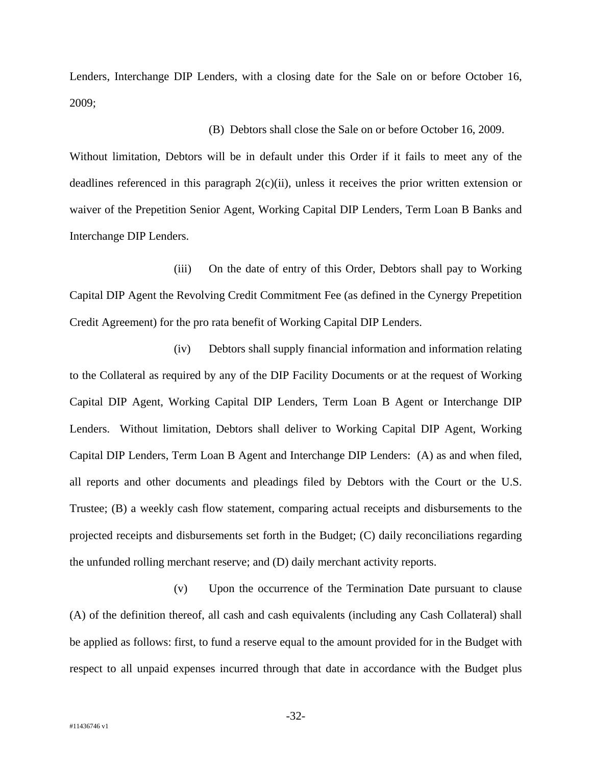Lenders, Interchange DIP Lenders, with a closing date for the Sale on or before October 16, 2009;

(B) Debtors shall close the Sale on or before October 16, 2009.

Without limitation, Debtors will be in default under this Order if it fails to meet any of the deadlines referenced in this paragraph 2(c)(ii), unless it receives the prior written extension or waiver of the Prepetition Senior Agent, Working Capital DIP Lenders, Term Loan B Banks and Interchange DIP Lenders.

(iii) On the date of entry of this Order, Debtors shall pay to Working Capital DIP Agent the Revolving Credit Commitment Fee (as defined in the Cynergy Prepetition Credit Agreement) for the pro rata benefit of Working Capital DIP Lenders.

(iv) Debtors shall supply financial information and information relating to the Collateral as required by any of the DIP Facility Documents or at the request of Working Capital DIP Agent, Working Capital DIP Lenders, Term Loan B Agent or Interchange DIP Lenders. Without limitation, Debtors shall deliver to Working Capital DIP Agent, Working Capital DIP Lenders, Term Loan B Agent and Interchange DIP Lenders: (A) as and when filed, all reports and other documents and pleadings filed by Debtors with the Court or the U.S. Trustee; (B) a weekly cash flow statement, comparing actual receipts and disbursements to the projected receipts and disbursements set forth in the Budget; (C) daily reconciliations regarding the unfunded rolling merchant reserve; and (D) daily merchant activity reports.

(v) Upon the occurrence of the Termination Date pursuant to clause (A) of the definition thereof, all cash and cash equivalents (including any Cash Collateral) shall be applied as follows: first, to fund a reserve equal to the amount provided for in the Budget with respect to all unpaid expenses incurred through that date in accordance with the Budget plus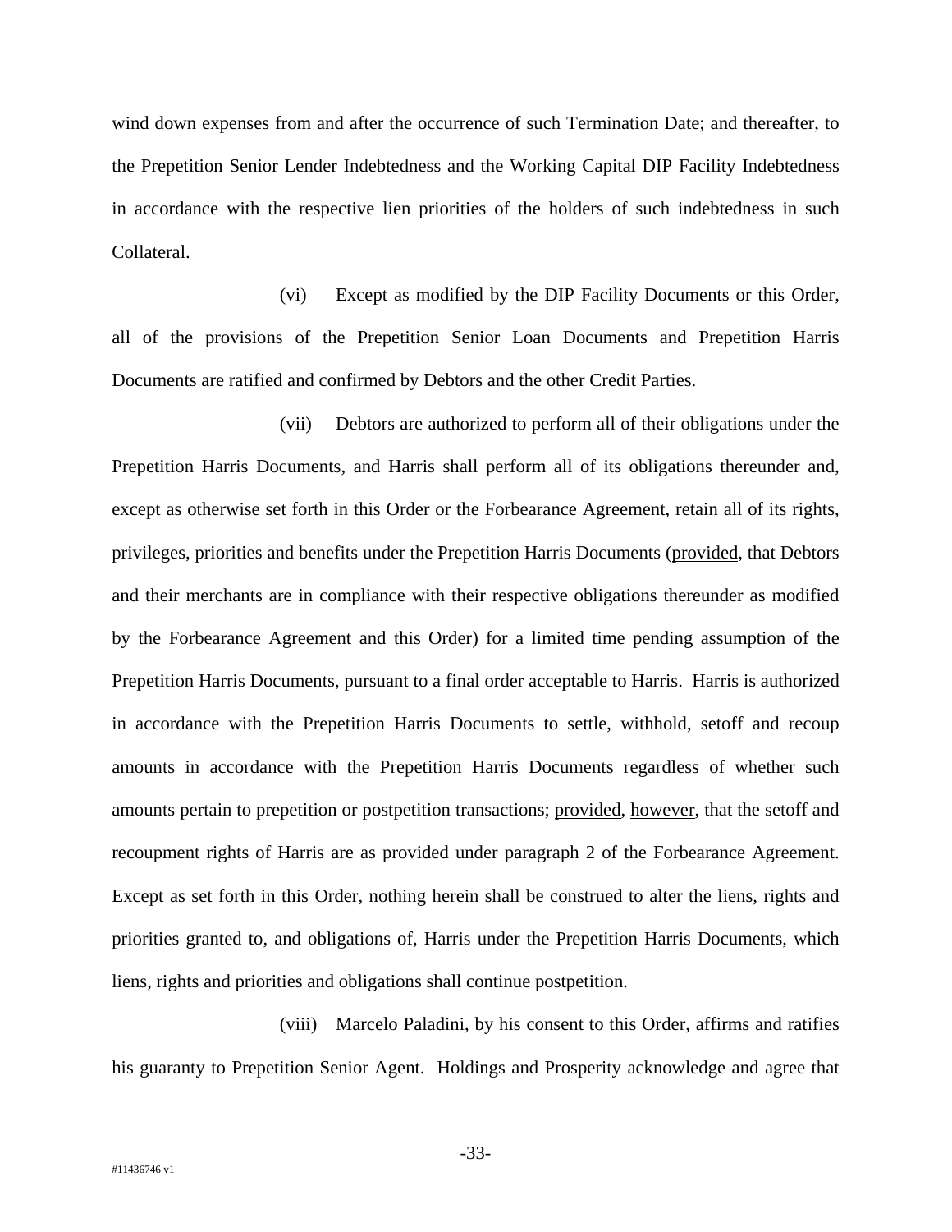wind down expenses from and after the occurrence of such Termination Date; and thereafter, to the Prepetition Senior Lender Indebtedness and the Working Capital DIP Facility Indebtedness in accordance with the respective lien priorities of the holders of such indebtedness in such Collateral.

(vi) Except as modified by the DIP Facility Documents or this Order, all of the provisions of the Prepetition Senior Loan Documents and Prepetition Harris Documents are ratified and confirmed by Debtors and the other Credit Parties.

(vii) Debtors are authorized to perform all of their obligations under the Prepetition Harris Documents, and Harris shall perform all of its obligations thereunder and, except as otherwise set forth in this Order or the Forbearance Agreement, retain all of its rights, privileges, priorities and benefits under the Prepetition Harris Documents (provided, that Debtors and their merchants are in compliance with their respective obligations thereunder as modified by the Forbearance Agreement and this Order) for a limited time pending assumption of the Prepetition Harris Documents, pursuant to a final order acceptable to Harris. Harris is authorized in accordance with the Prepetition Harris Documents to settle, withhold, setoff and recoup amounts in accordance with the Prepetition Harris Documents regardless of whether such amounts pertain to prepetition or postpetition transactions; provided, however, that the setoff and recoupment rights of Harris are as provided under paragraph 2 of the Forbearance Agreement. Except as set forth in this Order, nothing herein shall be construed to alter the liens, rights and priorities granted to, and obligations of, Harris under the Prepetition Harris Documents, which liens, rights and priorities and obligations shall continue postpetition.

(viii) Marcelo Paladini, by his consent to this Order, affirms and ratifies his guaranty to Prepetition Senior Agent. Holdings and Prosperity acknowledge and agree that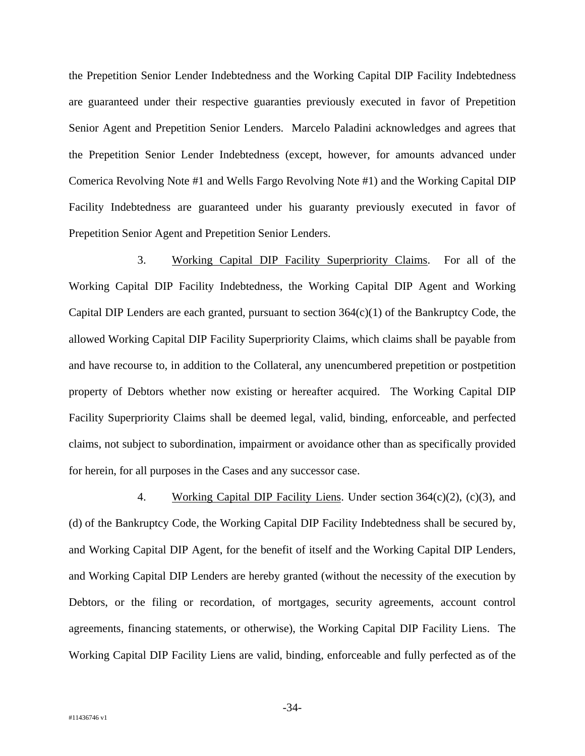the Prepetition Senior Lender Indebtedness and the Working Capital DIP Facility Indebtedness are guaranteed under their respective guaranties previously executed in favor of Prepetition Senior Agent and Prepetition Senior Lenders. Marcelo Paladini acknowledges and agrees that the Prepetition Senior Lender Indebtedness (except, however, for amounts advanced under Comerica Revolving Note #1 and Wells Fargo Revolving Note #1) and the Working Capital DIP Facility Indebtedness are guaranteed under his guaranty previously executed in favor of Prepetition Senior Agent and Prepetition Senior Lenders.

3. <u>Working Capital DIP Facility Superpriority Claims</u>. For all of the Working Capital DIP Facility Indebtedness, the Working Capital DIP Agent and Working Capital DIP Lenders are each granted, pursuant to section 364(c)(1) of the Bankruptcy Code, the allowed Working Capital DIP Facility Superpriority Claims, which claims shall be payable from and have recourse to, in addition to the Collateral, any unencumbered prepetition or postpetition property of Debtors whether now existing or hereafter acquired. The Working Capital DIP Facility Superpriority Claims shall be deemed legal, valid, binding, enforceable, and perfected claims, not subject to subordination, impairment or avoidance other than as specifically provided for herein, for all purposes in the Cases and any successor case.

4. <u>Working Capital DIP Facility Liens</u>. Under section 364(c)(2), (c)(3), and (d) of the Bankruptcy Code, the Working Capital DIP Facility Indebtedness shall be secured by, and Working Capital DIP Agent, for the benefit of itself and the Working Capital DIP Lenders, and Working Capital DIP Lenders are hereby granted (without the necessity of the execution by Debtors, or the filing or recordation, of mortgages, security agreements, account control agreements, financing statements, or otherwise), the Working Capital DIP Facility Liens. The Working Capital DIP Facility Liens are valid, binding, enforceable and fully perfected as of the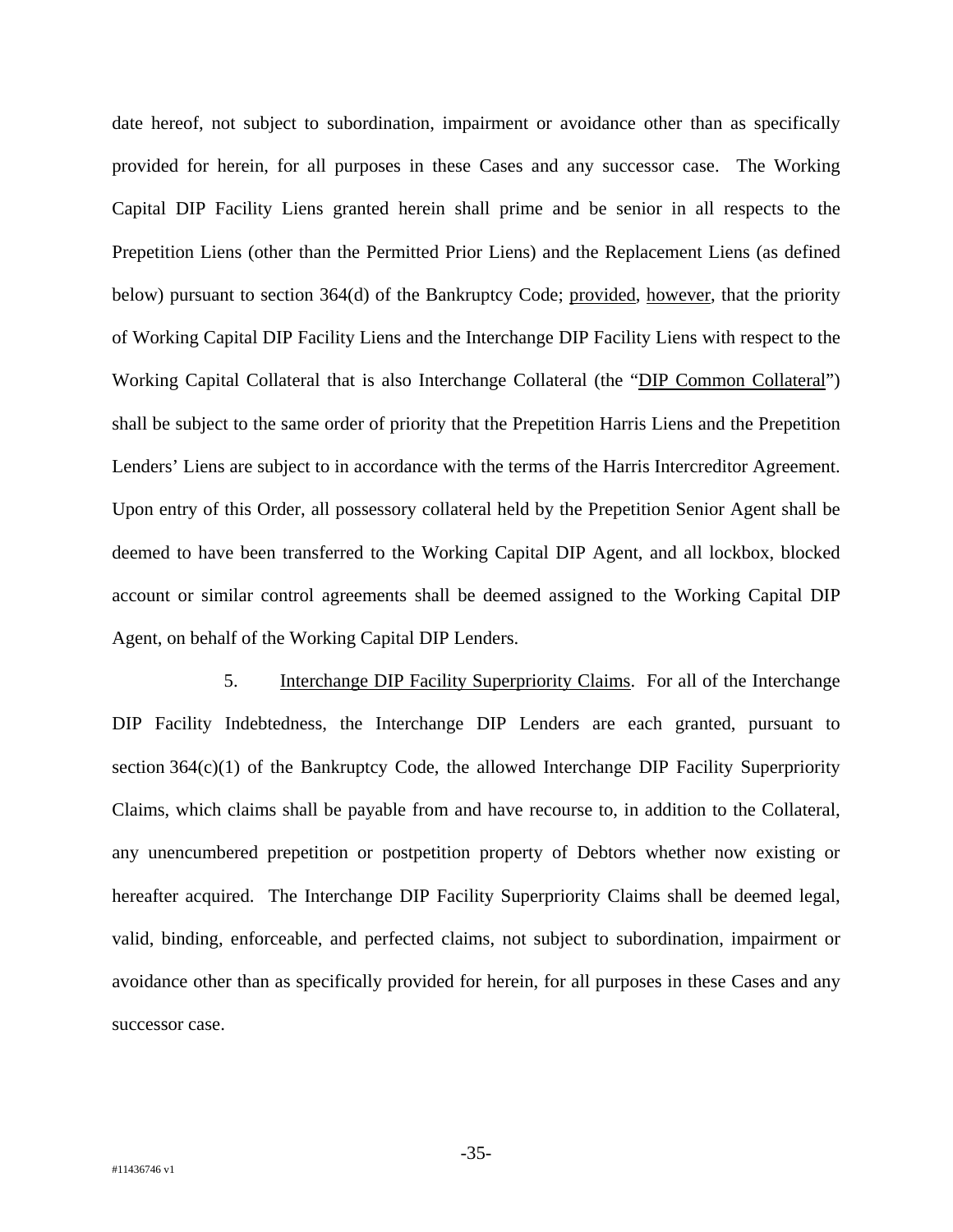date hereof, not subject to subordination, impairment or avoidance other than as specifically provided for herein, for all purposes in these Cases and any successor case. The Working Capital DIP Facility Liens granted herein shall prime and be senior in all respects to the Prepetition Liens (other than the Permitted Prior Liens) and the Replacement Liens (as defined below) pursuant to section 364(d) of the Bankruptcy Code; provided, however, that the priority of Working Capital DIP Facility Liens and the Interchange DIP Facility Liens with respect to the Working Capital Collateral that is also Interchange Collateral (the "DIP Common Collateral") shall be subject to the same order of priority that the Prepetition Harris Liens and the Prepetition Lenders' Liens are subject to in accordance with the terms of the Harris Intercreditor Agreement. Upon entry of this Order, all possessory collateral held by the Prepetition Senior Agent shall be deemed to have been transferred to the Working Capital DIP Agent, and all lockbox, blocked account or similar control agreements shall be deemed assigned to the Working Capital DIP Agent, on behalf of the Working Capital DIP Lenders.

5. Interchange DIP Facility Superpriority Claims. For all of the Interchange DIP Facility Indebtedness, the Interchange DIP Lenders are each granted, pursuant to section 364(c)(1) of the Bankruptcy Code, the allowed Interchange DIP Facility Superpriority Claims, which claims shall be payable from and have recourse to, in addition to the Collateral, any unencumbered prepetition or postpetition property of Debtors whether now existing or hereafter acquired. The Interchange DIP Facility Superpriority Claims shall be deemed legal, valid, binding, enforceable, and perfected claims, not subject to subordination, impairment or avoidance other than as specifically provided for herein, for all purposes in these Cases and any successor case.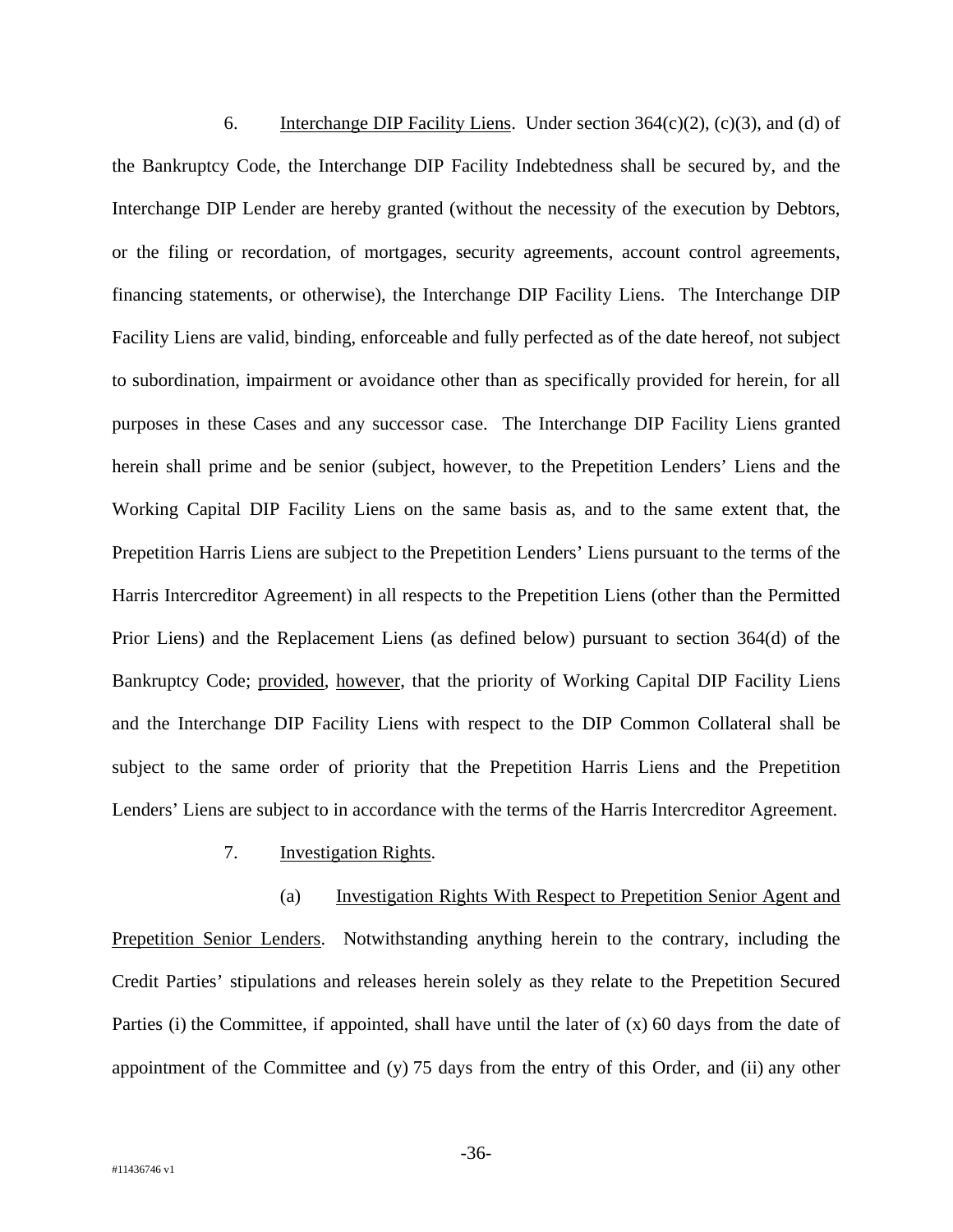6. Interchange DIP Facility Liens. Under section 364(c)(2), (c)(3), and (d) of the Bankruptcy Code, the Interchange DIP Facility Indebtedness shall be secured by, and the Interchange DIP Lender are hereby granted (without the necessity of the execution by Debtors, or the filing or recordation, of mortgages, security agreements, account control agreements, financing statements, or otherwise), the Interchange DIP Facility Liens. The Interchange DIP Facility Liens are valid, binding, enforceable and fully perfected as of the date hereof, not subject to subordination, impairment or avoidance other than as specifically provided for herein, for all purposes in these Cases and any successor case. The Interchange DIP Facility Liens granted herein shall prime and be senior (subject, however, to the Prepetition Lenders' Liens and the Working Capital DIP Facility Liens on the same basis as, and to the same extent that, the Prepetition Harris Liens are subject to the Prepetition Lenders' Liens pursuant to the terms of the Harris Intercreditor Agreement) in all respects to the Prepetition Liens (other than the Permitted Prior Liens) and the Replacement Liens (as defined below) pursuant to section 364(d) of the Bankruptcy Code; provided, however, that the priority of Working Capital DIP Facility Liens and the Interchange DIP Facility Liens with respect to the DIP Common Collateral shall be subject to the same order of priority that the Prepetition Harris Liens and the Prepetition Lenders' Liens are subject to in accordance with the terms of the Harris Intercreditor Agreement.

7. Investigation Rights.

(a) Investigation Rights With Respect to Prepetition Senior Agent and Prepetition Senior Lenders. Notwithstanding anything herein to the contrary, including the Credit Parties' stipulations and releases herein solely as they relate to the Prepetition Secured Parties (i) the Committee, if appointed, shall have until the later of (x) 60 days from the date of appointment of the Committee and (y) 75 days from the entry of this Order, and (ii) any other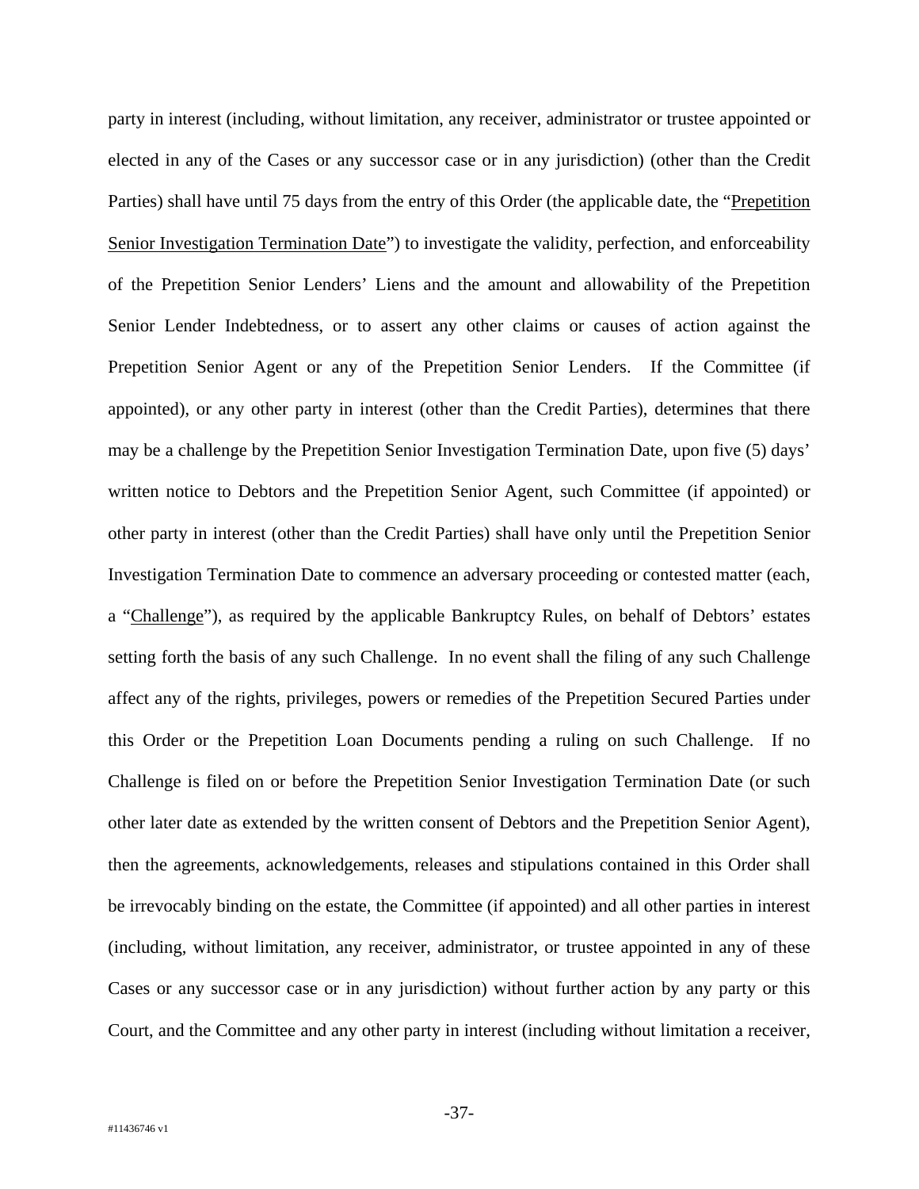party in interest (including, without limitation, any receiver, administrator or trustee appointed or elected in any of the Cases or any successor case or in any jurisdiction) (other than the Credit Parties) shall have until 75 days from the entry of this Order (the applicable date, the "Prepetition Senior Investigation Termination Date") to investigate the validity, perfection, and enforceability of the Prepetition Senior Lenders' Liens and the amount and allowability of the Prepetition Senior Lender Indebtedness, or to assert any other claims or causes of action against the Prepetition Senior Agent or any of the Prepetition Senior Lenders. If the Committee (if appointed), or any other party in interest (other than the Credit Parties), determines that there may be a challenge by the Prepetition Senior Investigation Termination Date, upon five (5) days' written notice to Debtors and the Prepetition Senior Agent, such Committee (if appointed) or other party in interest (other than the Credit Parties) shall have only until the Prepetition Senior Investigation Termination Date to commence an adversary proceeding or contested matter (each, a "Challenge"), as required by the applicable Bankruptcy Rules, on behalf of Debtors' estates setting forth the basis of any such Challenge. In no event shall the filing of any such Challenge affect any of the rights, privileges, powers or remedies of the Prepetition Secured Parties under this Order or the Prepetition Loan Documents pending a ruling on such Challenge. If no Challenge is filed on or before the Prepetition Senior Investigation Termination Date (or such other later date as extended by the written consent of Debtors and the Prepetition Senior Agent), then the agreements, acknowledgements, releases and stipulations contained in this Order shall be irrevocably binding on the estate, the Committee (if appointed) and all other parties in interest (including, without limitation, any receiver, administrator, or trustee appointed in any of these Cases or any successor case or in any jurisdiction) without further action by any party or this Court, and the Committee and any other party in interest (including without limitation a receiver,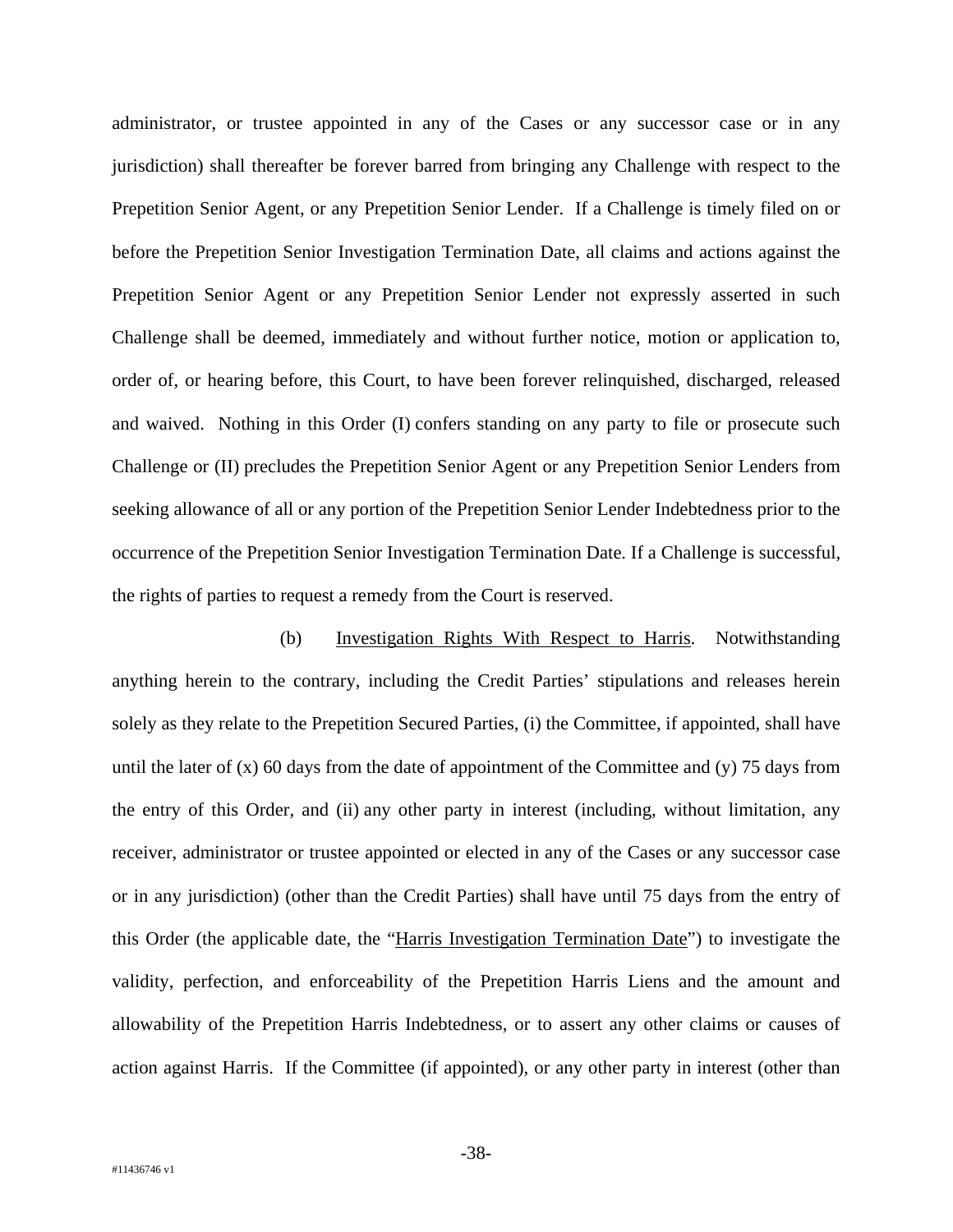administrator, or trustee appointed in any of the Cases or any successor case or in any jurisdiction) shall thereafter be forever barred from bringing any Challenge with respect to the Prepetition Senior Agent, or any Prepetition Senior Lender. If a Challenge is timely filed on or before the Prepetition Senior Investigation Termination Date, all claims and actions against the Prepetition Senior Agent or any Prepetition Senior Lender not expressly asserted in such Challenge shall be deemed, immediately and without further notice, motion or application to, order of, or hearing before, this Court, to have been forever relinquished, discharged, released and waived. Nothing in this Order (I) confers standing on any party to file or prosecute such Challenge or (II) precludes the Prepetition Senior Agent or any Prepetition Senior Lenders from seeking allowance of all or any portion of the Prepetition Senior Lender Indebtedness prior to the occurrence of the Prepetition Senior Investigation Termination Date. If a Challenge is successful, the rights of parties to request a remedy from the Court is reserved.

(b) Investigation Rights With Respect to Harris. Notwithstanding anything herein to the contrary, including the Credit Parties' stipulations and releases herein solely as they relate to the Prepetition Secured Parties, (i) the Committee, if appointed, shall have until the later of (x) 60 days from the date of appointment of the Committee and (y) 75 days from the entry of this Order, and (ii) any other party in interest (including, without limitation, any receiver, administrator or trustee appointed or elected in any of the Cases or any successor case or in any jurisdiction) (other than the Credit Parties) shall have until 75 days from the entry of this Order (the applicable date, the "Harris Investigation Termination Date") to investigate the validity, perfection, and enforceability of the Prepetition Harris Liens and the amount and allowability of the Prepetition Harris Indebtedness, or to assert any other claims or causes of action against Harris. If the Committee (if appointed), or any other party in interest (other than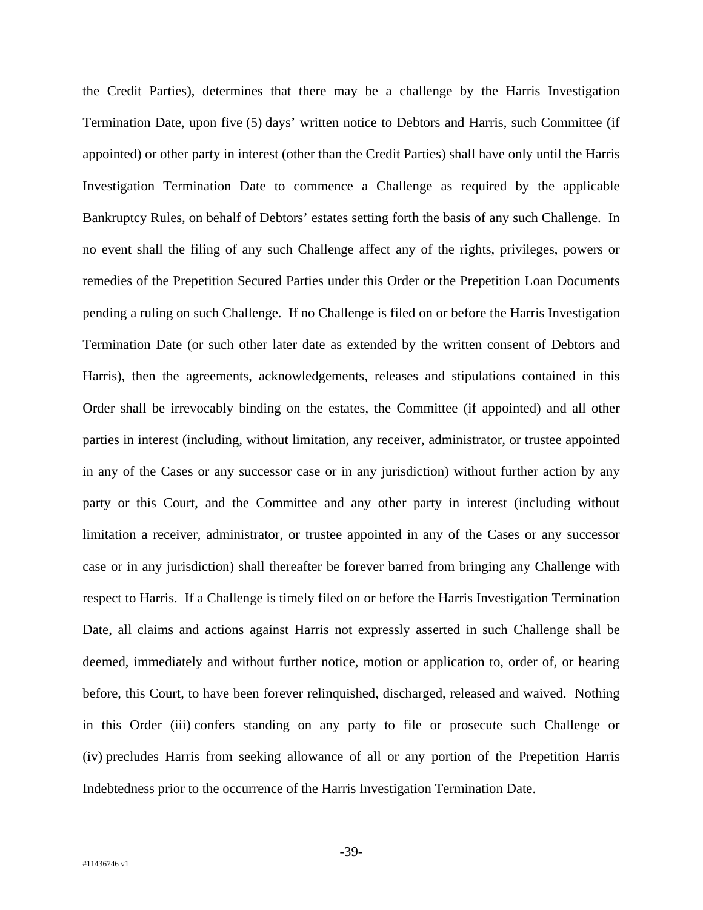the Credit Parties), determines that there may be a challenge by the Harris Investigation Termination Date, upon five (5) days' written notice to Debtors and Harris, such Committee (if appointed) or other party in interest (other than the Credit Parties) shall have only until the Harris Investigation Termination Date to commence a Challenge as required by the applicable Bankruptcy Rules, on behalf of Debtors' estates setting forth the basis of any such Challenge. In no event shall the filing of any such Challenge affect any of the rights, privileges, powers or remedies of the Prepetition Secured Parties under this Order or the Prepetition Loan Documents pending a ruling on such Challenge. If no Challenge is filed on or before the Harris Investigation Termination Date (or such other later date as extended by the written consent of Debtors and Harris), then the agreements, acknowledgements, releases and stipulations contained in this Order shall be irrevocably binding on the estates, the Committee (if appointed) and all other parties in interest (including, without limitation, any receiver, administrator, or trustee appointed in any of the Cases or any successor case or in any jurisdiction) without further action by any party or this Court, and the Committee and any other party in interest (including without limitation a receiver, administrator, or trustee appointed in any of the Cases or any successor case or in any jurisdiction) shall thereafter be forever barred from bringing any Challenge with respect to Harris. If a Challenge is timely filed on or before the Harris Investigation Termination Date, all claims and actions against Harris not expressly asserted in such Challenge shall be deemed, immediately and without further notice, motion or application to, order of, or hearing before, this Court, to have been forever relinquished, discharged, released and waived. Nothing in this Order (iii) confers standing on any party to file or prosecute such Challenge or (iv) precludes Harris from seeking allowance of all or any portion of the Prepetition Harris Indebtedness prior to the occurrence of the Harris Investigation Termination Date.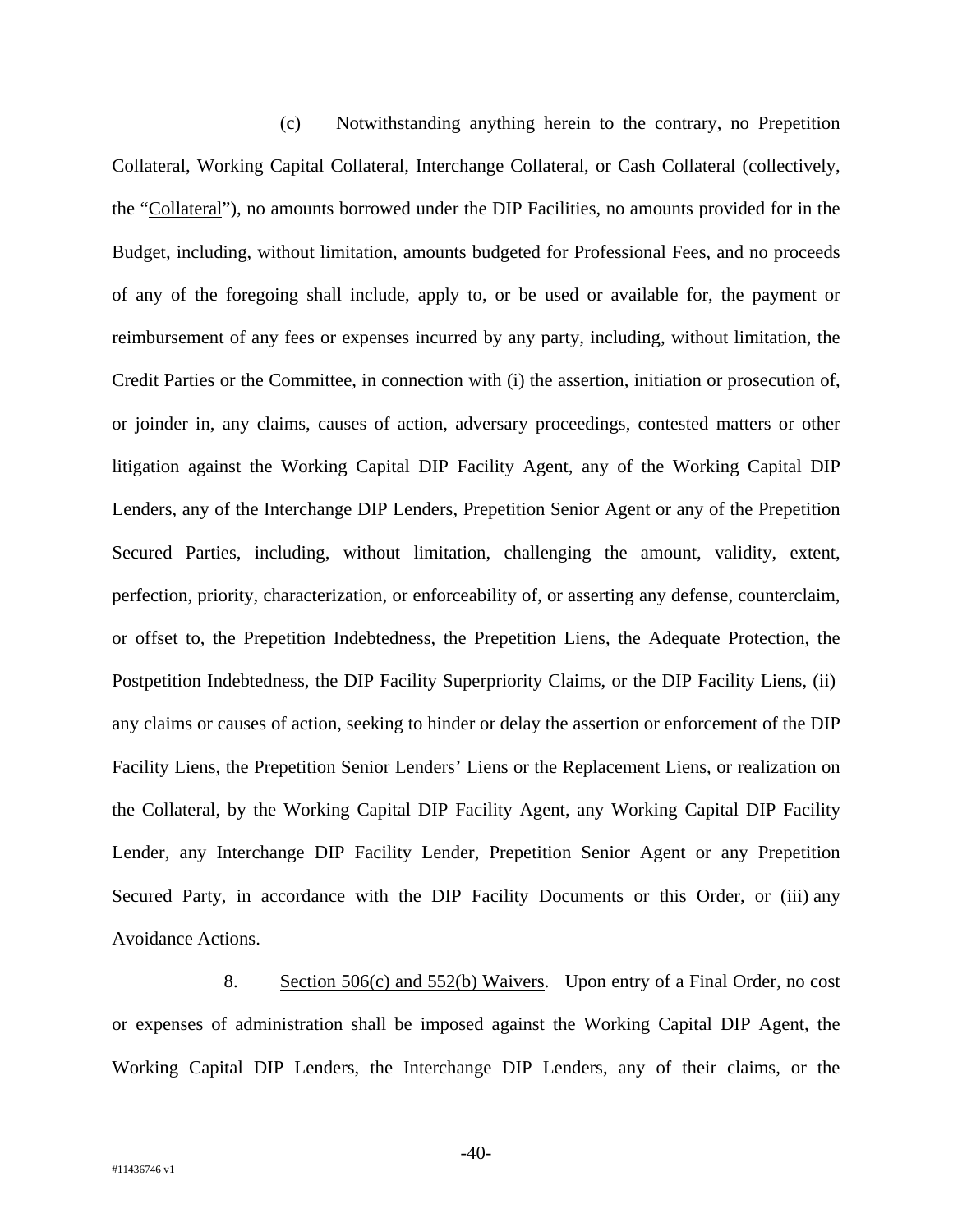(c) Notwithstanding anything herein to the contrary, no Prepetition Collateral, Working Capital Collateral, Interchange Collateral, or Cash Collateral (collectively, the "Collateral"), no amounts borrowed under the DIP Facilities, no amounts provided for in the Budget, including, without limitation, amounts budgeted for Professional Fees, and no proceeds of any of the foregoing shall include, apply to, or be used or available for, the payment or reimbursement of any fees or expenses incurred by any party, including, without limitation, the Credit Parties or the Committee, in connection with (i) the assertion, initiation or prosecution of, or joinder in, any claims, causes of action, adversary proceedings, contested matters or other litigation against the Working Capital DIP Facility Agent, any of the Working Capital DIP Lenders, any of the Interchange DIP Lenders, Prepetition Senior Agent or any of the Prepetition Secured Parties, including, without limitation, challenging the amount, validity, extent, perfection, priority, characterization, or enforceability of, or asserting any defense, counterclaim, or offset to, the Prepetition Indebtedness, the Prepetition Liens, the Adequate Protection, the Postpetition Indebtedness, the DIP Facility Superpriority Claims, or the DIP Facility Liens, (ii) any claims or causes of action, seeking to hinder or delay the assertion or enforcement of the DIP Facility Liens, the Prepetition Senior Lenders' Liens or the Replacement Liens, or realization on the Collateral, by the Working Capital DIP Facility Agent, any Working Capital DIP Facility Lender, any Interchange DIP Facility Lender, Prepetition Senior Agent or any Prepetition Secured Party, in accordance with the DIP Facility Documents or this Order, or (iii) any Avoidance Actions.

8. Section 506(c) and 552(b) Waivers. Upon entry of a Final Order, no cost or expenses of administration shall be imposed against the Working Capital DIP Agent, the Working Capital DIP Lenders, the Interchange DIP Lenders, any of their claims, or the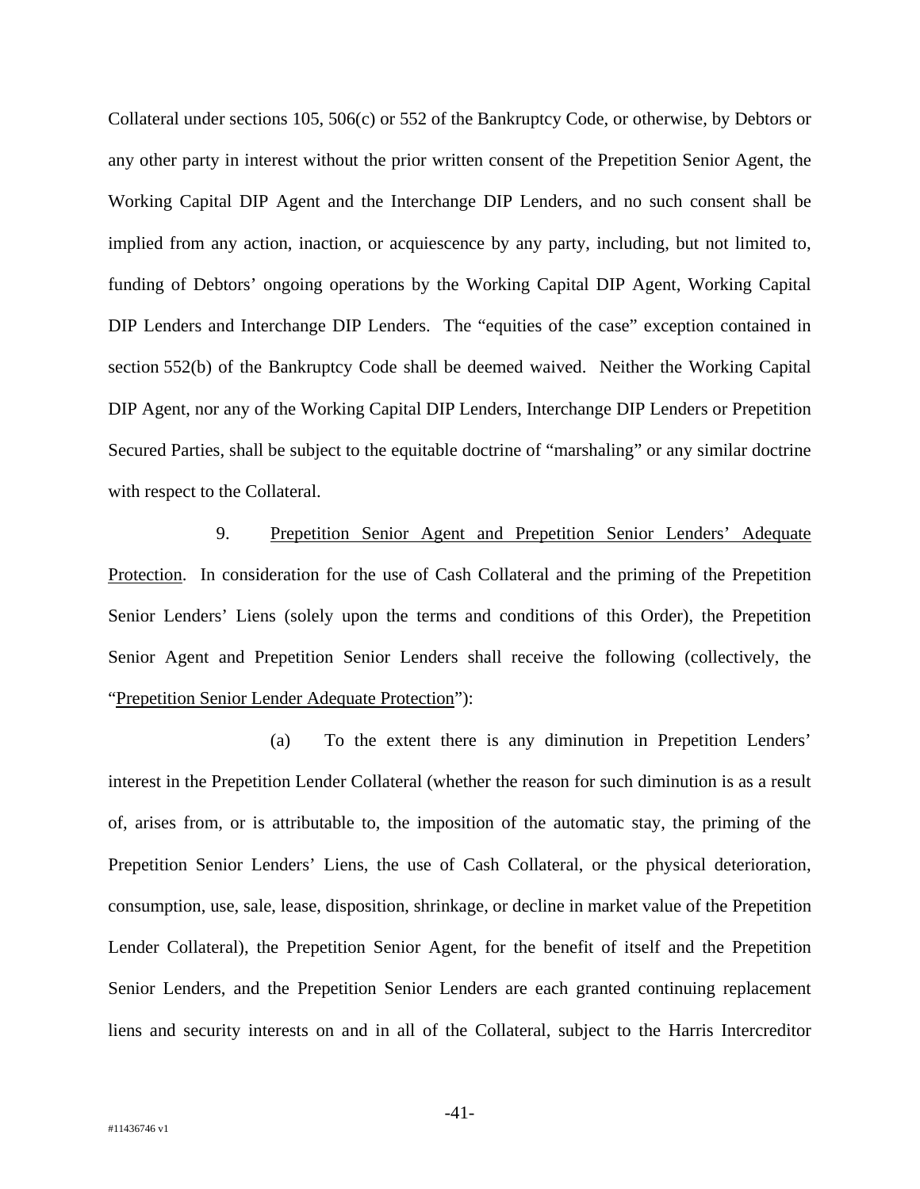Collateral under sections 105, 506(c) or 552 of the Bankruptcy Code, or otherwise, by Debtors or any other party in interest without the prior written consent of the Prepetition Senior Agent, the Working Capital DIP Agent and the Interchange DIP Lenders, and no such consent shall be implied from any action, inaction, or acquiescence by any party, including, but not limited to, funding of Debtors' ongoing operations by the Working Capital DIP Agent, Working Capital DIP Lenders and Interchange DIP Lenders. The "equities of the case" exception contained in section 552(b) of the Bankruptcy Code shall be deemed waived. Neither the Working Capital DIP Agent, nor any of the Working Capital DIP Lenders, Interchange DIP Lenders or Prepetition Secured Parties, shall be subject to the equitable doctrine of "marshaling" or any similar doctrine with respect to the Collateral.

9. <u>Prepetition Senior Agent and Prepetition Senior Lenders' Adequate Protection</u>. In consideration for the use of Cash Collateral and the priming of the Prepetition Senior Lenders' Liens (solely upon the terms and conditions of this Order), the Prepetition Senior Agent and Prepetition Senior Lenders shall receive the following (collectively, the "<u>Prepetition Senior Lender Adequate Protection</u>"):

(a) To the extent there is any diminution in Prepetition Lenders' interest in the Prepetition Lender Collateral (whether the reason for such diminution is as a result of, arises from, or is attributable to, the imposition of the automatic stay, the priming of the Prepetition Senior Lenders' Liens, the use of Cash Collateral, or the physical deterioration, consumption, use, sale, lease, disposition, shrinkage, or decline in market value of the Prepetition Lender Collateral), the Prepetition Senior Agent, for the benefit of itself and the Prepetition Senior Lenders, and the Prepetition Senior Lenders are each granted continuing replacement liens and security interests on and in all of the Collateral, subject to the Harris Intercreditor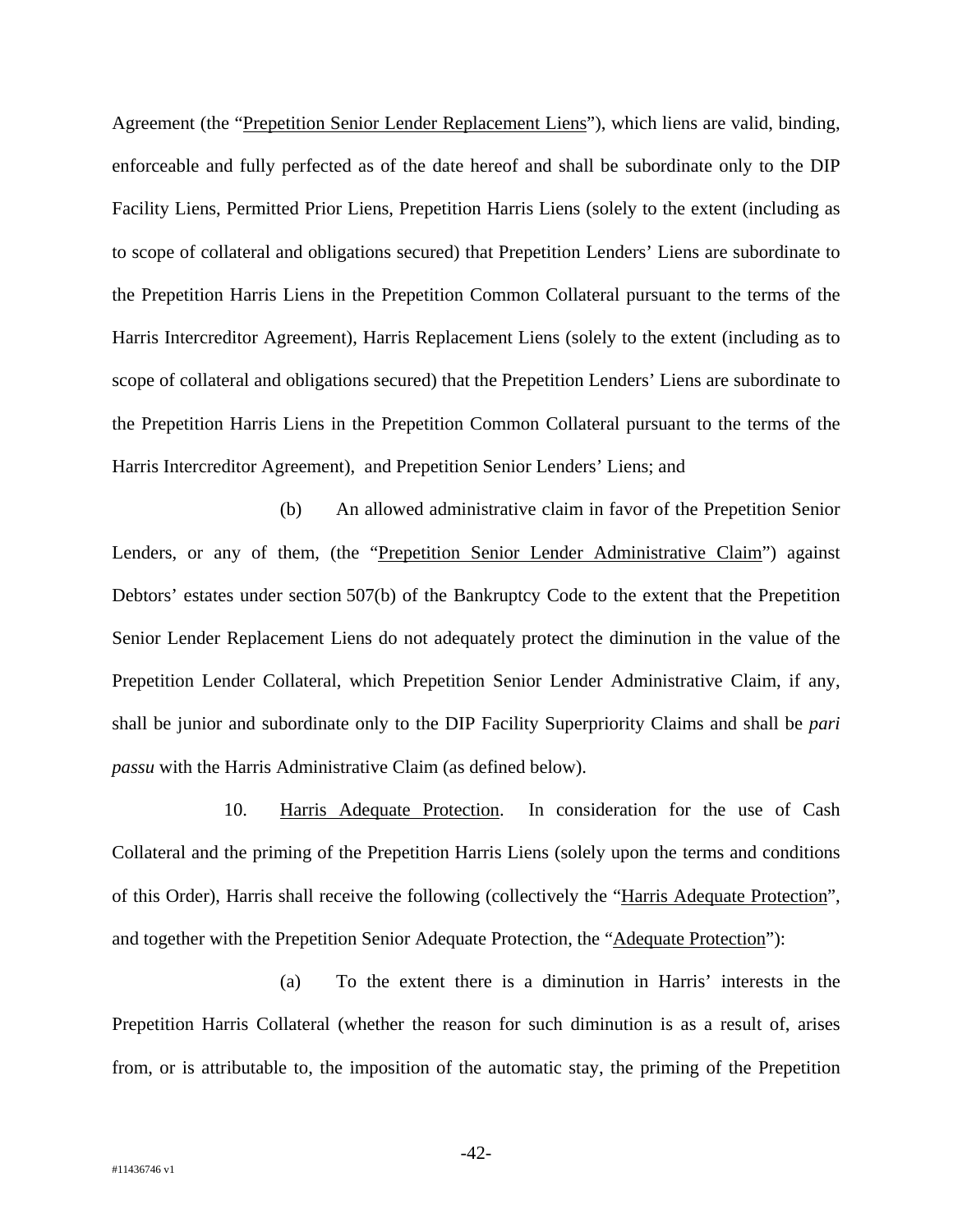Agreement (the "Prepetition Senior Lender Replacement Liens"), which liens are valid, binding, enforceable and fully perfected as of the date hereof and shall be subordinate only to the DIP Facility Liens, Permitted Prior Liens, Prepetition Harris Liens (solely to the extent (including as to scope of collateral and obligations secured) that Prepetition Lenders' Liens are subordinate to the Prepetition Harris Liens in the Prepetition Common Collateral pursuant to the terms of the Harris Intercreditor Agreement), Harris Replacement Liens (solely to the extent (including as to scope of collateral and obligations secured) that the Prepetition Lenders' Liens are subordinate to the Prepetition Harris Liens in the Prepetition Common Collateral pursuant to the terms of the Harris Intercreditor Agreement), and Prepetition Senior Lenders' Liens; and

(b) An allowed administrative claim in favor of the Prepetition Senior Lenders, or any of them, (the "Prepetition Senior Lender Administrative Claim") against Debtors' estates under section 507(b) of the Bankruptcy Code to the extent that the Prepetition Senior Lender Replacement Liens do not adequately protect the diminution in the value of the Prepetition Lender Collateral, which Prepetition Senior Lender Administrative Claim, if any, shall be junior and subordinate only to the DIP Facility Superpriority Claims and shall be *pari passu* with the Harris Administrative Claim (as defined below).

10. Harris Adequate Protection. In consideration for the use of Cash Collateral and the priming of the Prepetition Harris Liens (solely upon the terms and conditions of this Order), Harris shall receive the following (collectively the "Harris Adequate Protection", and together with the Prepetition Senior Adequate Protection, the "Adequate Protection"):

(a) To the extent there is a diminution in Harris' interests in the Prepetition Harris Collateral (whether the reason for such diminution is as a result of, arises from, or is attributable to, the imposition of the automatic stay, the priming of the Prepetition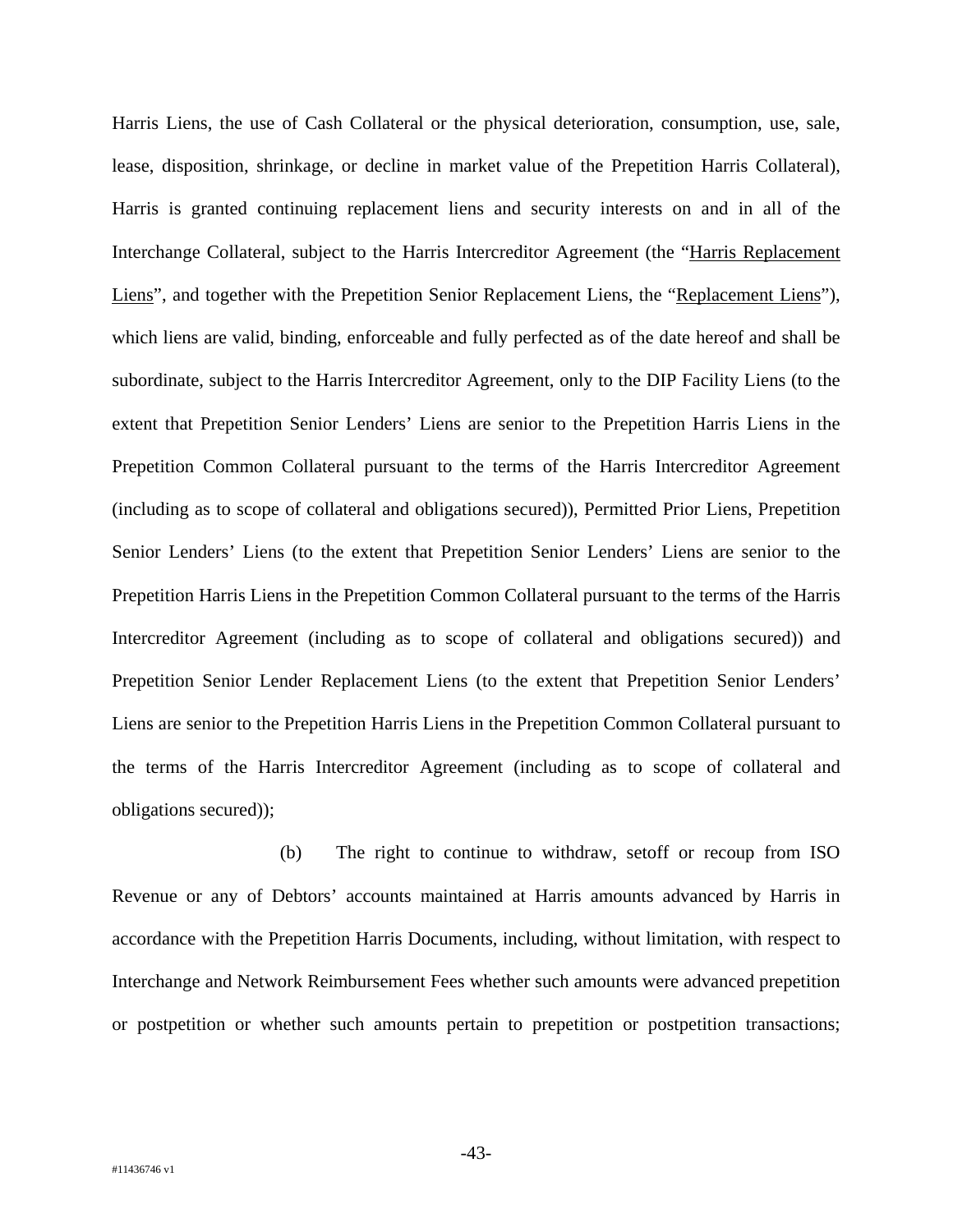Harris Liens, the use of Cash Collateral or the physical deterioration, consumption, use, sale, lease, disposition, shrinkage, or decline in market value of the Prepetition Harris Collateral), Harris is granted continuing replacement liens and security interests on and in all of the Interchange Collateral, subject to the Harris Intercreditor Agreement (the "Harris Replacement Liens", and together with the Prepetition Senior Replacement Liens, the "Replacement Liens"), which liens are valid, binding, enforceable and fully perfected as of the date hereof and shall be subordinate, subject to the Harris Intercreditor Agreement, only to the DIP Facility Liens (to the extent that Prepetition Senior Lenders' Liens are senior to the Prepetition Harris Liens in the Prepetition Common Collateral pursuant to the terms of the Harris Intercreditor Agreement (including as to scope of collateral and obligations secured)), Permitted Prior Liens, Prepetition Senior Lenders' Liens (to the extent that Prepetition Senior Lenders' Liens are senior to the Prepetition Harris Liens in the Prepetition Common Collateral pursuant to the terms of the Harris Intercreditor Agreement (including as to scope of collateral and obligations secured)) and Prepetition Senior Lender Replacement Liens (to the extent that Prepetition Senior Lenders' Liens are senior to the Prepetition Harris Liens in the Prepetition Common Collateral pursuant to the terms of the Harris Intercreditor Agreement (including as to scope of collateral and obligations secured));

(b) The right to continue to withdraw, setoff or recoup from ISO Revenue or any of Debtors' accounts maintained at Harris amounts advanced by Harris in accordance with the Prepetition Harris Documents, including, without limitation, with respect to Interchange and Network Reimbursement Fees whether such amounts were advanced prepetition or postpetition or whether such amounts pertain to prepetition or postpetition transactions;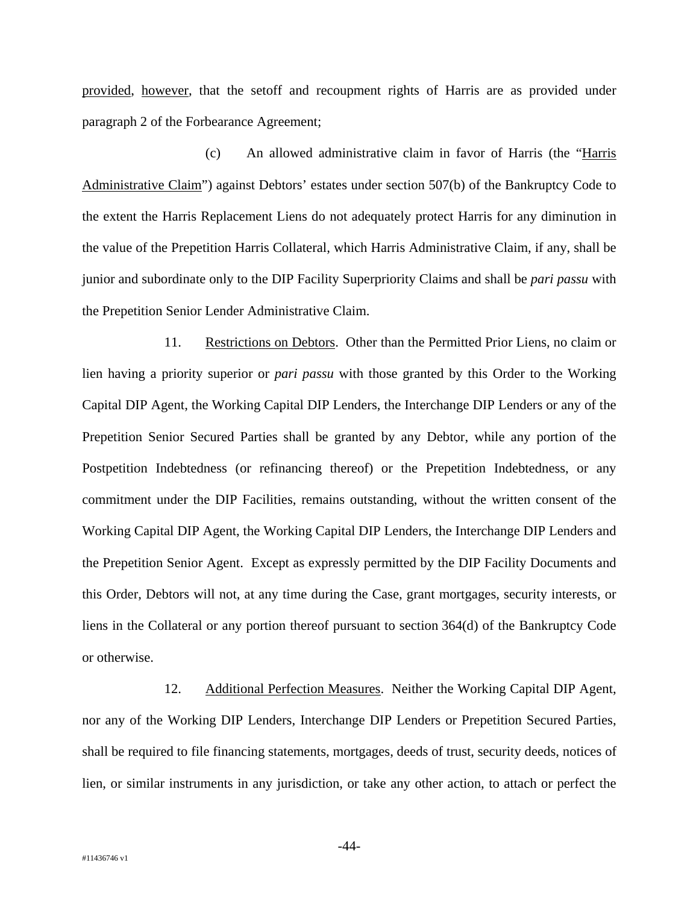provided, however, that the setoff and recoupment rights of Harris are as provided under paragraph 2 of the Forbearance Agreement;

(c) An allowed administrative claim in favor of Harris (the "Harris Administrative Claim") against Debtors' estates under section 507(b) of the Bankruptcy Code to the extent the Harris Replacement Liens do not adequately protect Harris for any diminution in the value of the Prepetition Harris Collateral, which Harris Administrative Claim, if any, shall be junior and subordinate only to the DIP Facility Superpriority Claims and shall be *pari passu* with the Prepetition Senior Lender Administrative Claim.

11. Restrictions on Debtors. Other than the Permitted Prior Liens, no claim or lien having a priority superior or *pari passu* with those granted by this Order to the Working Capital DIP Agent, the Working Capital DIP Lenders, the Interchange DIP Lenders or any of the Prepetition Senior Secured Parties shall be granted by any Debtor, while any portion of the Postpetition Indebtedness (or refinancing thereof) or the Prepetition Indebtedness, or any commitment under the DIP Facilities, remains outstanding, without the written consent of the Working Capital DIP Agent, the Working Capital DIP Lenders, the Interchange DIP Lenders and the Prepetition Senior Agent. Except as expressly permitted by the DIP Facility Documents and this Order, Debtors will not, at any time during the Case, grant mortgages, security interests, or liens in the Collateral or any portion thereof pursuant to section 364(d) of the Bankruptcy Code or otherwise.

12. Additional Perfection Measures. Neither the Working Capital DIP Agent, nor any of the Working DIP Lenders, Interchange DIP Lenders or Prepetition Secured Parties, shall be required to file financing statements, mortgages, deeds of trust, security deeds, notices of lien, or similar instruments in any jurisdiction, or take any other action, to attach or perfect the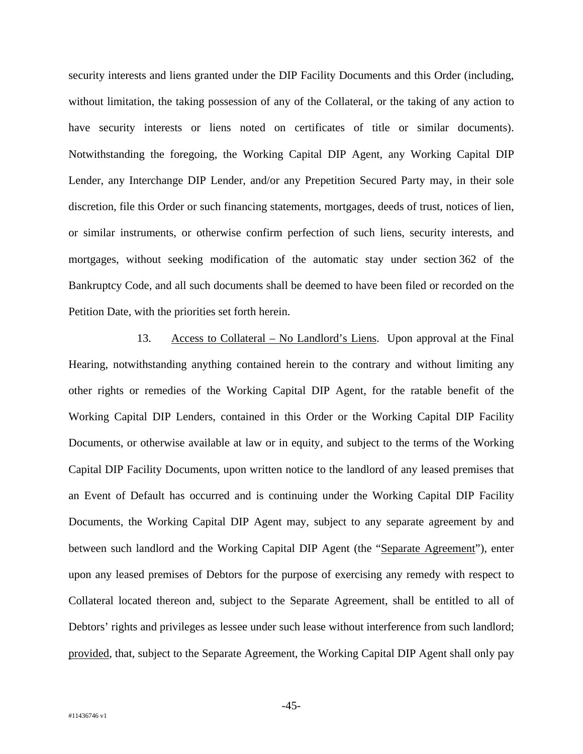security interests and liens granted under the DIP Facility Documents and this Order (including, without limitation, the taking possession of any of the Collateral, or the taking of any action to have security interests or liens noted on certificates of title or similar documents). Notwithstanding the foregoing, the Working Capital DIP Agent, any Working Capital DIP Lender, any Interchange DIP Lender, and/or any Prepetition Secured Party may, in their sole discretion, file this Order or such financing statements, mortgages, deeds of trust, notices of lien, or similar instruments, or otherwise confirm perfection of such liens, security interests, and mortgages, without seeking modification of the automatic stay under section 362 of the Bankruptcy Code, and all such documents shall be deemed to have been filed or recorded on the Petition Date, with the priorities set forth herein.

13. Access to Collateral – No Landlord's Liens. Upon approval at the Final Hearing, notwithstanding anything contained herein to the contrary and without limiting any other rights or remedies of the Working Capital DIP Agent, for the ratable benefit of the Working Capital DIP Lenders, contained in this Order or the Working Capital DIP Facility Documents, or otherwise available at law or in equity, and subject to the terms of the Working Capital DIP Facility Documents, upon written notice to the landlord of any leased premises that an Event of Default has occurred and is continuing under the Working Capital DIP Facility Documents, the Working Capital DIP Agent may, subject to any separate agreement by and between such landlord and the Working Capital DIP Agent (the "Separate Agreement"), enter upon any leased premises of Debtors for the purpose of exercising any remedy with respect to Collateral located thereon and, subject to the Separate Agreement, shall be entitled to all of Debtors' rights and privileges as lessee under such lease without interference from such landlord; provided, that, subject to the Separate Agreement, the Working Capital DIP Agent shall only pay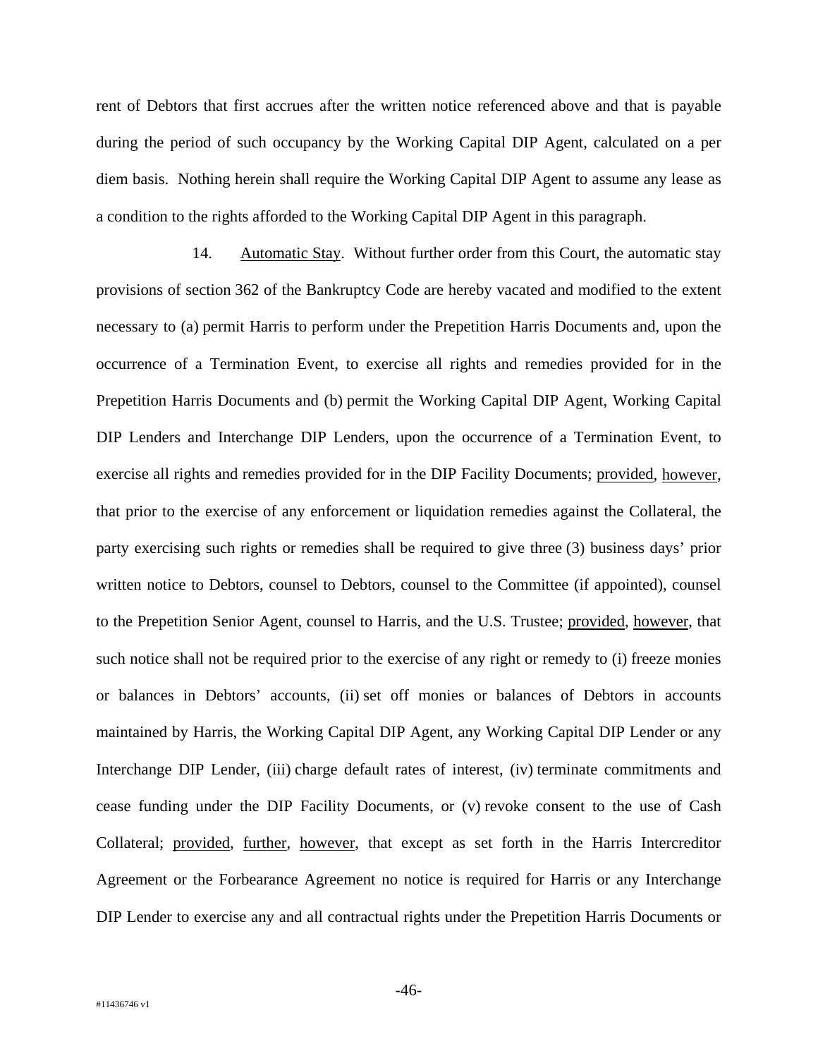rent of Debtors that first accrues after the written notice referenced above and that is payable during the period of such occupancy by the Working Capital DIP Agent, calculated on a per diem basis. Nothing herein shall require the Working Capital DIP Agent to assume any lease as a condition to the rights afforded to the Working Capital DIP Agent in this paragraph.

14. Automatic Stay. Without further order from this Court, the automatic stay provisions of section 362 of the Bankruptcy Code are hereby vacated and modified to the extent necessary to (a) permit Harris to perform under the Prepetition Harris Documents and, upon the occurrence of a Termination Event, to exercise all rights and remedies provided for in the Prepetition Harris Documents and (b) permit the Working Capital DIP Agent, Working Capital DIP Lenders and Interchange DIP Lenders, upon the occurrence of a Termination Event, to exercise all rights and remedies provided for in the DIP Facility Documents; provided, however, that prior to the exercise of any enforcement or liquidation remedies against the Collateral, the party exercising such rights or remedies shall be required to give three (3) business days' prior written notice to Debtors, counsel to Debtors, counsel to the Committee (if appointed), counsel to the Prepetition Senior Agent, counsel to Harris, and the U.S. Trustee; provided, however, that such notice shall not be required prior to the exercise of any right or remedy to (i) freeze monies or balances in Debtors' accounts, (ii) set off monies or balances of Debtors in accounts maintained by Harris, the Working Capital DIP Agent, any Working Capital DIP Lender or any Interchange DIP Lender, (iii) charge default rates of interest, (iv) terminate commitments and cease funding under the DIP Facility Documents, or (v) revoke consent to the use of Cash Collateral; provided, further, however, that except as set forth in the Harris Intercreditor Agreement or the Forbearance Agreement no notice is required for Harris or any Interchange DIP Lender to exercise any and all contractual rights under the Prepetition Harris Documents or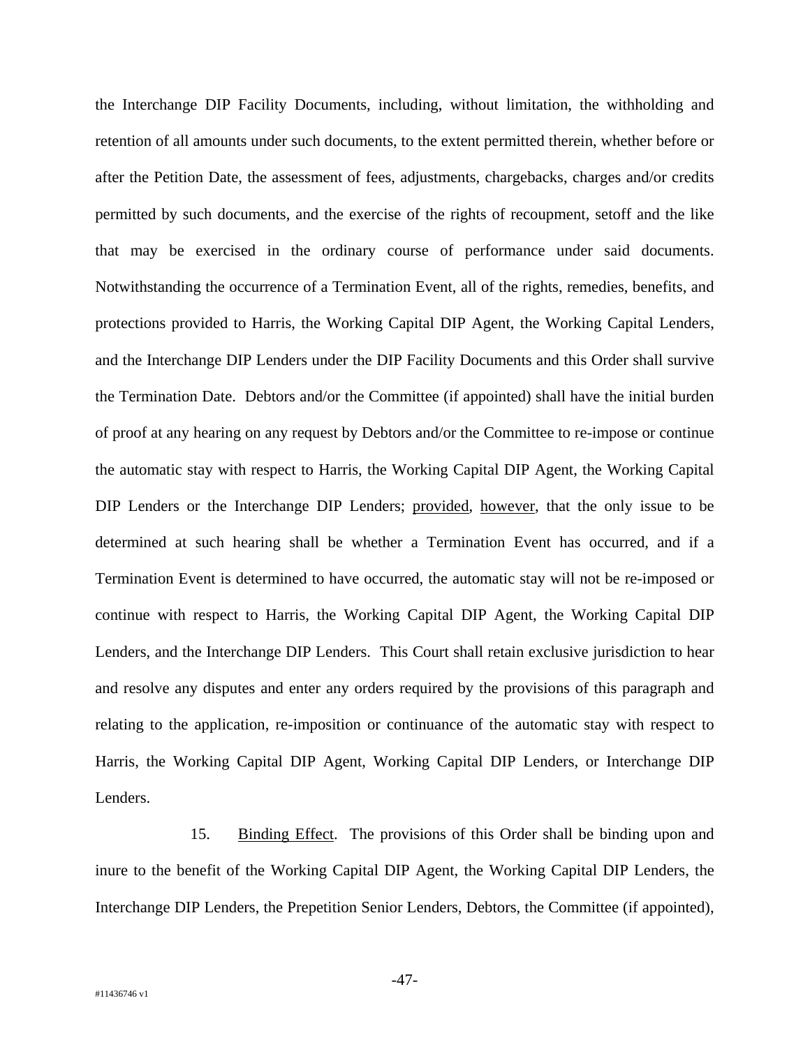the Interchange DIP Facility Documents, including, without limitation, the withholding and retention of all amounts under such documents, to the extent permitted therein, whether before or after the Petition Date, the assessment of fees, adjustments, chargebacks, charges and/or credits permitted by such documents, and the exercise of the rights of recoupment, setoff and the like that may be exercised in the ordinary course of performance under said documents. Notwithstanding the occurrence of a Termination Event, all of the rights, remedies, benefits, and protections provided to Harris, the Working Capital DIP Agent, the Working Capital Lenders, and the Interchange DIP Lenders under the DIP Facility Documents and this Order shall survive the Termination Date. Debtors and/or the Committee (if appointed) shall have the initial burden of proof at any hearing on any request by Debtors and/or the Committee to re-impose or continue the automatic stay with respect to Harris, the Working Capital DIP Agent, the Working Capital DIP Lenders or the Interchange DIP Lenders; provided, however, that the only issue to be determined at such hearing shall be whether a Termination Event has occurred, and if a Termination Event is determined to have occurred, the automatic stay will not be re-imposed or continue with respect to Harris, the Working Capital DIP Agent, the Working Capital DIP Lenders, and the Interchange DIP Lenders. This Court shall retain exclusive jurisdiction to hear and resolve any disputes and enter any orders required by the provisions of this paragraph and relating to the application, re-imposition or continuance of the automatic stay with respect to Harris, the Working Capital DIP Agent, Working Capital DIP Lenders, or Interchange DIP Lenders.

15. Binding Effect. The provisions of this Order shall be binding upon and inure to the benefit of the Working Capital DIP Agent, the Working Capital DIP Lenders, the Interchange DIP Lenders, the Prepetition Senior Lenders, Debtors, the Committee (if appointed),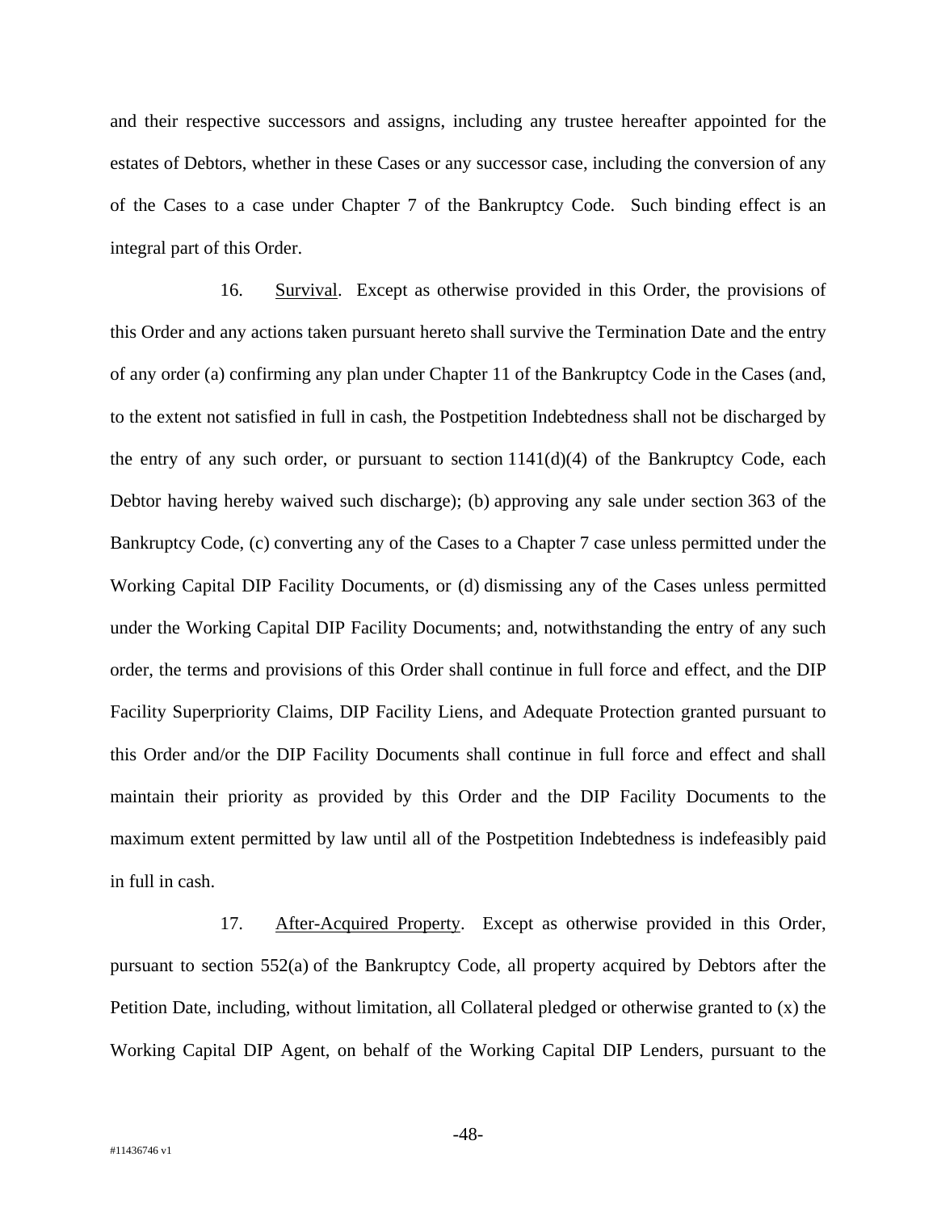and their respective successors and assigns, including any trustee hereafter appointed for the estates of Debtors, whether in these Cases or any successor case, including the conversion of any of the Cases to a case under Chapter 7 of the Bankruptcy Code. Such binding effect is an integral part of this Order.

16. Survival. Except as otherwise provided in this Order, the provisions of this Order and any actions taken pursuant hereto shall survive the Termination Date and the entry of any order (a) confirming any plan under Chapter 11 of the Bankruptcy Code in the Cases (and, to the extent not satisfied in full in cash, the Postpetition Indebtedness shall not be discharged by the entry of any such order, or pursuant to section 1141(d)(4) of the Bankruptcy Code, each Debtor having hereby waived such discharge); (b) approving any sale under section 363 of the Bankruptcy Code, (c) converting any of the Cases to a Chapter 7 case unless permitted under the Working Capital DIP Facility Documents, or (d) dismissing any of the Cases unless permitted under the Working Capital DIP Facility Documents; and, notwithstanding the entry of any such order, the terms and provisions of this Order shall continue in full force and effect, and the DIP Facility Superpriority Claims, DIP Facility Liens, and Adequate Protection granted pursuant to this Order and/or the DIP Facility Documents shall continue in full force and effect and shall maintain their priority as provided by this Order and the DIP Facility Documents to the maximum extent permitted by law until all of the Postpetition Indebtedness is indefeasibly paid in full in cash.

17. After-Acquired Property. Except as otherwise provided in this Order, pursuant to section 552(a) of the Bankruptcy Code, all property acquired by Debtors after the Petition Date, including, without limitation, all Collateral pledged or otherwise granted to (x) the Working Capital DIP Agent, on behalf of the Working Capital DIP Lenders, pursuant to the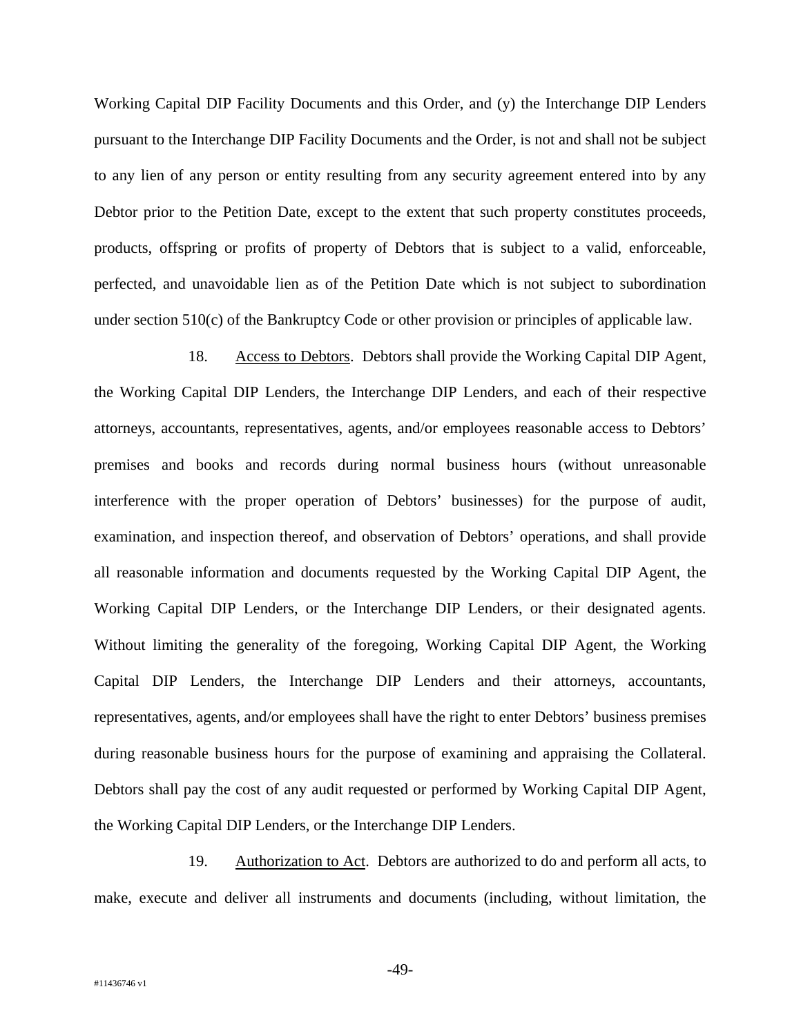Working Capital DIP Facility Documents and this Order, and (y) the Interchange DIP Lenders pursuant to the Interchange DIP Facility Documents and the Order, is not and shall not be subject to any lien of any person or entity resulting from any security agreement entered into by any Debtor prior to the Petition Date, except to the extent that such property constitutes proceeds, products, offspring or profits of property of Debtors that is subject to a valid, enforceable, perfected, and unavoidable lien as of the Petition Date which is not subject to subordination under section 510(c) of the Bankruptcy Code or other provision or principles of applicable law.

18. Access to Debtors. Debtors shall provide the Working Capital DIP Agent, the Working Capital DIP Lenders, the Interchange DIP Lenders, and each of their respective attorneys, accountants, representatives, agents, and/or employees reasonable access to Debtors' premises and books and records during normal business hours (without unreasonable interference with the proper operation of Debtors' businesses) for the purpose of audit, examination, and inspection thereof, and observation of Debtors' operations, and shall provide all reasonable information and documents requested by the Working Capital DIP Agent, the Working Capital DIP Lenders, or the Interchange DIP Lenders, or their designated agents. Without limiting the generality of the foregoing, Working Capital DIP Agent, the Working Capital DIP Lenders, the Interchange DIP Lenders and their attorneys, accountants, representatives, agents, and/or employees shall have the right to enter Debtors' business premises during reasonable business hours for the purpose of examining and appraising the Collateral. Debtors shall pay the cost of any audit requested or performed by Working Capital DIP Agent, the Working Capital DIP Lenders, or the Interchange DIP Lenders.

19. Authorization to Act. Debtors are authorized to do and perform all acts, to make, execute and deliver all instruments and documents (including, without limitation, the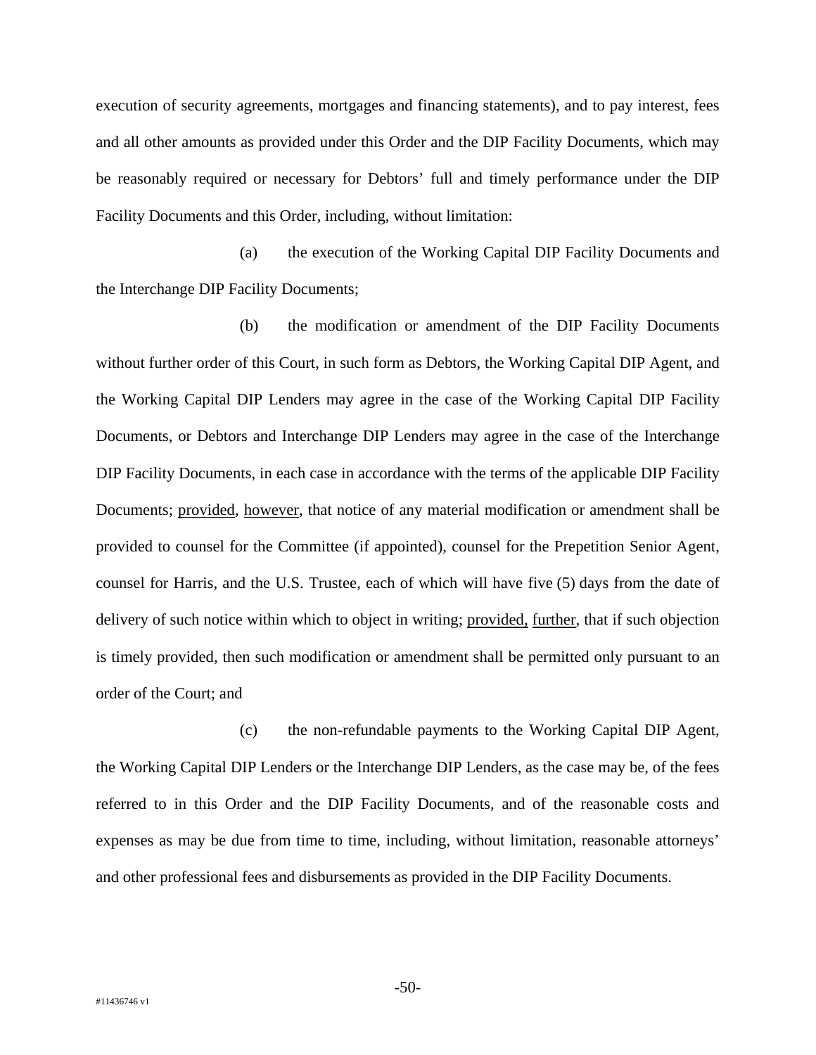execution of security agreements, mortgages and financing statements), and to pay interest, fees and all other amounts as provided under this Order and the DIP Facility Documents, which may be reasonably required or necessary for Debtors' full and timely performance under the DIP Facility Documents and this Order, including, without limitation:

(a) the execution of the Working Capital DIP Facility Documents and the Interchange DIP Facility Documents;

(b) the modification or amendment of the DIP Facility Documents without further order of this Court, in such form as Debtors, the Working Capital DIP Agent, and the Working Capital DIP Lenders may agree in the case of the Working Capital DIP Facility Documents, or Debtors and Interchange DIP Lenders may agree in the case of the Interchange DIP Facility Documents, in each case in accordance with the terms of the applicable DIP Facility Documents; <u>provided</u>, <u>however</u>, that notice of any material modification or amendment shall be provided to counsel for the Committee (if appointed), counsel for the Prepetition Senior Agent, counsel for Harris, and the U.S. Trustee, each of which will have five (5) days from the date of delivery of such notice within which to object in writing; <u>provided</u>, <u>further</u>, that if such objection is timely provided, then such modification or amendment shall be permitted only pursuant to an order of the Court; and

(c) the non-refundable payments to the Working Capital DIP Agent, the Working Capital DIP Lenders or the Interchange DIP Lenders, as the case may be, of the fees referred to in this Order and the DIP Facility Documents, and of the reasonable costs and expenses as may be due from time to time, including, without limitation, reasonable attorneys' and other professional fees and disbursements as provided in the DIP Facility Documents.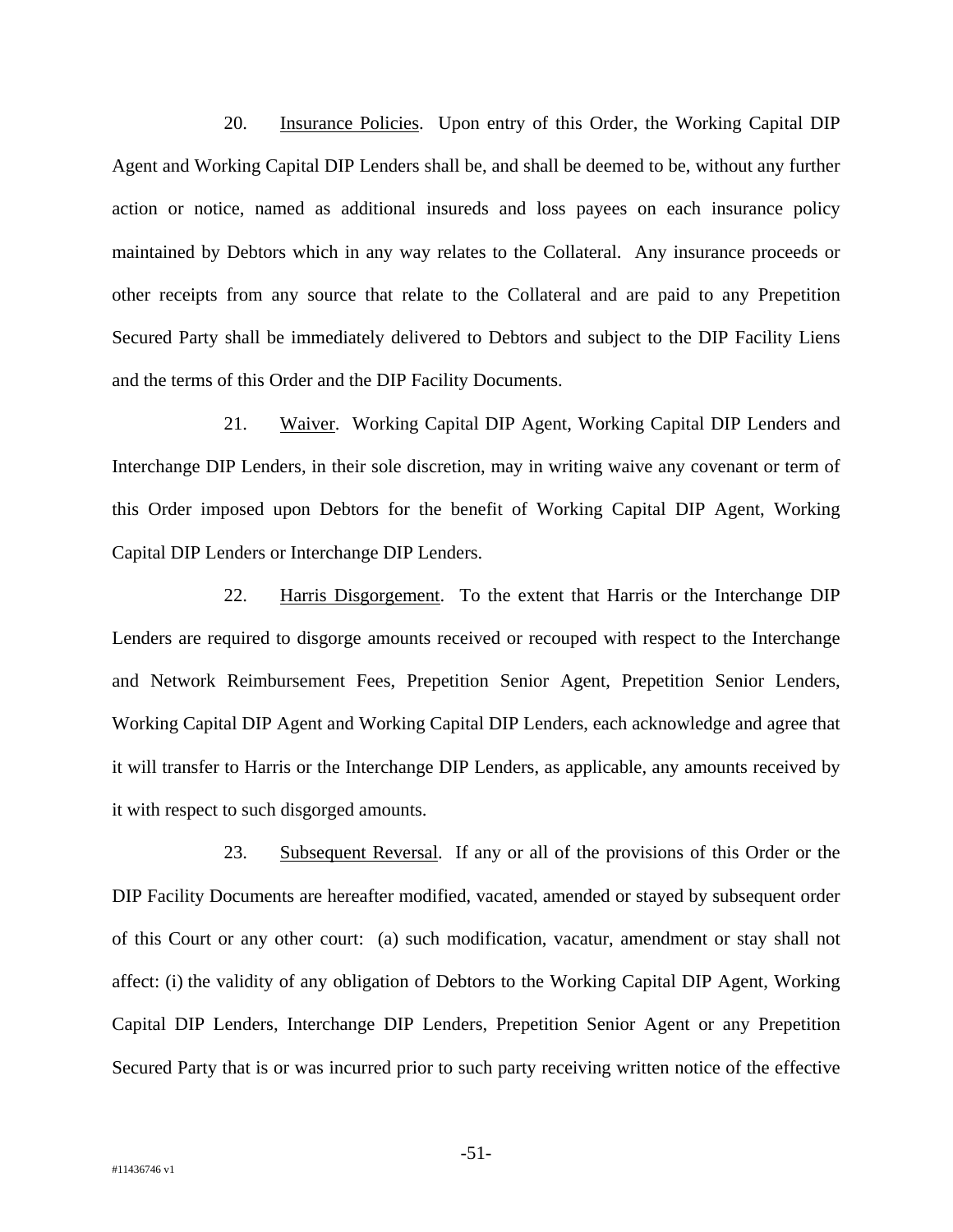20. Insurance Policies. Upon entry of this Order, the Working Capital DIP Agent and Working Capital DIP Lenders shall be, and shall be deemed to be, without any further action or notice, named as additional insureds and loss payees on each insurance policy maintained by Debtors which in any way relates to the Collateral. Any insurance proceeds or other receipts from any source that relate to the Collateral and are paid to any Prepetition Secured Party shall be immediately delivered to Debtors and subject to the DIP Facility Liens and the terms of this Order and the DIP Facility Documents.

21. Waiver. Working Capital DIP Agent, Working Capital DIP Lenders and Interchange DIP Lenders, in their sole discretion, may in writing waive any covenant or term of this Order imposed upon Debtors for the benefit of Working Capital DIP Agent, Working Capital DIP Lenders or Interchange DIP Lenders.

22. Harris Disgorgement. To the extent that Harris or the Interchange DIP Lenders are required to disgorge amounts received or recouped with respect to the Interchange and Network Reimbursement Fees, Prepetition Senior Agent, Prepetition Senior Lenders, Working Capital DIP Agent and Working Capital DIP Lenders, each acknowledge and agree that it will transfer to Harris or the Interchange DIP Lenders, as applicable, any amounts received by it with respect to such disgorged amounts.

23. Subsequent Reversal. If any or all of the provisions of this Order or the DIP Facility Documents are hereafter modified, vacated, amended or stayed by subsequent order of this Court or any other court: (a) such modification, vacatur, amendment or stay shall not affect: (i) the validity of any obligation of Debtors to the Working Capital DIP Agent, Working Capital DIP Lenders, Interchange DIP Lenders, Prepetition Senior Agent or any Prepetition Secured Party that is or was incurred prior to such party receiving written notice of the effective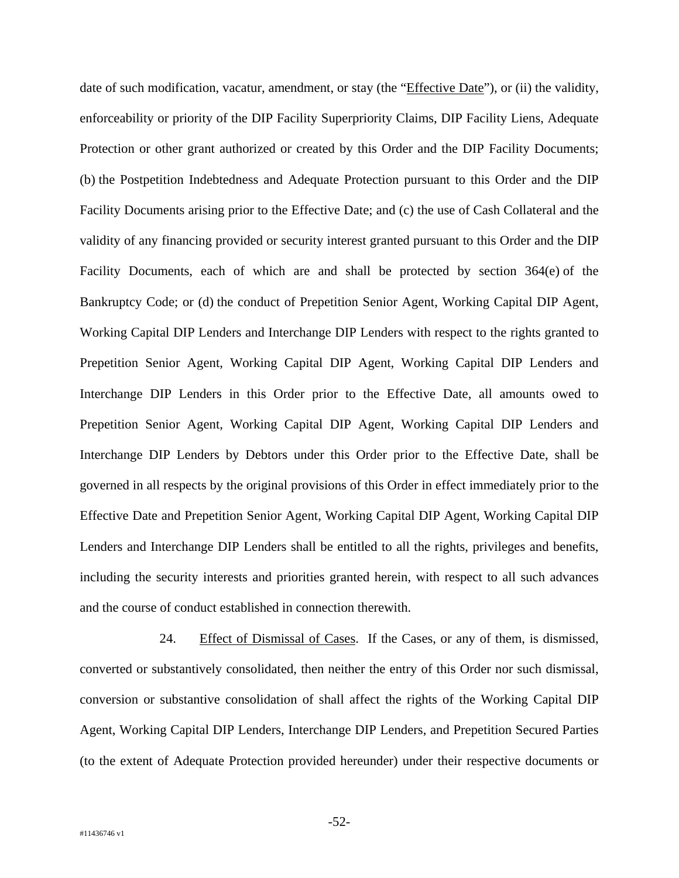date of such modification, vacatur, amendment, or stay (the "Effective Date"), or (ii) the validity, enforceability or priority of the DIP Facility Superpriority Claims, DIP Facility Liens, Adequate Protection or other grant authorized or created by this Order and the DIP Facility Documents; (b) the Postpetition Indebtedness and Adequate Protection pursuant to this Order and the DIP Facility Documents arising prior to the Effective Date; and (c) the use of Cash Collateral and the validity of any financing provided or security interest granted pursuant to this Order and the DIP Facility Documents, each of which are and shall be protected by section 364(e) of the Bankruptcy Code; or (d) the conduct of Prepetition Senior Agent, Working Capital DIP Agent, Working Capital DIP Lenders and Interchange DIP Lenders with respect to the rights granted to Prepetition Senior Agent, Working Capital DIP Agent, Working Capital DIP Lenders and Interchange DIP Lenders in this Order prior to the Effective Date, all amounts owed to Prepetition Senior Agent, Working Capital DIP Agent, Working Capital DIP Lenders and Interchange DIP Lenders by Debtors under this Order prior to the Effective Date, shall be governed in all respects by the original provisions of this Order in effect immediately prior to the Effective Date and Prepetition Senior Agent, Working Capital DIP Agent, Working Capital DIP Lenders and Interchange DIP Lenders shall be entitled to all the rights, privileges and benefits, including the security interests and priorities granted herein, with respect to all such advances and the course of conduct established in connection therewith.

24. Effect of Dismissal of Cases. If the Cases, or any of them, is dismissed, converted or substantively consolidated, then neither the entry of this Order nor such dismissal, conversion or substantive consolidation of shall affect the rights of the Working Capital DIP Agent, Working Capital DIP Lenders, Interchange DIP Lenders, and Prepetition Secured Parties (to the extent of Adequate Protection provided hereunder) under their respective documents or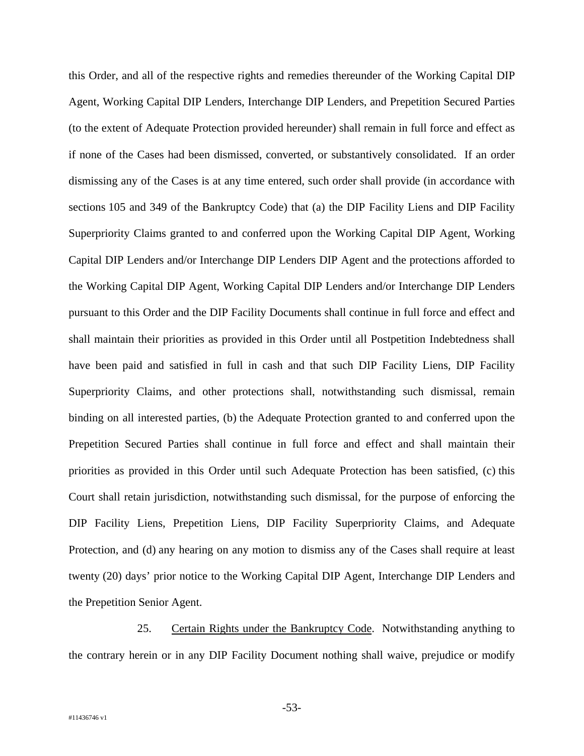this Order, and all of the respective rights and remedies thereunder of the Working Capital DIP Agent, Working Capital DIP Lenders, Interchange DIP Lenders, and Prepetition Secured Parties (to the extent of Adequate Protection provided hereunder) shall remain in full force and effect as if none of the Cases had been dismissed, converted, or substantively consolidated. If an order dismissing any of the Cases is at any time entered, such order shall provide (in accordance with sections 105 and 349 of the Bankruptcy Code) that (a) the DIP Facility Liens and DIP Facility Superpriority Claims granted to and conferred upon the Working Capital DIP Agent, Working Capital DIP Lenders and/or Interchange DIP Lenders DIP Agent and the protections afforded to the Working Capital DIP Agent, Working Capital DIP Lenders and/or Interchange DIP Lenders pursuant to this Order and the DIP Facility Documents shall continue in full force and effect and shall maintain their priorities as provided in this Order until all Postpetition Indebtedness shall have been paid and satisfied in full in cash and that such DIP Facility Liens, DIP Facility Superpriority Claims, and other protections shall, notwithstanding such dismissal, remain binding on all interested parties, (b) the Adequate Protection granted to and conferred upon the Prepetition Secured Parties shall continue in full force and effect and shall maintain their priorities as provided in this Order until such Adequate Protection has been satisfied, (c) this Court shall retain jurisdiction, notwithstanding such dismissal, for the purpose of enforcing the DIP Facility Liens, Prepetition Liens, DIP Facility Superpriority Claims, and Adequate Protection, and (d) any hearing on any motion to dismiss any of the Cases shall require at least twenty (20) days' prior notice to the Working Capital DIP Agent, Interchange DIP Lenders and the Prepetition Senior Agent.

25. Certain Rights under the Bankruptcy Code. Notwithstanding anything to the contrary herein or in any DIP Facility Document nothing shall waive, prejudice or modify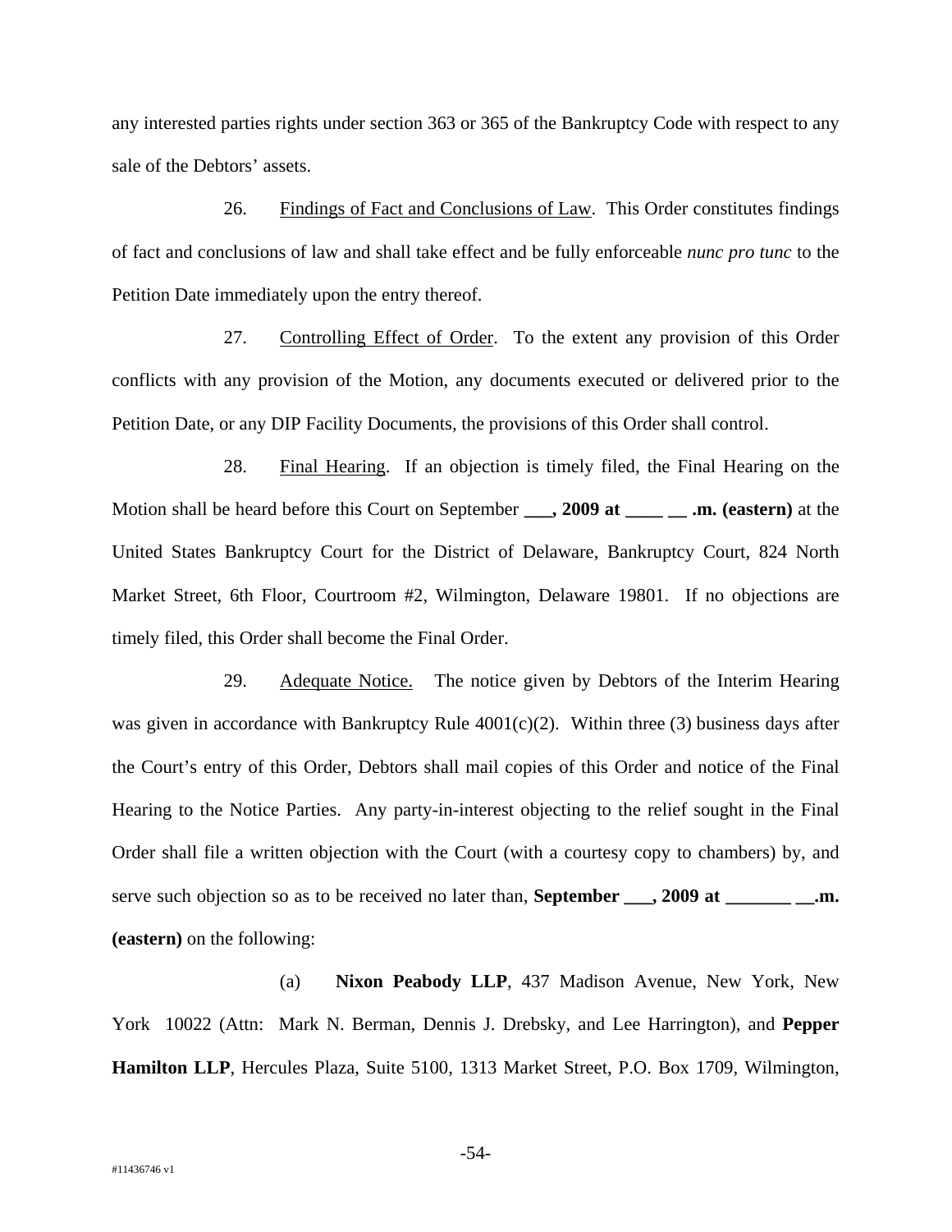any interested parties rights under section 363 or 365 of the Bankruptcy Code with respect to any sale of the Debtors' assets.

26. Findings of Fact and Conclusions of Law. This Order constitutes findings of fact and conclusions of law and shall take effect and be fully enforceable *nunc pro tunc* to the Petition Date immediately upon the entry thereof.

27. Controlling Effect of Order. To the extent any provision of this Order conflicts with any provision of the Motion, any documents executed or delivered prior to the Petition Date, or any DIP Facility Documents, the provisions of this Order shall control.

28. Final Hearing. If an objection is timely filed, the Final Hearing on the Motion shall be heard before this Court on September **___, 2009 at ____ __ .m. (eastern)** at the United States Bankruptcy Court for the District of Delaware, Bankruptcy Court, 824 North Market Street, 6th Floor, Courtroom #2, Wilmington, Delaware 19801. If no objections are timely filed, this Order shall become the Final Order.

29. Adequate Notice. The notice given by Debtors of the Interim Hearing was given in accordance with Bankruptcy Rule 4001(c)(2). Within three (3) business days after the Court's entry of this Order, Debtors shall mail copies of this Order and notice of the Final Hearing to the Notice Parties. Any party-in-interest objecting to the relief sought in the Final Order shall file a written objection with the Court (with a courtesy copy to chambers) by, and serve such objection so as to be received no later than, **September ___, 2009 at _______ __.m. (eastern)** on the following:

(a) **Nixon Peabody LLP**, 437 Madison Avenue, New York, New York 10022 (Attn: Mark N. Berman, Dennis J. Drebsky, and Lee Harrington), and **Pepper Hamilton LLP**, Hercules Plaza, Suite 5100, 1313 Market Street, P.O. Box 1709, Wilmington,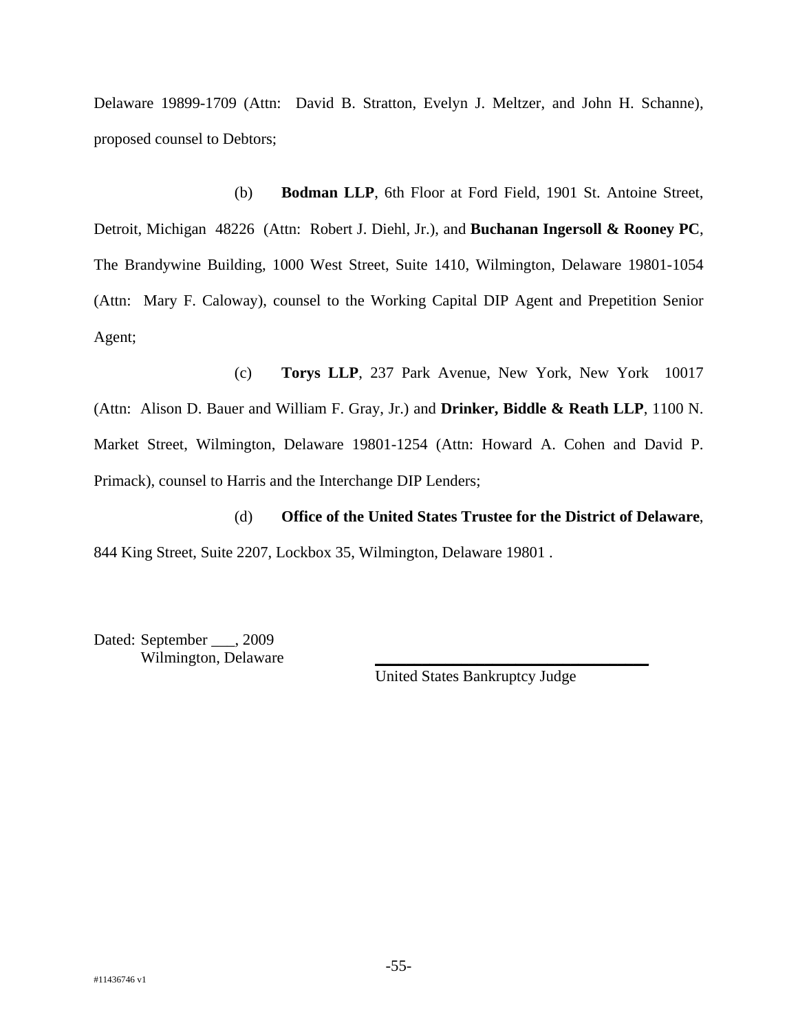Delaware 19899-1709 (Attn: David B. Stratton, Evelyn J. Meltzer, and John H. Schanne), proposed counsel to Debtors;

(b) **Bodman LLP**, 6th Floor at Ford Field, 1901 St. Antoine Street, Detroit, Michigan 48226 (Attn: Robert J. Diehl, Jr.), and **Buchanan Ingersoll & Rooney PC**, The Brandywine Building, 1000 West Street, Suite 1410, Wilmington, Delaware 19801-1054 (Attn: Mary F. Caloway), counsel to the Working Capital DIP Agent and Prepetition Senior Agent;

(c) **Torys LLP**, 237 Park Avenue, New York, New York 10017 (Attn: Alison D. Bauer and William F. Gray, Jr.) and **Drinker, Biddle & Reath LLP**, 1100 N. Market Street, Wilmington, Delaware 19801-1254 (Attn: Howard A. Cohen and David P. Primack), counsel to Harris and the Interchange DIP Lenders;

(d) **Office of the United States Trustee for the District of Delaware**, 844 King Street, Suite 2207, Lockbox 35, Wilmington, Delaware 19801 .

Dated: September ___, 2009
Wilmington, Delaware

\_\_\_\_\_\_\_\_\_\_\_\_\_\_\_\_\_\_\_\_\_\_\_\_\_\_\_\_\_\_\_\_\_\_\_\_
United States Bankruptcy Judge

#11436746 v1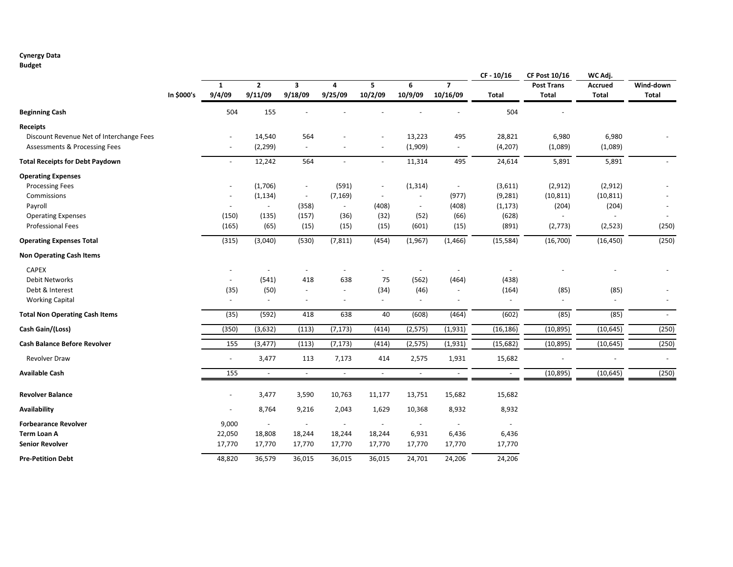**Cynergy Data**
**Budget**

| In $000's | 1<br>9/4/09 | 2<br>9/11/09 | 3<br>9/18/09 | 4<br>9/25/09 | 5<br>10/2/09 | 6<br>10/9/09 | 7<br>10/16/09 | CF - 10/16<br>Total | CF Post 10/16<br>Post Trans<br>Total | WC Adj.<br>Accrued<br>Total | Wind-down<br>Total |
|---|---|---|---|---|---|---|---|---|---|---|---|
| **Beginning Cash** | 504 | 155 | - | - | - | - | - | 504 | - | | |
| **Receipts** | | | | | | | | | | | |
| Discount Revenue Net of Interchange Fees | - | 14,540 | 564 | - | - | 13,223 | 495 | 28,821 | 6,980 | 6,980 | - |
| Assessments & Processing Fees | - | (2,299) | - | - | - | (1,909) | - | (4,207) | (1,089) | (1,089) | |
| **Total Receipts for Debt Paydown** | - | 12,242 | 564 | - | - | 11,314 | 495 | 24,614 | 5,891 | 5,891 | - |
| **Operating Expenses** | | | | | | | | | | | |
| Processing Fees | - | (1,706) | - | (591) | - | (1,314) | - | (3,611) | (2,912) | (2,912) | - |
| Commissions | - | (1,134) | - | (7,169) | - | - | (977) | (9,281) | (10,811) | (10,811) | - |
| Payroll | - | - | (358) | - | (408) | - | (408) | (1,173) | (204) | (204) | - |
| Operating Expenses | (150) | (135) | (157) | (36) | (32) | (52) | (66) | (628) | - | - | - |
| Professional Fees | (165) | (65) | (15) | (15) | (15) | (601) | (15) | (891) | (2,773) | (2,523) | (250) |
| **Operating Expenses Total** | (315) | (3,040) | (530) | (7,811) | (454) | (1,967) | (1,466) | (15,584) | (16,700) | (16,450) | (250) |
| **Non Operating Cash Items** | | | | | | | | | | | |
| CAPEX | - | - | - | - | - | - | - | - | - | - | - |
| Debit Networks | - | (541) | 418 | 638 | 75 | (562) | (464) | (438) | | | |
| Debt & Interest | (35) | (50) | - | - | (34) | (46) | - | (164) | (85) | (85) | - |
| Working Capital | - | - | - | - | - | - | - | - | - | - | - |
| **Total Non Operating Cash Items** | (35) | (592) | 418 | 638 | 40 | (608) | (464) | (602) | (85) | (85) | - |
| **Cash Gain/(Loss)** | (350) | (3,632) | (113) | (7,173) | (414) | (2,575) | (1,931) | (16,186) | (10,895) | (10,645) | (250) |
| **Cash Balance Before Revolver** | 155 | (3,477) | (113) | (7,173) | (414) | (2,575) | (1,931) | (15,682) | (10,895) | (10,645) | (250) |
| Revolver Draw | - | 3,477 | 113 | 7,173 | 414 | 2,575 | 1,931 | 15,682 | - | - | - |
| **Available Cash** | 155 | - | - | - | - | - | - | - | (10,895) | (10,645) | (250) |
| **Revolver Balance** | - | 3,477 | 3,590 | 10,763 | 11,177 | 13,751 | 15,682 | 15,682 | | | |
| **Availability** | - | 8,764 | 9,216 | 2,043 | 1,629 | 10,368 | 8,932 | 8,932 | | | |
| **Forbearance Revolver** | 9,000 | - | - | - | - | - | - | - | | | |
| **Term Loan A** | 22,050 | 18,808 | 18,244 | 18,244 | 18,244 | 6,931 | 6,436 | 6,436 | | | |
| **Senior Revolver** | 17,770 | 17,770 | 17,770 | 17,770 | 17,770 | 17,770 | 17,770 | 17,770 | | | |
| **Pre-Petition Debt** | 48,820 | 36,579 | 36,015 | 36,015 | 36,015 | 24,701 | 24,206 | 24,206 | | | |